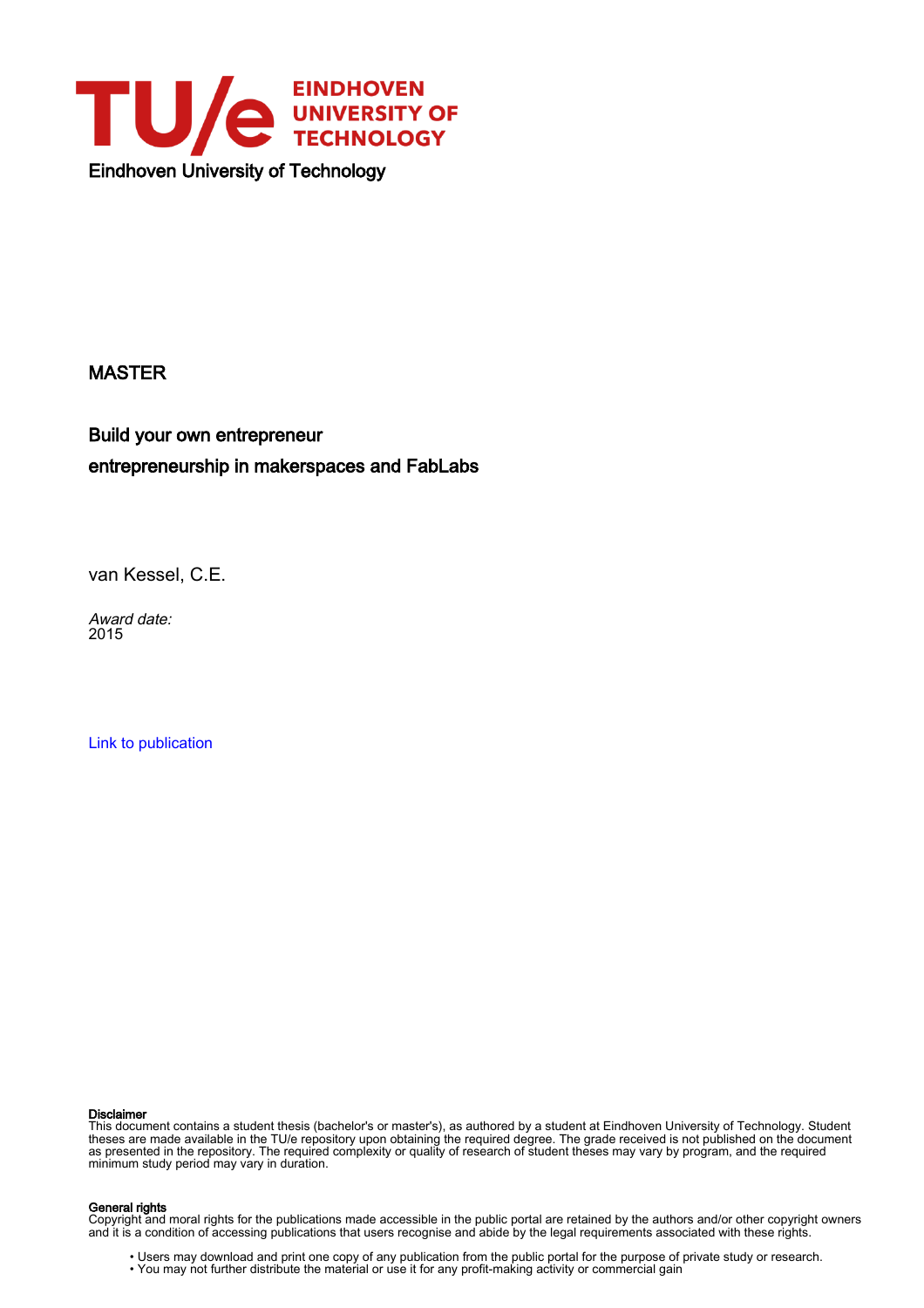Eindhoven University of Technology

MASTER

# Build your own entrepreneur
## entrepreneurship in makerspaces and FabLabs

van Kessel, C.E.

*Award date:*
2015

Link to publication

**Disclaimer**
This document contains a student thesis (bachelor's or master's), as authored by a student at Eindhoven University of Technology. Student theses are made available in the TU/e repository upon obtaining the required degree. The grade received is not published on the document as presented in the repository. The required complexity or quality of research of student theses may vary by program, and the required minimum study period may vary in duration.

**General rights**
Copyright and moral rights for the publications made accessible in the public portal are retained by the authors and/or other copyright owners and it is a condition of accessing publications that users recognise and abide by the legal requirements associated with these rights.

- Users may download and print one copy of any publication from the public portal for the purpose of private study or research.
- You may not further distribute the material or use it for any profit-making activity or commercial gain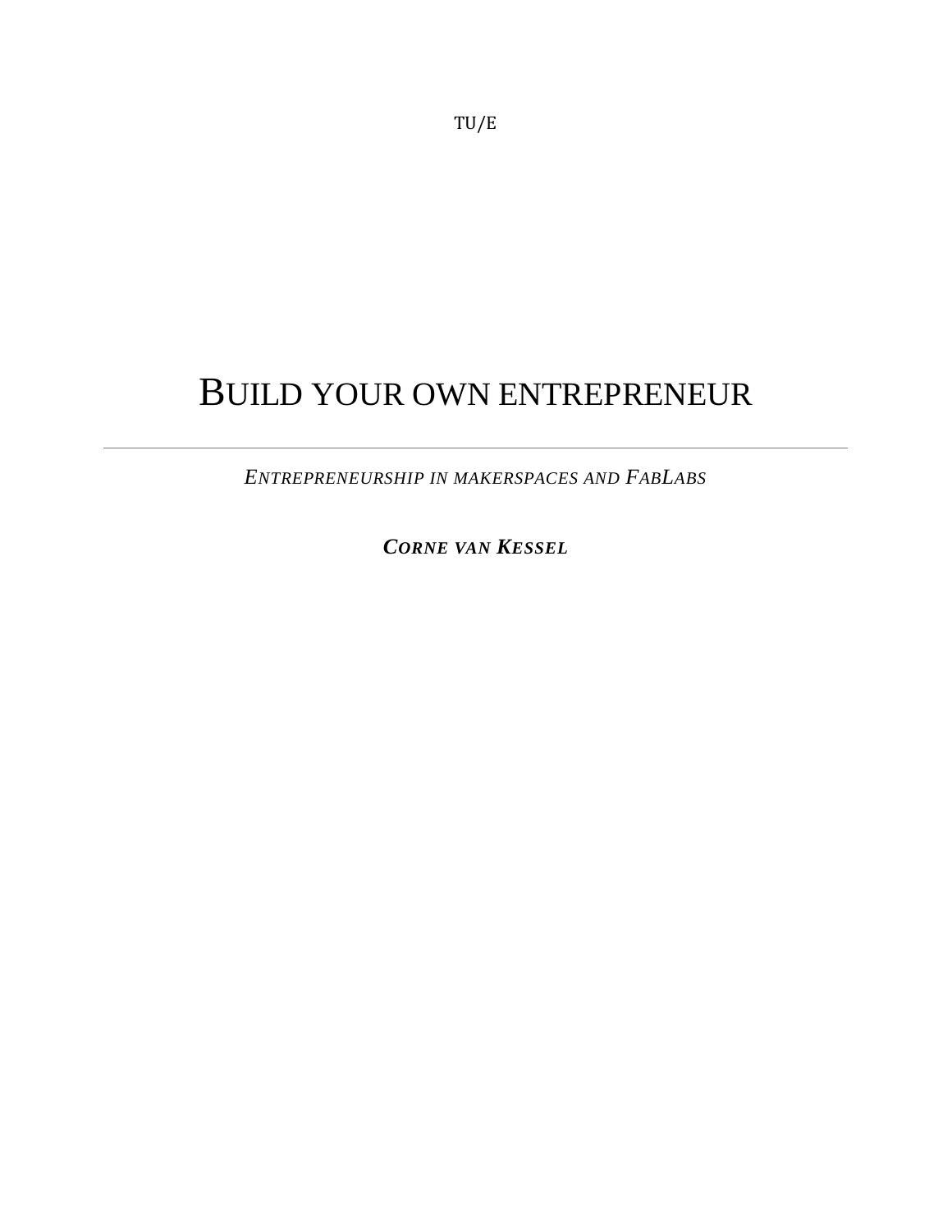TU/E

# BUILD YOUR OWN ENTREPRENEUR

---

*ENTREPRENEURSHIP IN MAKERSPACES AND FABLABS*

***CORNE VAN KESSEL***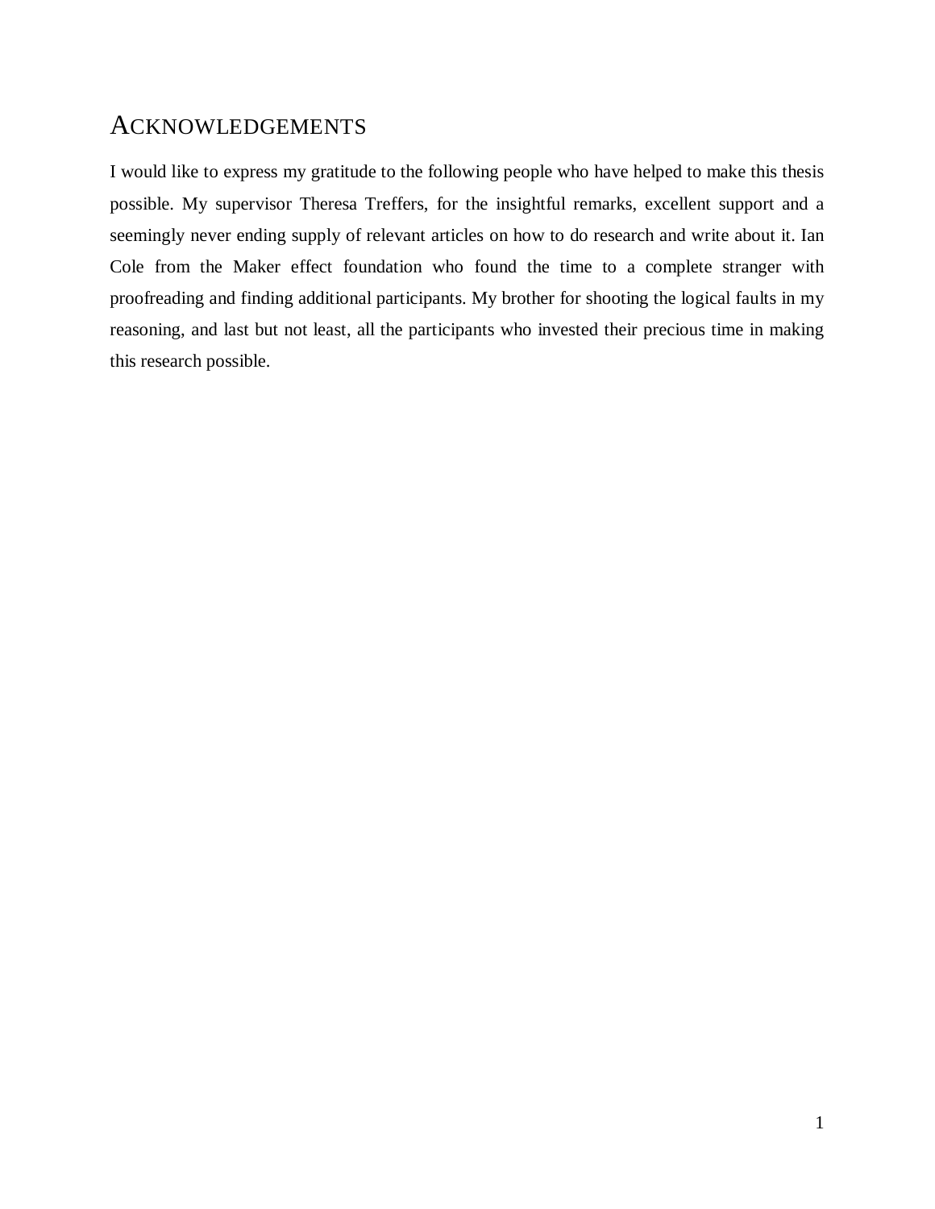# ACKNOWLEDGEMENTS

I would like to express my gratitude to the following people who have helped to make this thesis possible. My supervisor Theresa Treffers, for the insightful remarks, excellent support and a seemingly never ending supply of relevant articles on how to do research and write about it. Ian Cole from the Maker effect foundation who found the time to a complete stranger with proofreading and finding additional participants. My brother for shooting the logical faults in my reasoning, and last but not least, all the participants who invested their precious time in making this research possible.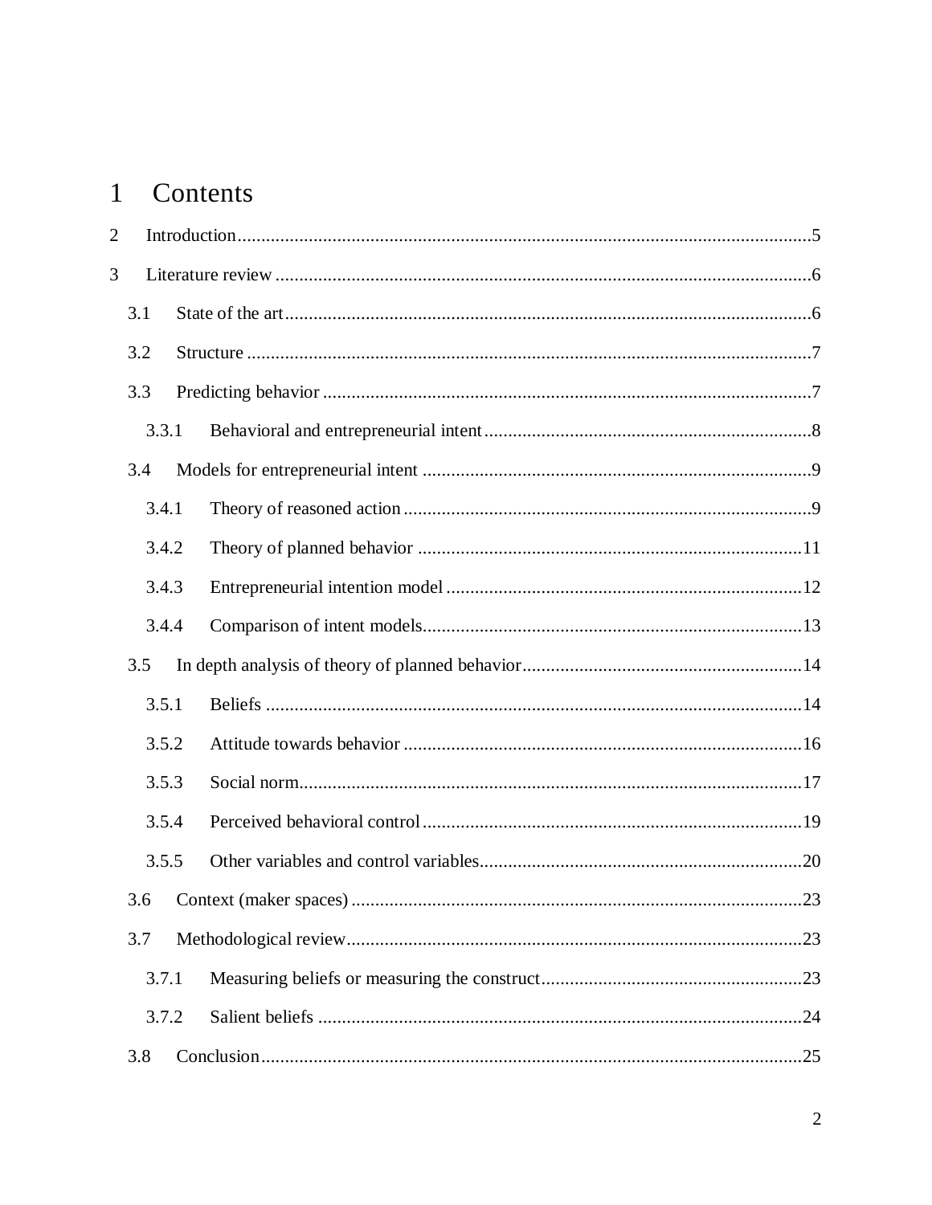# 1 Contents

2 Introduction ........................................................................................................................ 5

3 Literature review ................................................................................................................ 6

- 3.1 State of the art ............................................................................................................. 6
- 3.2 Structure ...................................................................................................................... 7
- 3.3 Predicting behavior ..................................................................................................... 7
  - 3.3.1 Behavioral and entrepreneurial intent ................................................................... 8
- 3.4 Models for entrepreneurial intent ................................................................................ 9
  - 3.4.1 Theory of reasoned action ..................................................................................... 9
  - 3.4.2 Theory of planned behavior ................................................................................ 11
  - 3.4.3 Entrepreneurial intention model .......................................................................... 12
  - 3.4.4 Comparison of intent models ............................................................................... 13
- 3.5 In depth analysis of theory of planned behavior ........................................................ 14
  - 3.5.1 Beliefs ................................................................................................................. 14
  - 3.5.2 Attitude towards behavior ................................................................................... 16
  - 3.5.3 Social norm ......................................................................................................... 17
  - 3.5.4 Perceived behavioral control ............................................................................... 19
  - 3.5.5 Other variables and control variables .................................................................. 20
- 3.6 Context (maker spaces) ............................................................................................. 23
- 3.7 Methodological review ............................................................................................... 23
  - 3.7.1 Measuring beliefs or measuring the construct ...................................................... 23
  - 3.7.2 Salient beliefs ..................................................................................................... 24
- 3.8 Conclusion ................................................................................................................ 25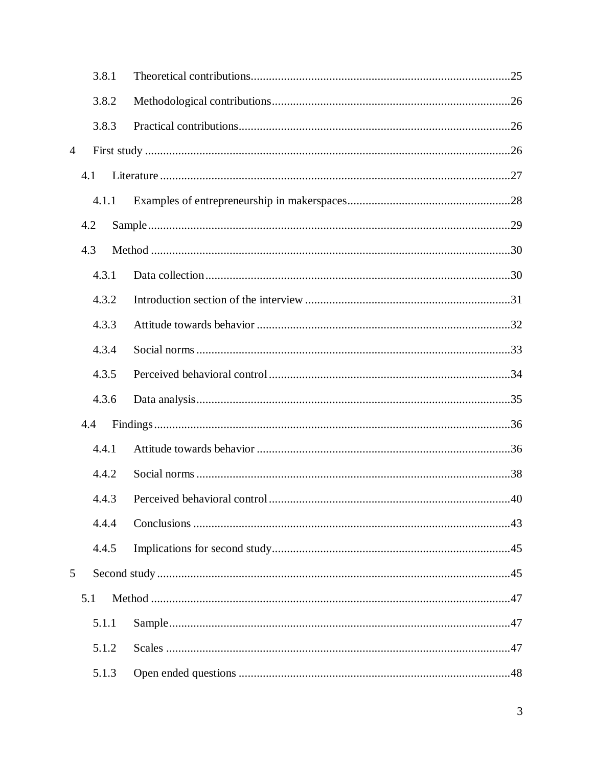3.8.1 Theoretical contributions....25

3.8.2 Methodological contributions....26

3.8.3 Practical contributions....26

4 First study....26

4.1 Literature....27

4.1.1 Examples of entrepreneurship in makerspaces....28

4.2 Sample....29

4.3 Method....30

4.3.1 Data collection....30

4.3.2 Introduction section of the interview....31

4.3.3 Attitude towards behavior....32

4.3.4 Social norms....33

4.3.5 Perceived behavioral control....34

4.3.6 Data analysis....35

4.4 Findings....36

4.4.1 Attitude towards behavior....36

4.4.2 Social norms....38

4.4.3 Perceived behavioral control....40

4.4.4 Conclusions....43

4.4.5 Implications for second study....45

5 Second study....45

5.1 Method....47

5.1.1 Sample....47

5.1.2 Scales....47

5.1.3 Open ended questions....48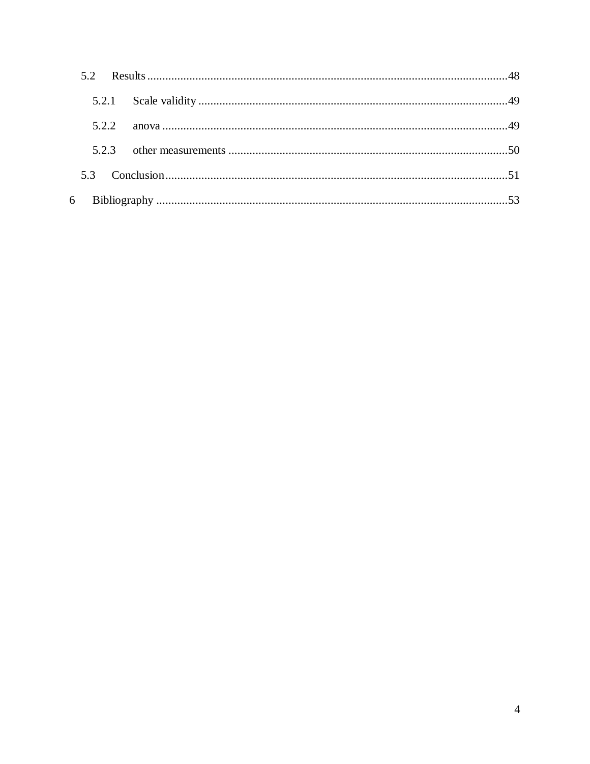5.2 Results ........................................................................................................................48

5.2.1 Scale validity .......................................................................................................49

5.2.2 anova ...................................................................................................................49

5.2.3 other measurements ............................................................................................50

5.3 Conclusion..................................................................................................................51

6 Bibliography .....................................................................................................................53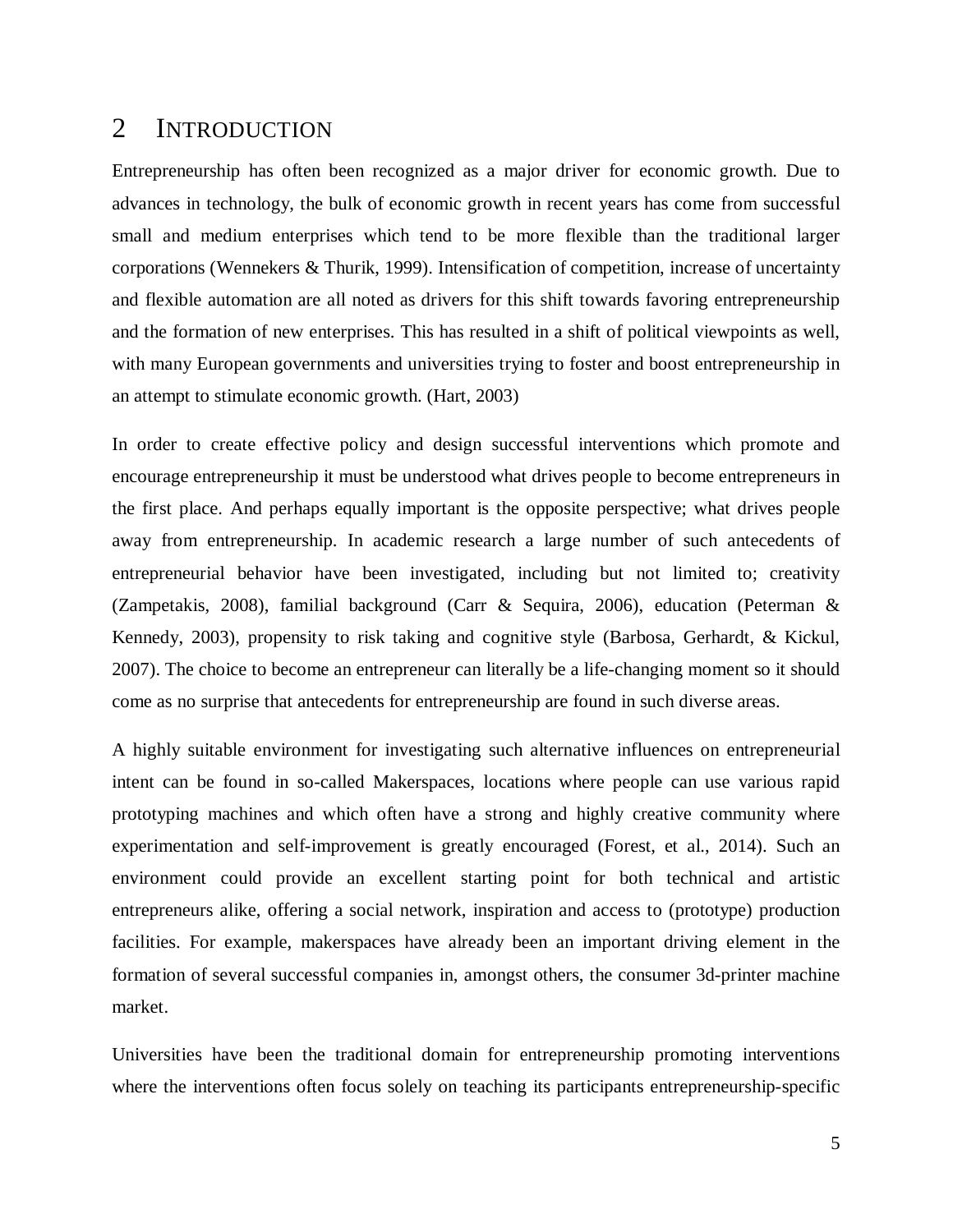# 2 INTRODUCTION

Entrepreneurship has often been recognized as a major driver for economic growth. Due to advances in technology, the bulk of economic growth in recent years has come from successful small and medium enterprises which tend to be more flexible than the traditional larger corporations (Wennekers & Thurik, 1999). Intensification of competition, increase of uncertainty and flexible automation are all noted as drivers for this shift towards favoring entrepreneurship and the formation of new enterprises. This has resulted in a shift of political viewpoints as well, with many European governments and universities trying to foster and boost entrepreneurship in an attempt to stimulate economic growth. (Hart, 2003)

In order to create effective policy and design successful interventions which promote and encourage entrepreneurship it must be understood what drives people to become entrepreneurs in the first place. And perhaps equally important is the opposite perspective; what drives people away from entrepreneurship. In academic research a large number of such antecedents of entrepreneurial behavior have been investigated, including but not limited to; creativity (Zampetakis, 2008), familial background (Carr & Sequira, 2006), education (Peterman & Kennedy, 2003), propensity to risk taking and cognitive style (Barbosa, Gerhardt, & Kickul, 2007). The choice to become an entrepreneur can literally be a life-changing moment so it should come as no surprise that antecedents for entrepreneurship are found in such diverse areas.

A highly suitable environment for investigating such alternative influences on entrepreneurial intent can be found in so-called Makerspaces, locations where people can use various rapid prototyping machines and which often have a strong and highly creative community where experimentation and self-improvement is greatly encouraged (Forest, et al., 2014). Such an environment could provide an excellent starting point for both technical and artistic entrepreneurs alike, offering a social network, inspiration and access to (prototype) production facilities. For example, makerspaces have already been an important driving element in the formation of several successful companies in, amongst others, the consumer 3d-printer machine market.

Universities have been the traditional domain for entrepreneurship promoting interventions where the interventions often focus solely on teaching its participants entrepreneurship-specific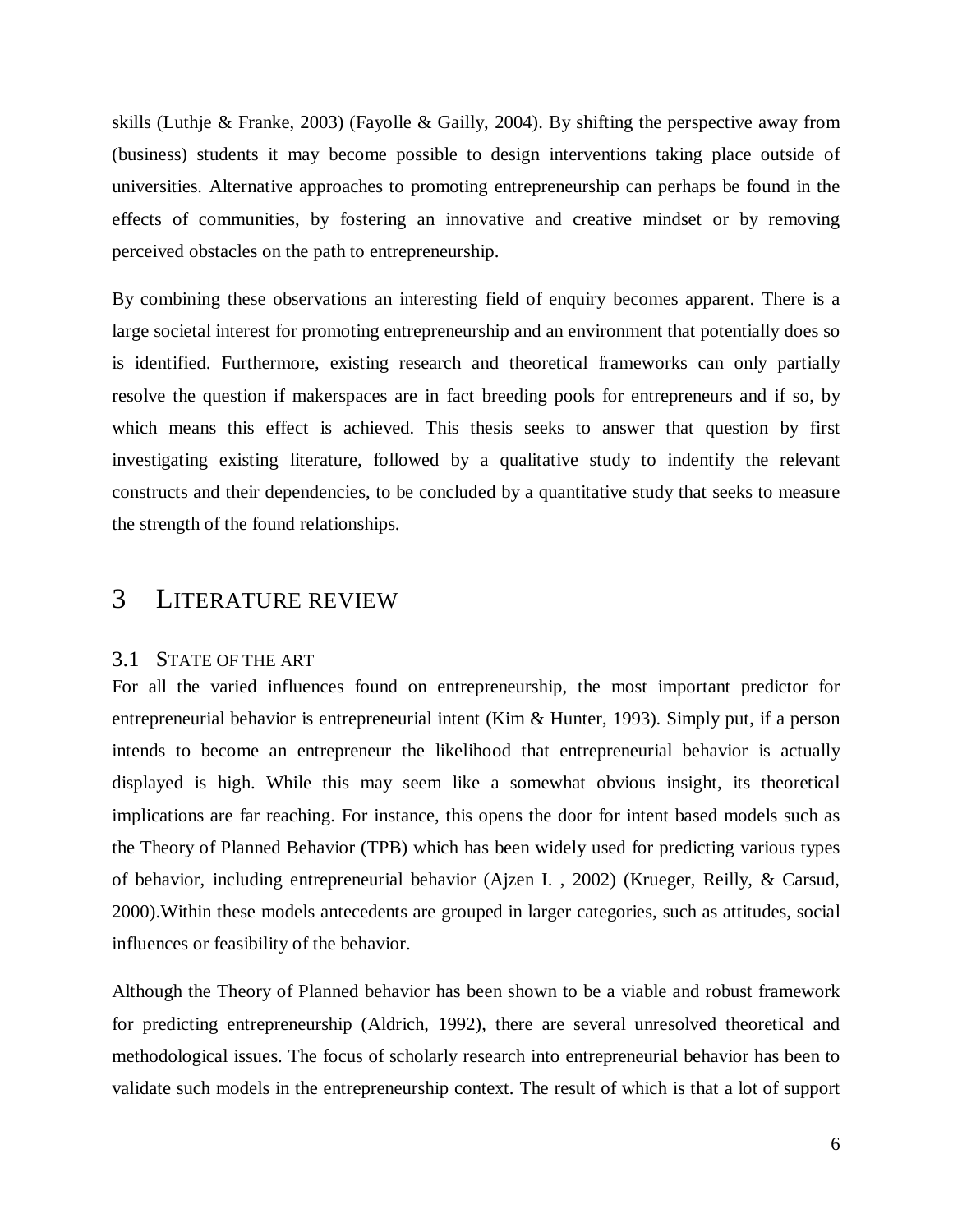skills (Luthje & Franke, 2003) (Fayolle & Gailly, 2004). By shifting the perspective away from (business) students it may become possible to design interventions taking place outside of universities. Alternative approaches to promoting entrepreneurship can perhaps be found in the effects of communities, by fostering an innovative and creative mindset or by removing perceived obstacles on the path to entrepreneurship.

By combining these observations an interesting field of enquiry becomes apparent. There is a large societal interest for promoting entrepreneurship and an environment that potentially does so is identified. Furthermore, existing research and theoretical frameworks can only partially resolve the question if makerspaces are in fact breeding pools for entrepreneurs and if so, by which means this effect is achieved. This thesis seeks to answer that question by first investigating existing literature, followed by a qualitative study to indentify the relevant constructs and their dependencies, to be concluded by a quantitative study that seeks to measure the strength of the found relationships.

# 3 LITERATURE REVIEW

## 3.1 STATE OF THE ART

For all the varied influences found on entrepreneurship, the most important predictor for entrepreneurial behavior is entrepreneurial intent (Kim & Hunter, 1993). Simply put, if a person intends to become an entrepreneur the likelihood that entrepreneurial behavior is actually displayed is high. While this may seem like a somewhat obvious insight, its theoretical implications are far reaching. For instance, this opens the door for intent based models such as the Theory of Planned Behavior (TPB) which has been widely used for predicting various types of behavior, including entrepreneurial behavior (Ajzen I. , 2002) (Krueger, Reilly, & Carsud, 2000).Within these models antecedents are grouped in larger categories, such as attitudes, social influences or feasibility of the behavior.

Although the Theory of Planned behavior has been shown to be a viable and robust framework for predicting entrepreneurship (Aldrich, 1992), there are several unresolved theoretical and methodological issues. The focus of scholarly research into entrepreneurial behavior has been to validate such models in the entrepreneurship context. The result of which is that a lot of support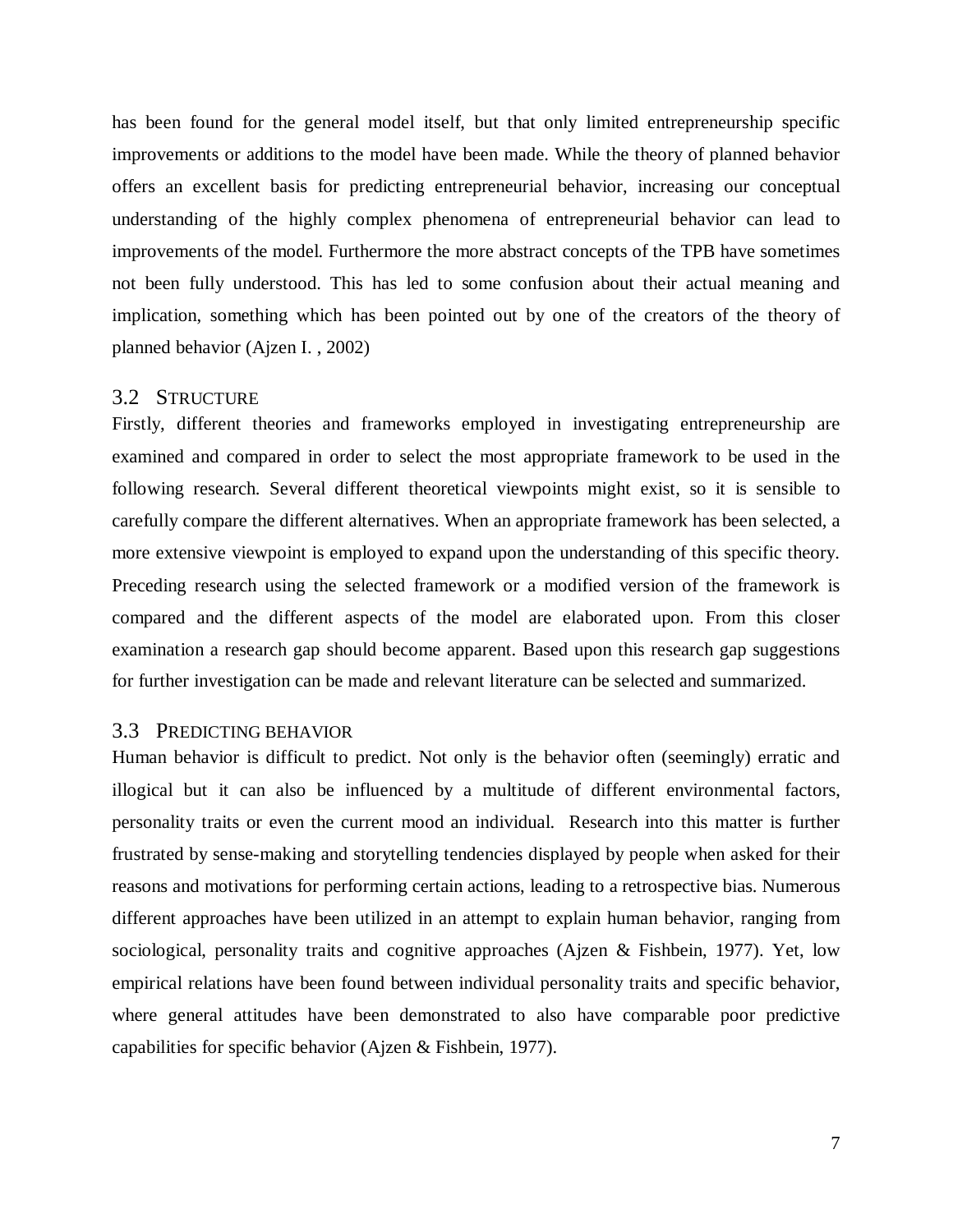has been found for the general model itself, but that only limited entrepreneurship specific improvements or additions to the model have been made. While the theory of planned behavior offers an excellent basis for predicting entrepreneurial behavior, increasing our conceptual understanding of the highly complex phenomena of entrepreneurial behavior can lead to improvements of the model. Furthermore the more abstract concepts of the TPB have sometimes not been fully understood. This has led to some confusion about their actual meaning and implication, something which has been pointed out by one of the creators of the theory of planned behavior (Ajzen I. , 2002)

## 3.2 Structure

Firstly, different theories and frameworks employed in investigating entrepreneurship are examined and compared in order to select the most appropriate framework to be used in the following research. Several different theoretical viewpoints might exist, so it is sensible to carefully compare the different alternatives. When an appropriate framework has been selected, a more extensive viewpoint is employed to expand upon the understanding of this specific theory. Preceding research using the selected framework or a modified version of the framework is compared and the different aspects of the model are elaborated upon. From this closer examination a research gap should become apparent. Based upon this research gap suggestions for further investigation can be made and relevant literature can be selected and summarized.

## 3.3 Predicting behavior

Human behavior is difficult to predict. Not only is the behavior often (seemingly) erratic and illogical but it can also be influenced by a multitude of different environmental factors, personality traits or even the current mood an individual. Research into this matter is further frustrated by sense-making and storytelling tendencies displayed by people when asked for their reasons and motivations for performing certain actions, leading to a retrospective bias. Numerous different approaches have been utilized in an attempt to explain human behavior, ranging from sociological, personality traits and cognitive approaches (Ajzen & Fishbein, 1977). Yet, low empirical relations have been found between individual personality traits and specific behavior, where general attitudes have been demonstrated to also have comparable poor predictive capabilities for specific behavior (Ajzen & Fishbein, 1977).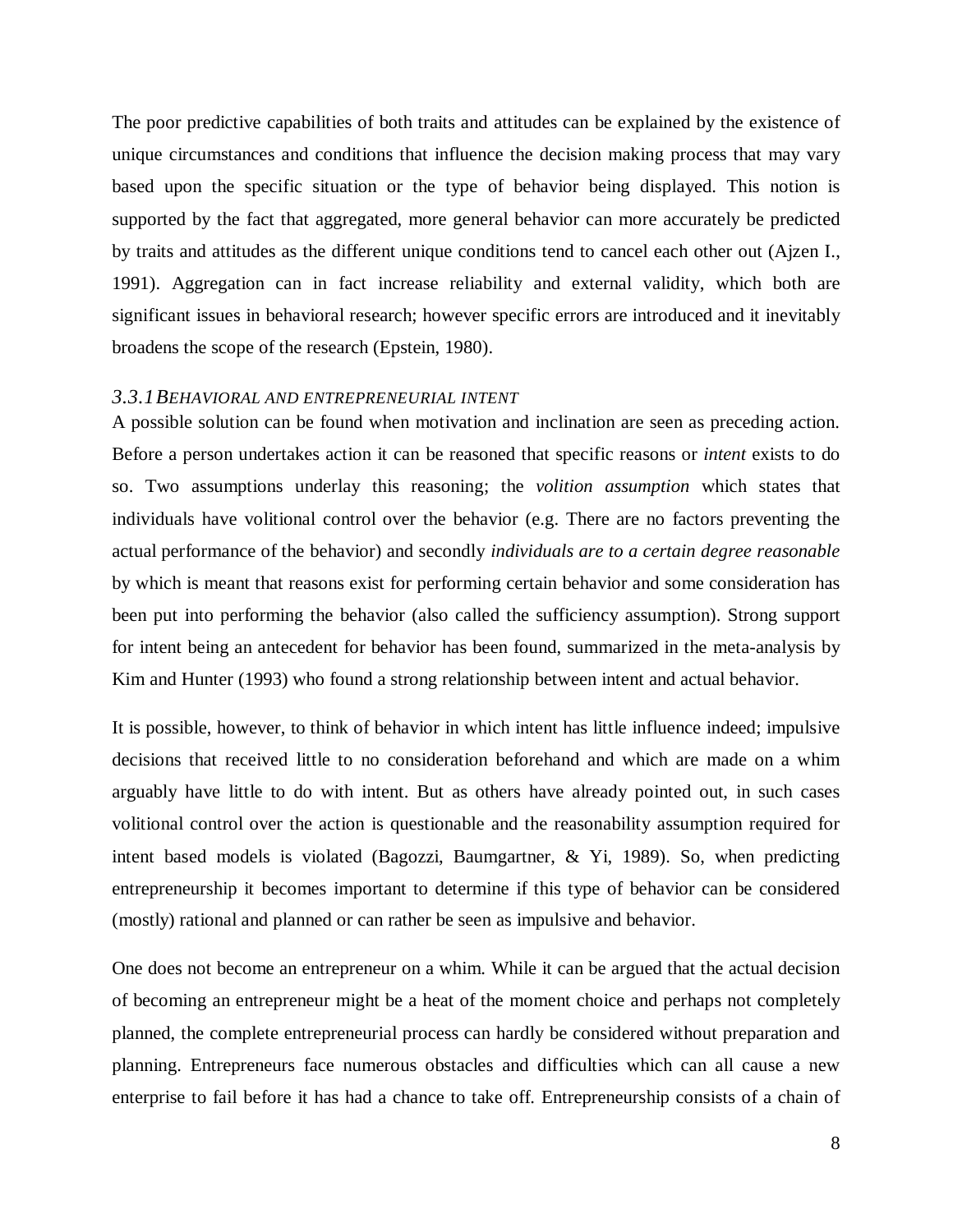The poor predictive capabilities of both traits and attitudes can be explained by the existence of unique circumstances and conditions that influence the decision making process that may vary based upon the specific situation or the type of behavior being displayed. This notion is supported by the fact that aggregated, more general behavior can more accurately be predicted by traits and attitudes as the different unique conditions tend to cancel each other out (Ajzen I., 1991). Aggregation can in fact increase reliability and external validity, which both are significant issues in behavioral research; however specific errors are introduced and it inevitably broadens the scope of the research (Epstein, 1980).

### *3.3.1 BEHAVIORAL AND ENTREPRENEURIAL INTENT*

A possible solution can be found when motivation and inclination are seen as preceding action. Before a person undertakes action it can be reasoned that specific reasons or *intent* exists to do so. Two assumptions underlay this reasoning; the *volition assumption* which states that individuals have volitional control over the behavior (e.g. There are no factors preventing the actual performance of the behavior) and secondly *individuals are to a certain degree reasonable* by which is meant that reasons exist for performing certain behavior and some consideration has been put into performing the behavior (also called the sufficiency assumption). Strong support for intent being an antecedent for behavior has been found, summarized in the meta-analysis by Kim and Hunter (1993) who found a strong relationship between intent and actual behavior.

It is possible, however, to think of behavior in which intent has little influence indeed; impulsive decisions that received little to no consideration beforehand and which are made on a whim arguably have little to do with intent. But as others have already pointed out, in such cases volitional control over the action is questionable and the reasonability assumption required for intent based models is violated (Bagozzi, Baumgartner, & Yi, 1989). So, when predicting entrepreneurship it becomes important to determine if this type of behavior can be considered (mostly) rational and planned or can rather be seen as impulsive and behavior.

One does not become an entrepreneur on a whim. While it can be argued that the actual decision of becoming an entrepreneur might be a heat of the moment choice and perhaps not completely planned, the complete entrepreneurial process can hardly be considered without preparation and planning. Entrepreneurs face numerous obstacles and difficulties which can all cause a new enterprise to fail before it has had a chance to take off. Entrepreneurship consists of a chain of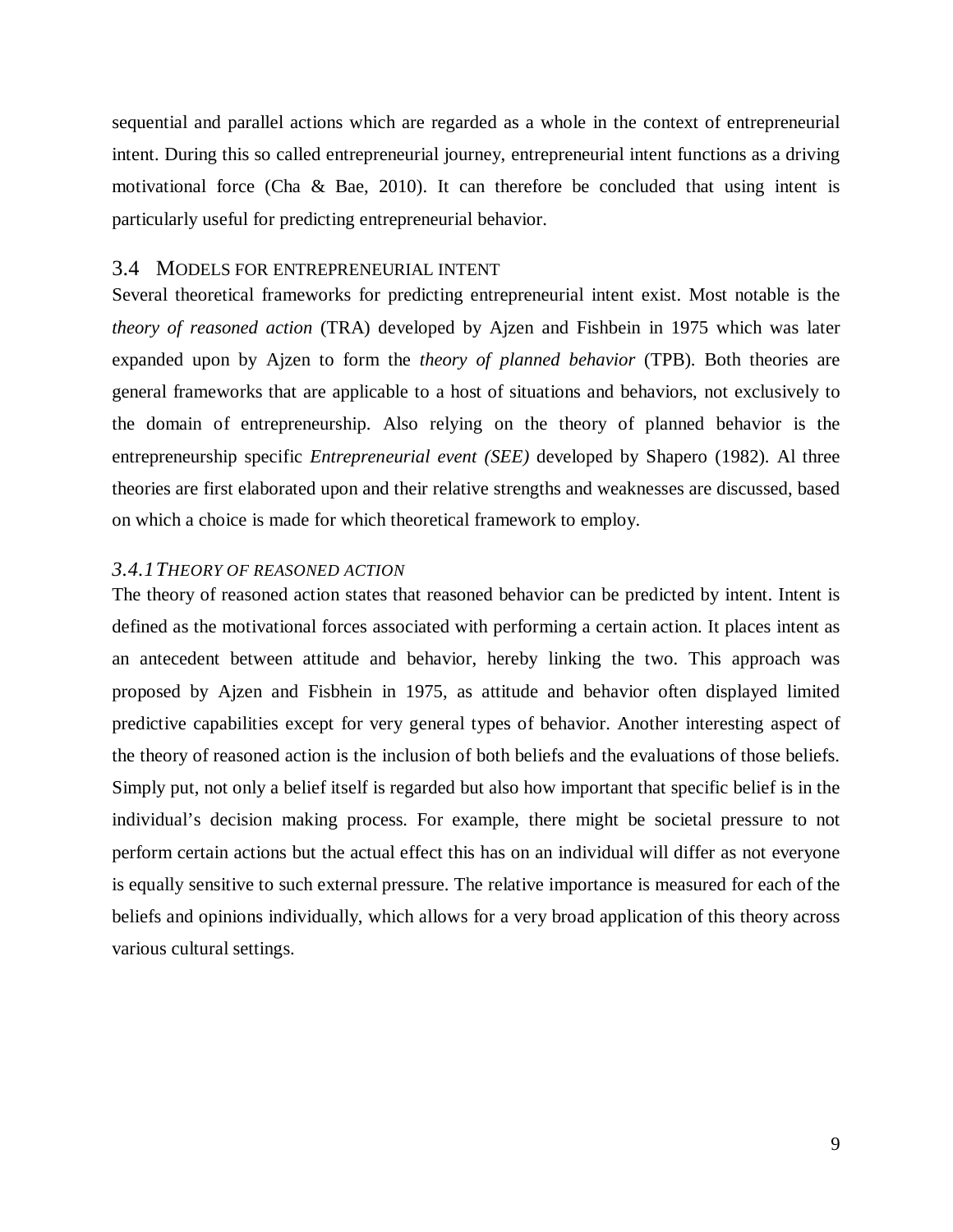sequential and parallel actions which are regarded as a whole in the context of entrepreneurial intent. During this so called entrepreneurial journey, entrepreneurial intent functions as a driving motivational force (Cha & Bae, 2010). It can therefore be concluded that using intent is particularly useful for predicting entrepreneurial behavior.

## 3.4 Models for entrepreneurial intent

Several theoretical frameworks for predicting entrepreneurial intent exist. Most notable is the *theory of reasoned action* (TRA) developed by Ajzen and Fishbein in 1975 which was later expanded upon by Ajzen to form the *theory of planned behavior* (TPB). Both theories are general frameworks that are applicable to a host of situations and behaviors, not exclusively to the domain of entrepreneurship. Also relying on the theory of planned behavior is the entrepreneurship specific *Entrepreneurial event (SEE)* developed by Shapero (1982). Al three theories are first elaborated upon and their relative strengths and weaknesses are discussed, based on which a choice is made for which theoretical framework to employ.

### *3.4.1 Theory of reasoned action*

The theory of reasoned action states that reasoned behavior can be predicted by intent. Intent is defined as the motivational forces associated with performing a certain action. It places intent as an antecedent between attitude and behavior, hereby linking the two. This approach was proposed by Ajzen and Fisbhein in 1975, as attitude and behavior often displayed limited predictive capabilities except for very general types of behavior. Another interesting aspect of the theory of reasoned action is the inclusion of both beliefs and the evaluations of those beliefs. Simply put, not only a belief itself is regarded but also how important that specific belief is in the individual's decision making process. For example, there might be societal pressure to not perform certain actions but the actual effect this has on an individual will differ as not everyone is equally sensitive to such external pressure. The relative importance is measured for each of the beliefs and opinions individually, which allows for a very broad application of this theory across various cultural settings.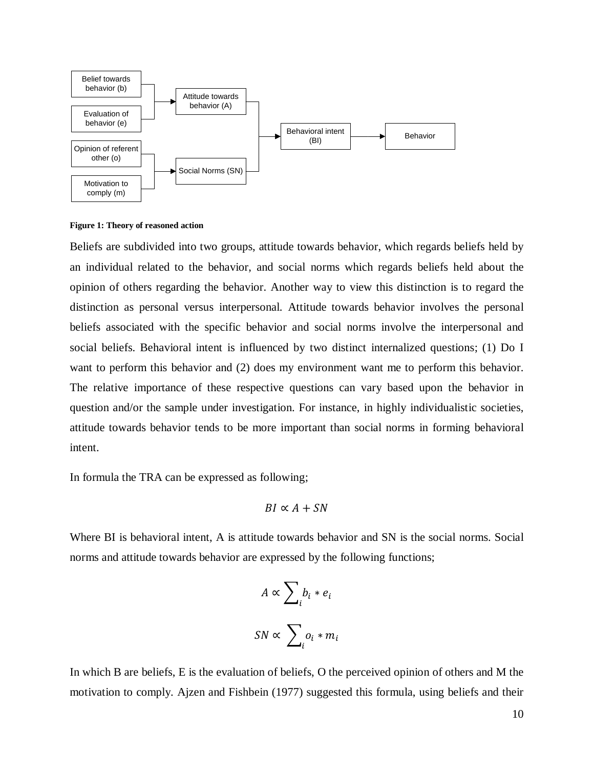Figure 1: Theory of reasoned action

Beliefs are subdivided into two groups, attitude towards behavior, which regards beliefs held by an individual related to the behavior, and social norms which regards beliefs held about the opinion of others regarding the behavior. Another way to view this distinction is to regard the distinction as personal versus interpersonal. Attitude towards behavior involves the personal beliefs associated with the specific behavior and social norms involve the interpersonal and social beliefs. Behavioral intent is influenced by two distinct internalized questions; (1) Do I want to perform this behavior and (2) does my environment want me to perform this behavior. The relative importance of these respective questions can vary based upon the behavior in question and/or the sample under investigation. For instance, in highly individualistic societies, attitude towards behavior tends to be more important than social norms in forming behavioral intent.

In formula the TRA can be expressed as following;

$$BI \propto A + SN$$

Where BI is behavioral intent, A is attitude towards behavior and SN is the social norms. Social norms and attitude towards behavior are expressed by the following functions;

$$A \propto \sum_i b_i * e_i$$

$$SN \propto \sum_i o_i * m_i$$

In which B are beliefs, E is the evaluation of beliefs, O the perceived opinion of others and M the motivation to comply. Ajzen and Fishbein (1977) suggested this formula, using beliefs and their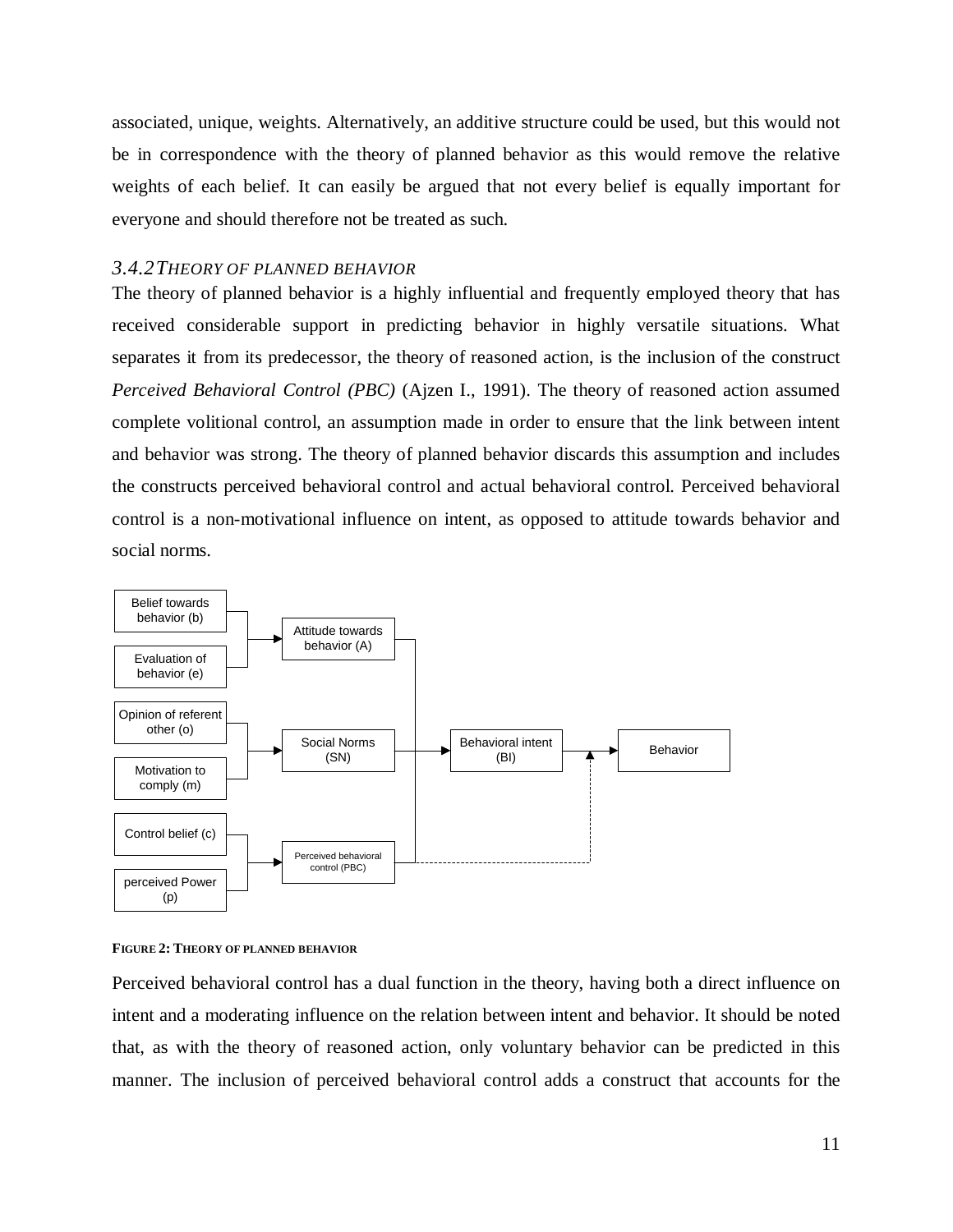associated, unique, weights. Alternatively, an additive structure could be used, but this would not be in correspondence with the theory of planned behavior as this would remove the relative weights of each belief. It can easily be argued that not every belief is equally important for everyone and should therefore not be treated as such.

### *3.4.2 THEORY OF PLANNED BEHAVIOR*

The theory of planned behavior is a highly influential and frequently employed theory that has received considerable support in predicting behavior in highly versatile situations. What separates it from its predecessor, the theory of reasoned action, is the inclusion of the construct *Perceived Behavioral Control (PBC)* (Ajzen I., 1991). The theory of reasoned action assumed complete volitional control, an assumption made in order to ensure that the link between intent and behavior was strong. The theory of planned behavior discards this assumption and includes the constructs perceived behavioral control and actual behavioral control. Perceived behavioral control is a non-motivational influence on intent, as opposed to attitude towards behavior and social norms.

**FIGURE 2: THEORY OF PLANNED BEHAVIOR**

Perceived behavioral control has a dual function in the theory, having both a direct influence on intent and a moderating influence on the relation between intent and behavior. It should be noted that, as with the theory of reasoned action, only voluntary behavior can be predicted in this manner. The inclusion of perceived behavioral control adds a construct that accounts for the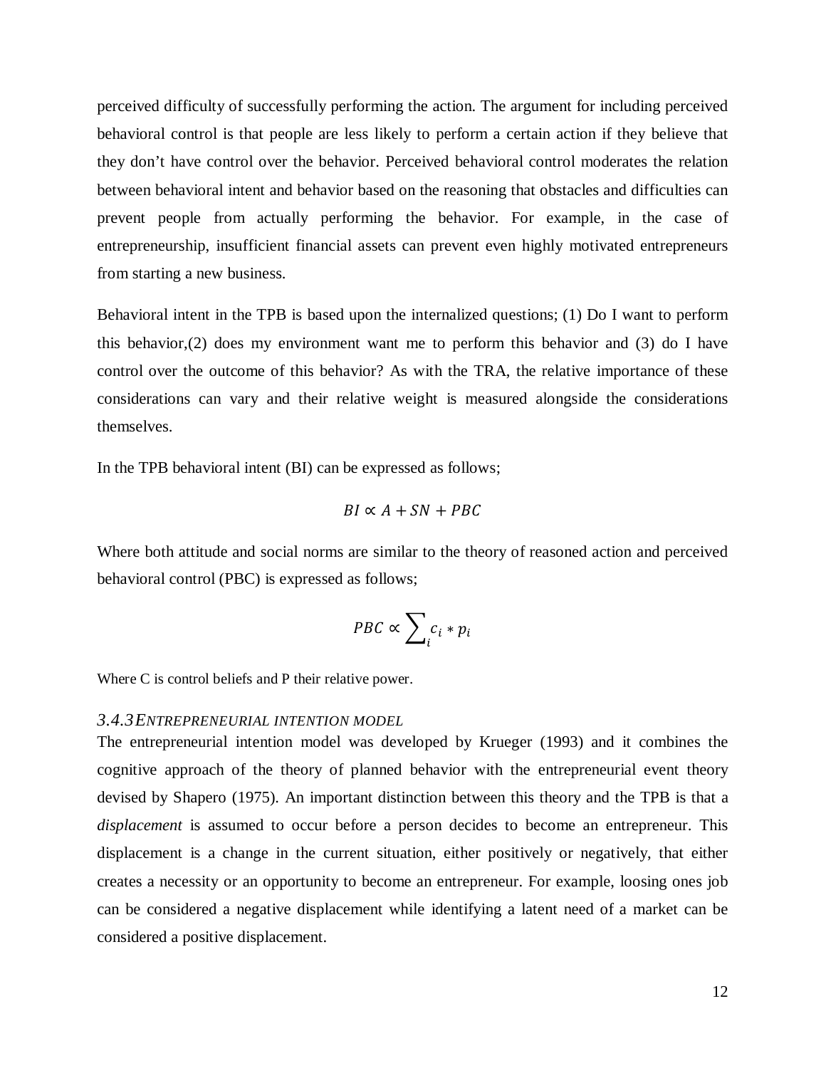perceived difficulty of successfully performing the action. The argument for including perceived behavioral control is that people are less likely to perform a certain action if they believe that they don't have control over the behavior. Perceived behavioral control moderates the relation between behavioral intent and behavior based on the reasoning that obstacles and difficulties can prevent people from actually performing the behavior. For example, in the case of entrepreneurship, insufficient financial assets can prevent even highly motivated entrepreneurs from starting a new business.

Behavioral intent in the TPB is based upon the internalized questions; (1) Do I want to perform this behavior,(2) does my environment want me to perform this behavior and (3) do I have control over the outcome of this behavior? As with the TRA, the relative importance of these considerations can vary and their relative weight is measured alongside the considerations themselves.

In the TPB behavioral intent (BI) can be expressed as follows;

$$BI \propto A + SN + PBC$$

Where both attitude and social norms are similar to the theory of reasoned action and perceived behavioral control (PBC) is expressed as follows;

$$PBC \propto \sum_{i} c_i * p_i$$

Where C is control beliefs and P their relative power.

### *3.4.3 ENTREPRENEURIAL INTENTION MODEL*

The entrepreneurial intention model was developed by Krueger (1993) and it combines the cognitive approach of the theory of planned behavior with the entrepreneurial event theory devised by Shapero (1975). An important distinction between this theory and the TPB is that a *displacement* is assumed to occur before a person decides to become an entrepreneur. This displacement is a change in the current situation, either positively or negatively, that either creates a necessity or an opportunity to become an entrepreneur. For example, loosing ones job can be considered a negative displacement while identifying a latent need of a market can be considered a positive displacement.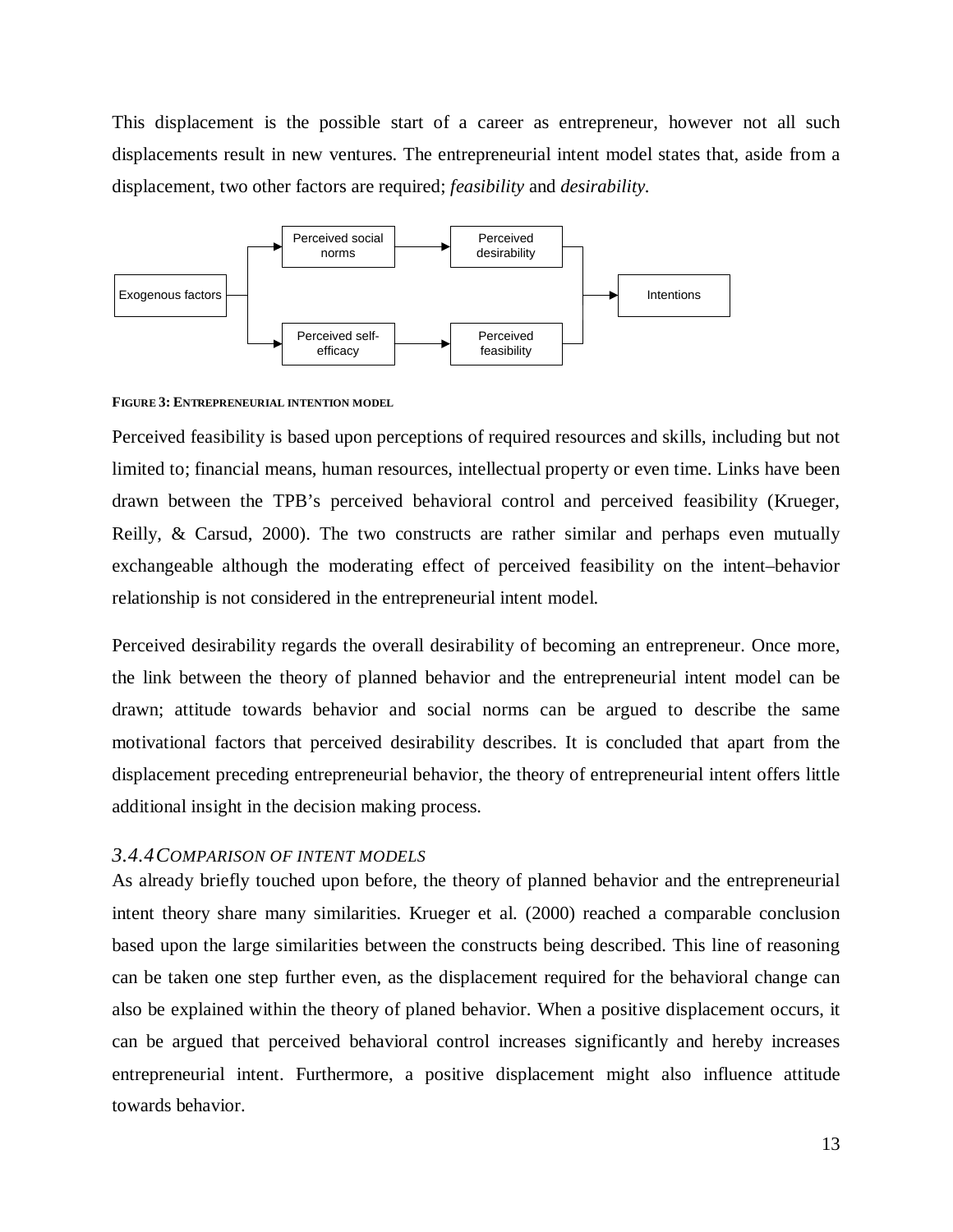This displacement is the possible start of a career as entrepreneur, however not all such displacements result in new ventures. The entrepreneurial intent model states that, aside from a displacement, two other factors are required; *feasibility* and *desirability*.

**FIGURE 3: ENTREPRENEURIAL INTENTION MODEL**

Perceived feasibility is based upon perceptions of required resources and skills, including but not limited to; financial means, human resources, intellectual property or even time. Links have been drawn between the TPB's perceived behavioral control and perceived feasibility (Krueger, Reilly, & Carsud, 2000). The two constructs are rather similar and perhaps even mutually exchangeable although the moderating effect of perceived feasibility on the intent–behavior relationship is not considered in the entrepreneurial intent model.

Perceived desirability regards the overall desirability of becoming an entrepreneur. Once more, the link between the theory of planned behavior and the entrepreneurial intent model can be drawn; attitude towards behavior and social norms can be argued to describe the same motivational factors that perceived desirability describes. It is concluded that apart from the displacement preceding entrepreneurial behavior, the theory of entrepreneurial intent offers little additional insight in the decision making process.

### *3.4.4 COMPARISON OF INTENT MODELS*

As already briefly touched upon before, the theory of planned behavior and the entrepreneurial intent theory share many similarities. Krueger et al. (2000) reached a comparable conclusion based upon the large similarities between the constructs being described. This line of reasoning can be taken one step further even, as the displacement required for the behavioral change can also be explained within the theory of planed behavior. When a positive displacement occurs, it can be argued that perceived behavioral control increases significantly and hereby increases entrepreneurial intent. Furthermore, a positive displacement might also influence attitude towards behavior.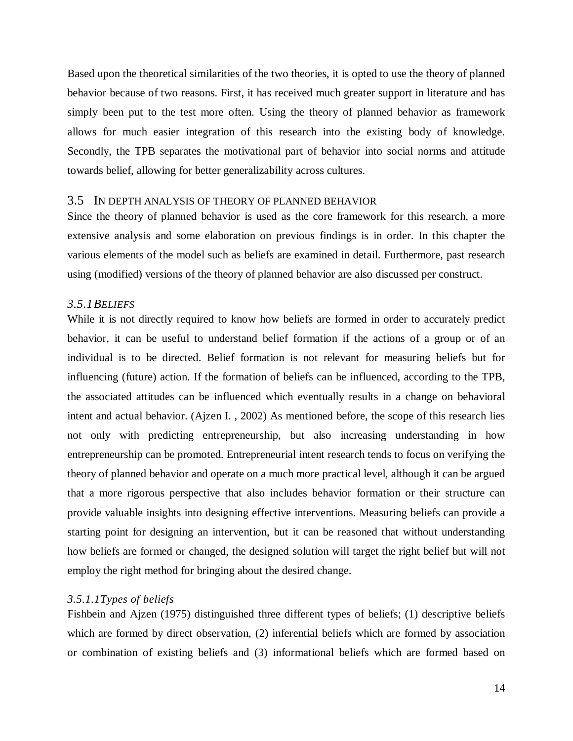Based upon the theoretical similarities of the two theories, it is opted to use the theory of planned behavior because of two reasons. First, it has received much greater support in literature and has simply been put to the test more often. Using the theory of planned behavior as framework allows for much easier integration of this research into the existing body of knowledge. Secondly, the TPB separates the motivational part of behavior into social norms and attitude towards belief, allowing for better generalizability across cultures.

## 3.5 In depth analysis of theory of planned behavior

Since the theory of planned behavior is used as the core framework for this research, a more extensive analysis and some elaboration on previous findings is in order. In this chapter the various elements of the model such as beliefs are examined in detail. Furthermore, past research using (modified) versions of the theory of planned behavior are also discussed per construct.

### *3.5.1 Beliefs*

While it is not directly required to know how beliefs are formed in order to accurately predict behavior, it can be useful to understand belief formation if the actions of a group or of an individual is to be directed. Belief formation is not relevant for measuring beliefs but for influencing (future) action. If the formation of beliefs can be influenced, according to the TPB, the associated attitudes can be influenced which eventually results in a change on behavioral intent and actual behavior. (Ajzen I. , 2002) As mentioned before, the scope of this research lies not only with predicting entrepreneurship, but also increasing understanding in how entrepreneurship can be promoted. Entrepreneurial intent research tends to focus on verifying the theory of planned behavior and operate on a much more practical level, although it can be argued that a more rigorous perspective that also includes behavior formation or their structure can provide valuable insights into designing effective interventions. Measuring beliefs can provide a starting point for designing an intervention, but it can be reasoned that without understanding how beliefs are formed or changed, the designed solution will target the right belief but will not employ the right method for bringing about the desired change.

#### *3.5.1.1 Types of beliefs*

Fishbein and Ajzen (1975) distinguished three different types of beliefs; (1) descriptive beliefs which are formed by direct observation, (2) inferential beliefs which are formed by association or combination of existing beliefs and (3) informational beliefs which are formed based on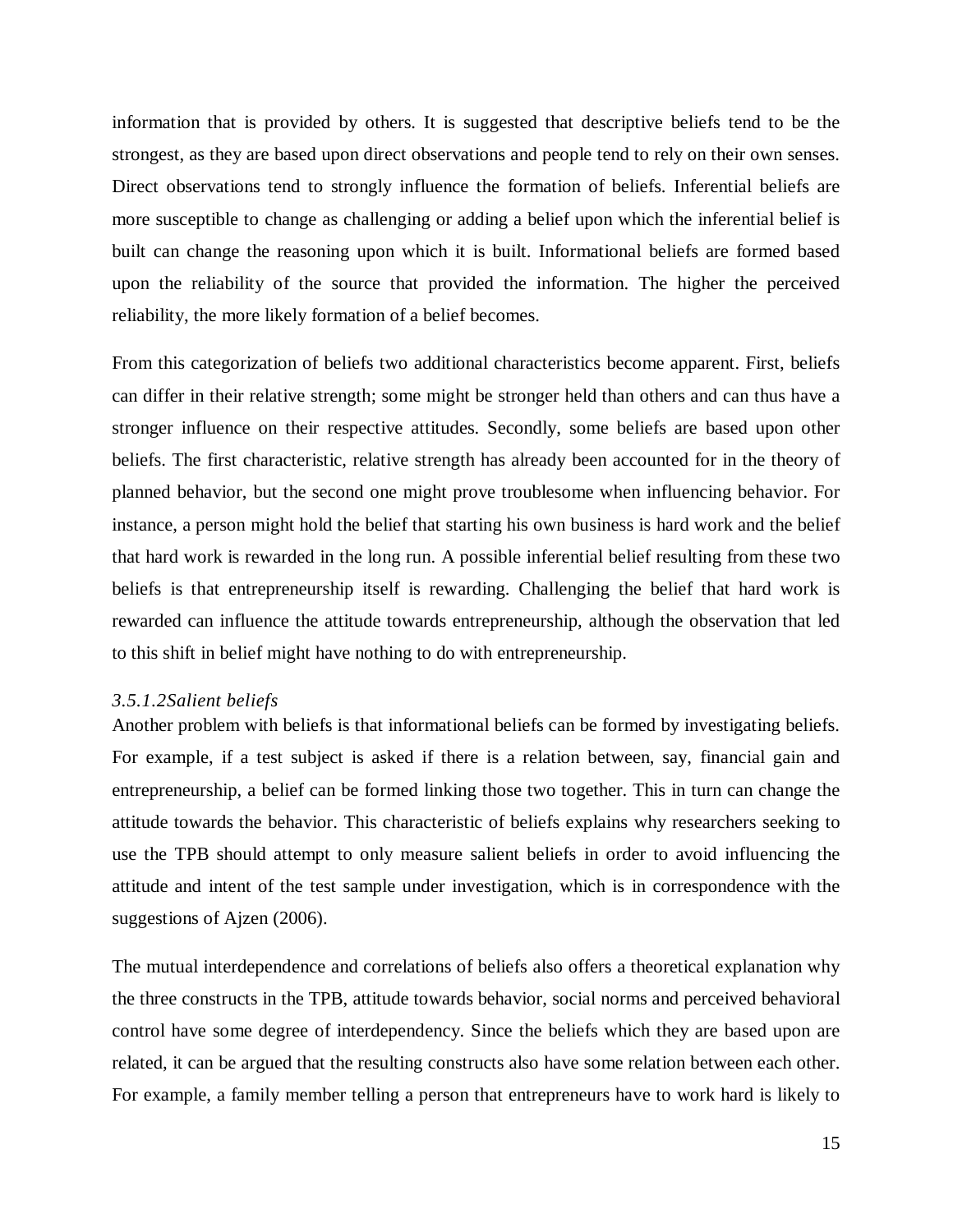information that is provided by others. It is suggested that descriptive beliefs tend to be the strongest, as they are based upon direct observations and people tend to rely on their own senses. Direct observations tend to strongly influence the formation of beliefs. Inferential beliefs are more susceptible to change as challenging or adding a belief upon which the inferential belief is built can change the reasoning upon which it is built. Informational beliefs are formed based upon the reliability of the source that provided the information. The higher the perceived reliability, the more likely formation of a belief becomes.

From this categorization of beliefs two additional characteristics become apparent. First, beliefs can differ in their relative strength; some might be stronger held than others and can thus have a stronger influence on their respective attitudes. Secondly, some beliefs are based upon other beliefs. The first characteristic, relative strength has already been accounted for in the theory of planned behavior, but the second one might prove troublesome when influencing behavior. For instance, a person might hold the belief that starting his own business is hard work and the belief that hard work is rewarded in the long run. A possible inferential belief resulting from these two beliefs is that entrepreneurship itself is rewarding. Challenging the belief that hard work is rewarded can influence the attitude towards entrepreneurship, although the observation that led to this shift in belief might have nothing to do with entrepreneurship.

#### *3.5.1.2Salient beliefs*

Another problem with beliefs is that informational beliefs can be formed by investigating beliefs. For example, if a test subject is asked if there is a relation between, say, financial gain and entrepreneurship, a belief can be formed linking those two together. This in turn can change the attitude towards the behavior. This characteristic of beliefs explains why researchers seeking to use the TPB should attempt to only measure salient beliefs in order to avoid influencing the attitude and intent of the test sample under investigation, which is in correspondence with the suggestions of Ajzen (2006).

The mutual interdependence and correlations of beliefs also offers a theoretical explanation why the three constructs in the TPB, attitude towards behavior, social norms and perceived behavioral control have some degree of interdependency. Since the beliefs which they are based upon are related, it can be argued that the resulting constructs also have some relation between each other. For example, a family member telling a person that entrepreneurs have to work hard is likely to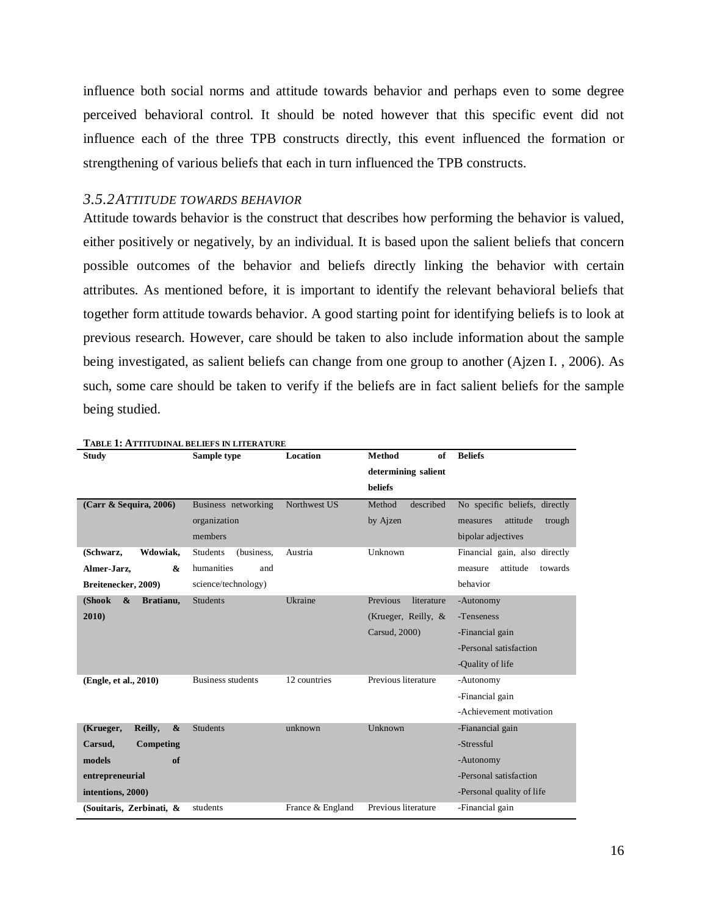influence both social norms and attitude towards behavior and perhaps even to some degree perceived behavioral control. It should be noted however that this specific event did not influence each of the three TPB constructs directly, this event influenced the formation or strengthening of various beliefs that each in turn influenced the TPB constructs.

### *3.5.2ATTITUDE TOWARDS BEHAVIOR*

Attitude towards behavior is the construct that describes how performing the behavior is valued, either positively or negatively, by an individual. It is based upon the salient beliefs that concern possible outcomes of the behavior and beliefs directly linking the behavior with certain attributes. As mentioned before, it is important to identify the relevant behavioral beliefs that together form attitude towards behavior. A good starting point for identifying beliefs is to look at previous research. However, care should be taken to also include information about the sample being investigated, as salient beliefs can change from one group to another (Ajzen I. , 2006). As such, some care should be taken to verify if the beliefs are in fact salient beliefs for the sample being studied.

**TABLE 1: ATTITUDINAL BELIEFS IN LITERATURE**

| Study | Sample type | Location | Method of determining salient beliefs | Beliefs |
|---|---|---|---|---|
| **(Carr & Sequira, 2006)** | Business networking organization members | Northwest US | Method described by Ajzen | No specific beliefs, directly measures attitude trough bipolar adjectives |
| **(Schwarz, Wdowiak, Almer-Jarz, & Breitenecker, 2009)** | Students (business, humanities and science/technology) | Austria | Unknown | Financial gain, also directly measure attitude towards behavior |
| **(Shook & Bratianu, 2010)** | Students | Ukraine | Previous literature (Krueger, Reilly, & Carsud, 2000) | -Autonomy<br>-Tenseness<br>-Financial gain<br>-Personal satisfaction<br>-Quality of life |
| **(Engle, et al., 2010)** | Business students | 12 countries | Previous literature | -Autonomy<br>-Financial gain<br>-Achievement motivation |
| **(Krueger, Reilly, & Carsud, Competing models of entrepreneurial intentions, 2000)** | Students | unknown | Unknown | -Fianancial gain<br>-Stressful<br>-Autonomy<br>-Personal satisfaction<br>-Personal quality of life |
| **(Souitaris, Zerbinati, &** | students | France & England | Previous literature | -Financial gain |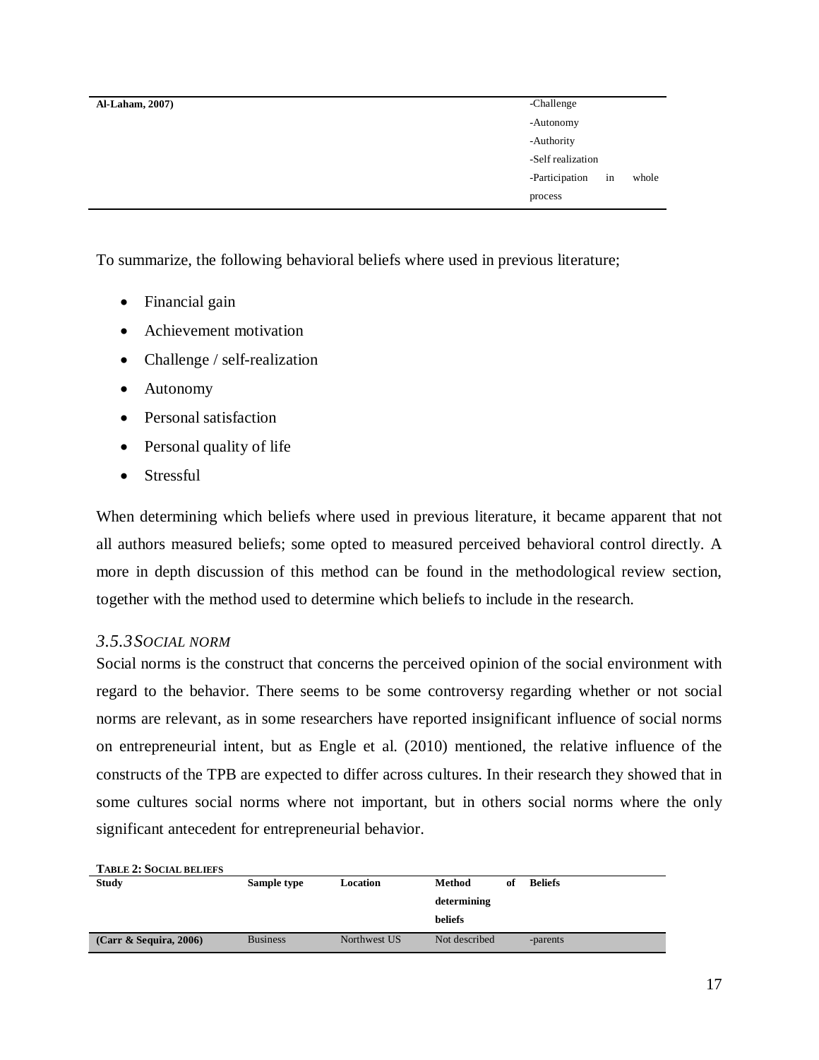| Al-Laham, 2007) | | | | -Challenge<br>-Autonomy<br>-Authority<br>-Self realization<br>-Participation in whole process |
|---|---|---|---|---|

To summarize, the following behavioral beliefs where used in previous literature;

- Financial gain
- Achievement motivation
- Challenge / self-realization
- Autonomy
- Personal satisfaction
- Personal quality of life
- Stressful

When determining which beliefs where used in previous literature, it became apparent that not all authors measured beliefs; some opted to measured perceived behavioral control directly. A more in depth discussion of this method can be found in the methodological review section, together with the method used to determine which beliefs to include in the research.

### *3.5.3 SOCIAL NORM*

Social norms is the construct that concerns the perceived opinion of the social environment with regard to the behavior. There seems to be some controversy regarding whether or not social norms are relevant, as in some researchers have reported insignificant influence of social norms on entrepreneurial intent, but as Engle et al. (2010) mentioned, the relative influence of the constructs of the TPB are expected to differ across cultures. In their research they showed that in some cultures social norms where not important, but in others social norms where the only significant antecedent for entrepreneurial behavior.

**TABLE 2: SOCIAL BELIEFS**

| Study | Sample type | Location | Method of determining beliefs | Beliefs |
|---|---|---|---|---|
| **(Carr & Sequira, 2006)** | Business | Northwest US | Not described | -parents |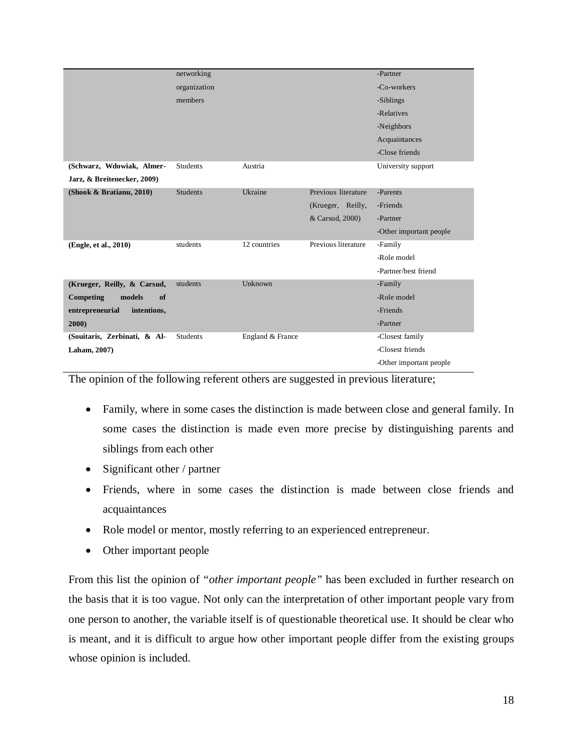| | | | | |
|---|---|---|---|---|
| | networking organization members | | | -Partner<br>-Co-workers<br>-Siblings<br>-Relatives<br>-Neighbors<br>Acquaintances<br>-Close friends |
| **(Schwarz, Wdowiak, Almer-Jarz, & Breitenecker, 2009)** | Students | Austria | | University support |
| **(Shook & Bratianu, 2010)** | Students | Ukraine | Previous literature (Krueger, Reilly, & Carsud, 2000) | -Parents<br>-Friends<br>-Partner<br>-Other important people |
| **(Engle, et al., 2010)** | students | 12 countries | Previous literature | -Family<br>-Role model<br>-Partner/best friend |
| **(Krueger, Reilly, & Carsud, Competing models of entrepreneurial intentions, 2000)** | students | Unknown | | -Family<br>-Role model<br>-Friends<br>-Partner |
| **(Souitaris, Zerbinati, & Al-Laham, 2007)** | Students | England & France | | -Closest family<br>-Closest friends<br>-Other important people |

The opinion of the following referent others are suggested in previous literature;

- Family, where in some cases the distinction is made between close and general family. In some cases the distinction is made even more precise by distinguishing parents and siblings from each other
- Significant other / partner
- Friends, where in some cases the distinction is made between close friends and acquaintances
- Role model or mentor, mostly referring to an experienced entrepreneur.
- Other important people

From this list the opinion of *"other important people"* has been excluded in further research on the basis that it is too vague. Not only can the interpretation of other important people vary from one person to another, the variable itself is of questionable theoretical use. It should be clear who is meant, and it is difficult to argue how other important people differ from the existing groups whose opinion is included.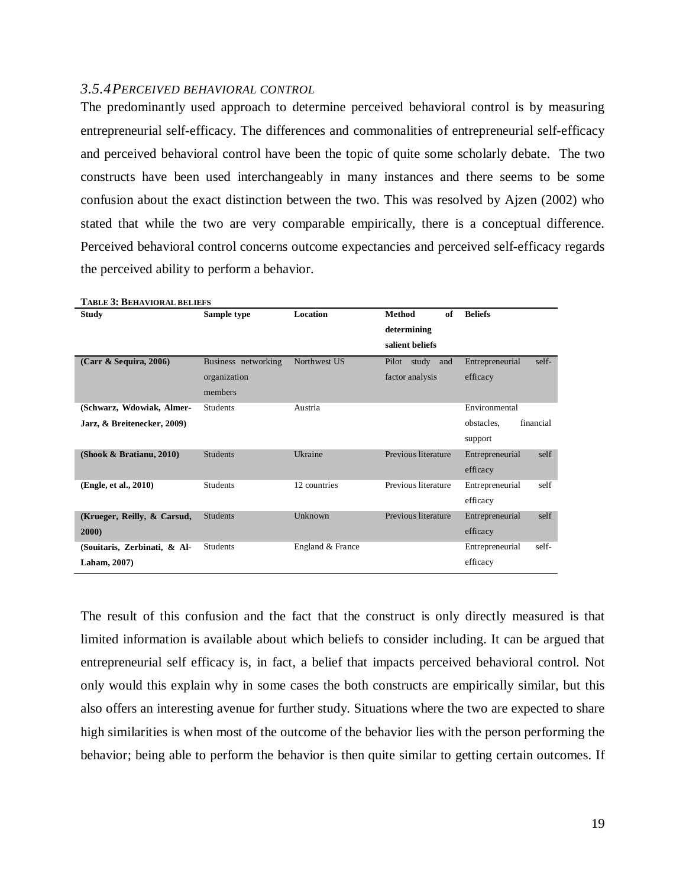### *3.5.4 PERCEIVED BEHAVIORAL CONTROL*

The predominantly used approach to determine perceived behavioral control is by measuring entrepreneurial self-efficacy. The differences and commonalities of entrepreneurial self-efficacy and perceived behavioral control have been the topic of quite some scholarly debate. The two constructs have been used interchangeably in many instances and there seems to be some confusion about the exact distinction between the two. This was resolved by Ajzen (2002) who stated that while the two are very comparable empirically, there is a conceptual difference. Perceived behavioral control concerns outcome expectancies and perceived self-efficacy regards the perceived ability to perform a behavior.

**TABLE 3: BEHAVIORAL BELIEFS**

| Study | Sample type | Location | Method of determining salient beliefs | Beliefs |
|---|---|---|---|---|
| **(Carr & Sequira, 2006)** | Business networking organization members | Northwest US | Pilot study and factor analysis | Entrepreneurial self-efficacy |
| **(Schwarz, Wdowiak, Almer-Jarz, & Breitenecker, 2009)** | Students | Austria | | Environmental obstacles, financial support |
| **(Shook & Bratianu, 2010)** | Students | Ukraine | Previous literature | Entrepreneurial self efficacy |
| **(Engle, et al., 2010)** | Students | 12 countries | Previous literature | Entrepreneurial self efficacy |
| **(Krueger, Reilly, & Carsud, 2000)** | Students | Unknown | Previous literature | Entrepreneurial self efficacy |
| **(Souitaris, Zerbinati, & Al-Laham, 2007)** | Students | England & France | | Entrepreneurial self-efficacy |

The result of this confusion and the fact that the construct is only directly measured is that limited information is available about which beliefs to consider including. It can be argued that entrepreneurial self efficacy is, in fact, a belief that impacts perceived behavioral control. Not only would this explain why in some cases the both constructs are empirically similar, but this also offers an interesting avenue for further study. Situations where the two are expected to share high similarities is when most of the outcome of the behavior lies with the person performing the behavior; being able to perform the behavior is then quite similar to getting certain outcomes. If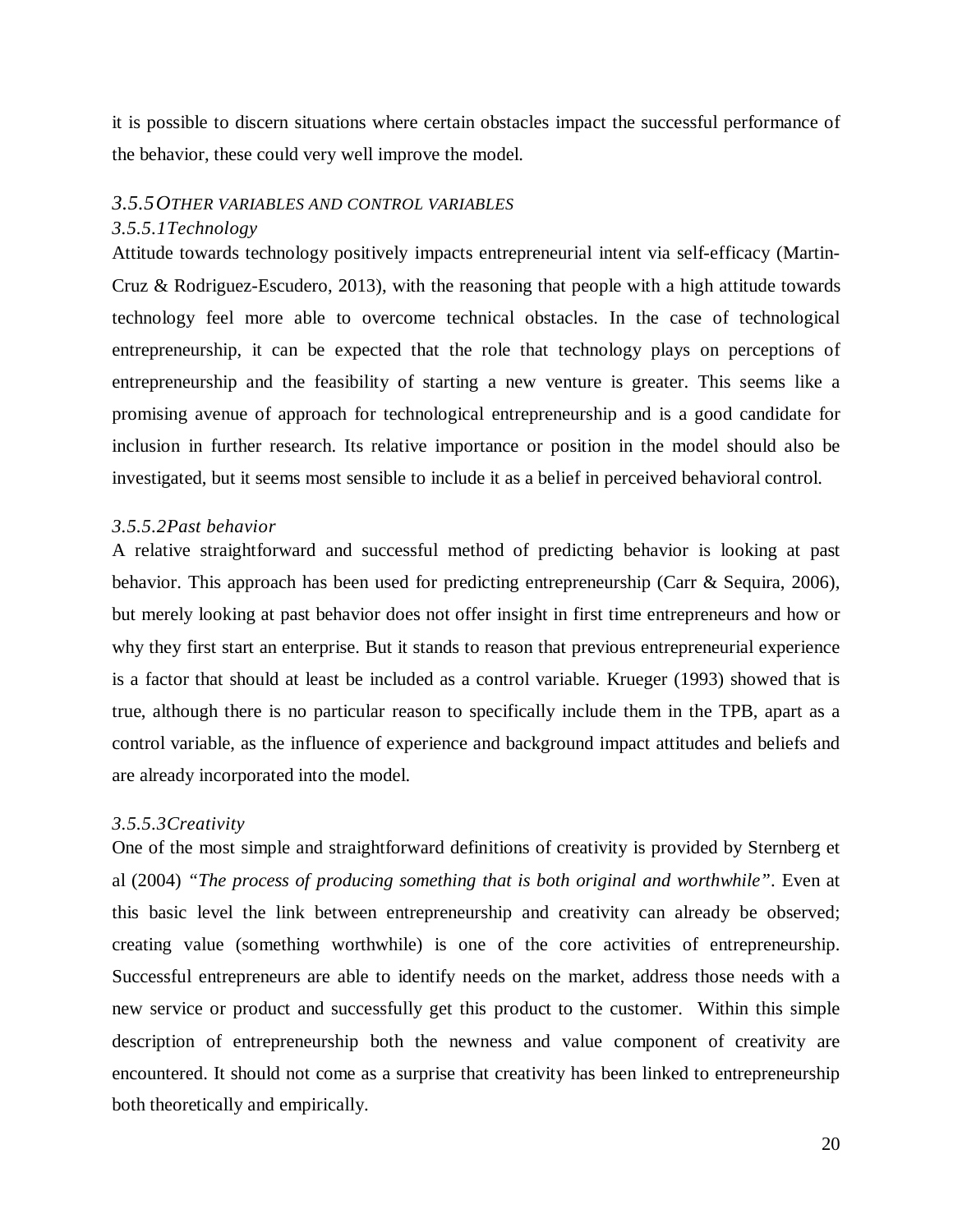it is possible to discern situations where certain obstacles impact the successful performance of the behavior, these could very well improve the model.

### *3.5.5 OTHER VARIABLES AND CONTROL VARIABLES*

#### *3.5.5.1 Technology*

Attitude towards technology positively impacts entrepreneurial intent via self-efficacy (Martin-Cruz & Rodriguez-Escudero, 2013), with the reasoning that people with a high attitude towards technology feel more able to overcome technical obstacles. In the case of technological entrepreneurship, it can be expected that the role that technology plays on perceptions of entrepreneurship and the feasibility of starting a new venture is greater. This seems like a promising avenue of approach for technological entrepreneurship and is a good candidate for inclusion in further research. Its relative importance or position in the model should also be investigated, but it seems most sensible to include it as a belief in perceived behavioral control.

#### *3.5.5.2 Past behavior*

A relative straightforward and successful method of predicting behavior is looking at past behavior. This approach has been used for predicting entrepreneurship (Carr & Sequira, 2006), but merely looking at past behavior does not offer insight in first time entrepreneurs and how or why they first start an enterprise. But it stands to reason that previous entrepreneurial experience is a factor that should at least be included as a control variable. Krueger (1993) showed that is true, although there is no particular reason to specifically include them in the TPB, apart as a control variable, as the influence of experience and background impact attitudes and beliefs and are already incorporated into the model.

#### *3.5.5.3 Creativity*

One of the most simple and straightforward definitions of creativity is provided by Sternberg et al (2004) *"The process of producing something that is both original and worthwhile"*. Even at this basic level the link between entrepreneurship and creativity can already be observed; creating value (something worthwhile) is one of the core activities of entrepreneurship. Successful entrepreneurs are able to identify needs on the market, address those needs with a new service or product and successfully get this product to the customer. Within this simple description of entrepreneurship both the newness and value component of creativity are encountered. It should not come as a surprise that creativity has been linked to entrepreneurship both theoretically and empirically.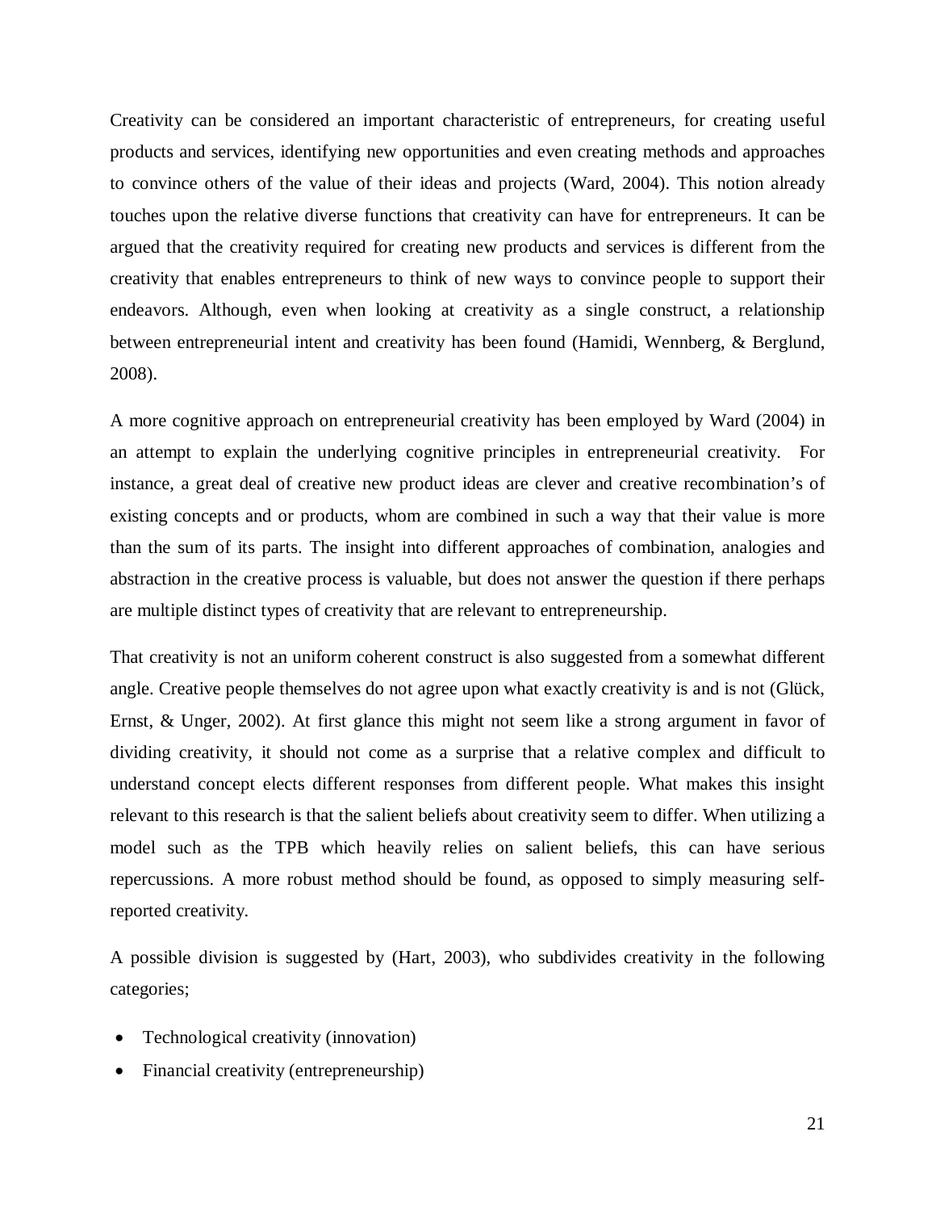Creativity can be considered an important characteristic of entrepreneurs, for creating useful products and services, identifying new opportunities and even creating methods and approaches to convince others of the value of their ideas and projects (Ward, 2004). This notion already touches upon the relative diverse functions that creativity can have for entrepreneurs. It can be argued that the creativity required for creating new products and services is different from the creativity that enables entrepreneurs to think of new ways to convince people to support their endeavors. Although, even when looking at creativity as a single construct, a relationship between entrepreneurial intent and creativity has been found (Hamidi, Wennberg, & Berglund, 2008).

A more cognitive approach on entrepreneurial creativity has been employed by Ward (2004) in an attempt to explain the underlying cognitive principles in entrepreneurial creativity. For instance, a great deal of creative new product ideas are clever and creative recombination's of existing concepts and or products, whom are combined in such a way that their value is more than the sum of its parts. The insight into different approaches of combination, analogies and abstraction in the creative process is valuable, but does not answer the question if there perhaps are multiple distinct types of creativity that are relevant to entrepreneurship.

That creativity is not an uniform coherent construct is also suggested from a somewhat different angle. Creative people themselves do not agree upon what exactly creativity is and is not (Glück, Ernst, & Unger, 2002). At first glance this might not seem like a strong argument in favor of dividing creativity, it should not come as a surprise that a relative complex and difficult to understand concept elects different responses from different people. What makes this insight relevant to this research is that the salient beliefs about creativity seem to differ. When utilizing a model such as the TPB which heavily relies on salient beliefs, this can have serious repercussions. A more robust method should be found, as opposed to simply measuring self-reported creativity.

A possible division is suggested by (Hart, 2003), who subdivides creativity in the following categories;

- Technological creativity (innovation)
- Financial creativity (entrepreneurship)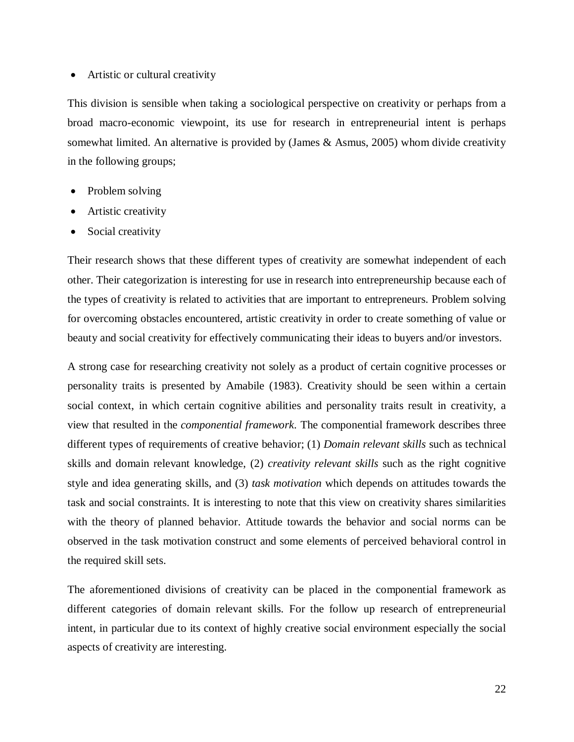- Artistic or cultural creativity

This division is sensible when taking a sociological perspective on creativity or perhaps from a broad macro-economic viewpoint, its use for research in entrepreneurial intent is perhaps somewhat limited. An alternative is provided by (James & Asmus, 2005) whom divide creativity in the following groups;

- Problem solving
- Artistic creativity
- Social creativity

Their research shows that these different types of creativity are somewhat independent of each other. Their categorization is interesting for use in research into entrepreneurship because each of the types of creativity is related to activities that are important to entrepreneurs. Problem solving for overcoming obstacles encountered, artistic creativity in order to create something of value or beauty and social creativity for effectively communicating their ideas to buyers and/or investors.

A strong case for researching creativity not solely as a product of certain cognitive processes or personality traits is presented by Amabile (1983). Creativity should be seen within a certain social context, in which certain cognitive abilities and personality traits result in creativity, a view that resulted in the *componential framework*. The componential framework describes three different types of requirements of creative behavior; (1) *Domain relevant skills* such as technical skills and domain relevant knowledge, (2) *creativity relevant skills* such as the right cognitive style and idea generating skills, and (3) *task motivation* which depends on attitudes towards the task and social constraints. It is interesting to note that this view on creativity shares similarities with the theory of planned behavior. Attitude towards the behavior and social norms can be observed in the task motivation construct and some elements of perceived behavioral control in the required skill sets.

The aforementioned divisions of creativity can be placed in the componential framework as different categories of domain relevant skills. For the follow up research of entrepreneurial intent, in particular due to its context of highly creative social environment especially the social aspects of creativity are interesting.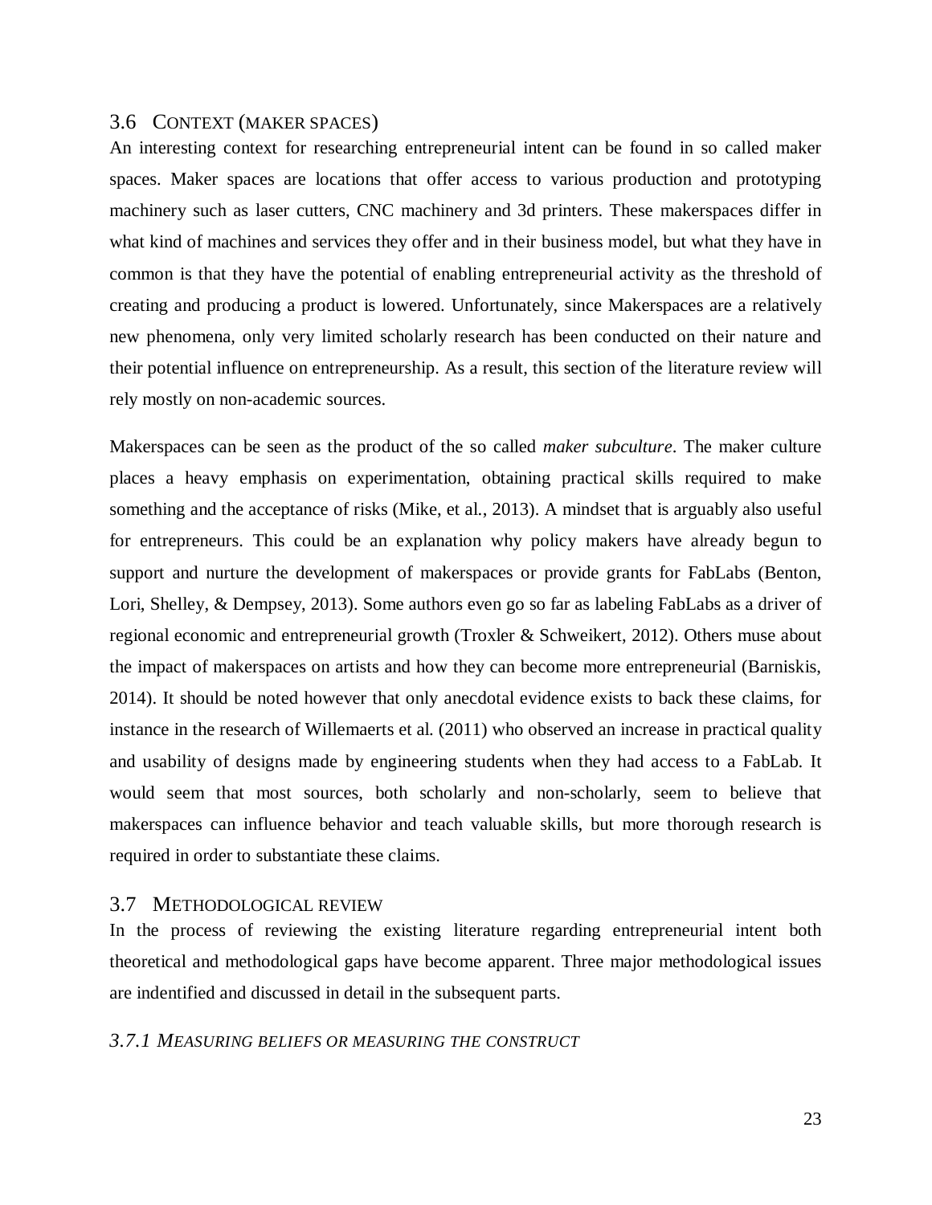## 3.6 Context (maker spaces)

An interesting context for researching entrepreneurial intent can be found in so called maker spaces. Maker spaces are locations that offer access to various production and prototyping machinery such as laser cutters, CNC machinery and 3d printers. These makerspaces differ in what kind of machines and services they offer and in their business model, but what they have in common is that they have the potential of enabling entrepreneurial activity as the threshold of creating and producing a product is lowered. Unfortunately, since Makerspaces are a relatively new phenomena, only very limited scholarly research has been conducted on their nature and their potential influence on entrepreneurship. As a result, this section of the literature review will rely mostly on non-academic sources.

Makerspaces can be seen as the product of the so called *maker subculture*. The maker culture places a heavy emphasis on experimentation, obtaining practical skills required to make something and the acceptance of risks (Mike, et al., 2013). A mindset that is arguably also useful for entrepreneurs. This could be an explanation why policy makers have already begun to support and nurture the development of makerspaces or provide grants for FabLabs (Benton, Lori, Shelley, & Dempsey, 2013). Some authors even go so far as labeling FabLabs as a driver of regional economic and entrepreneurial growth (Troxler & Schweikert, 2012). Others muse about the impact of makerspaces on artists and how they can become more entrepreneurial (Barniskis, 2014). It should be noted however that only anecdotal evidence exists to back these claims, for instance in the research of Willemaerts et al. (2011) who observed an increase in practical quality and usability of designs made by engineering students when they had access to a FabLab. It would seem that most sources, both scholarly and non-scholarly, seem to believe that makerspaces can influence behavior and teach valuable skills, but more thorough research is required in order to substantiate these claims.

## 3.7 Methodological review

In the process of reviewing the existing literature regarding entrepreneurial intent both theoretical and methodological gaps have become apparent. Three major methodological issues are indentified and discussed in detail in the subsequent parts.

### *3.7.1 Measuring beliefs or measuring the construct*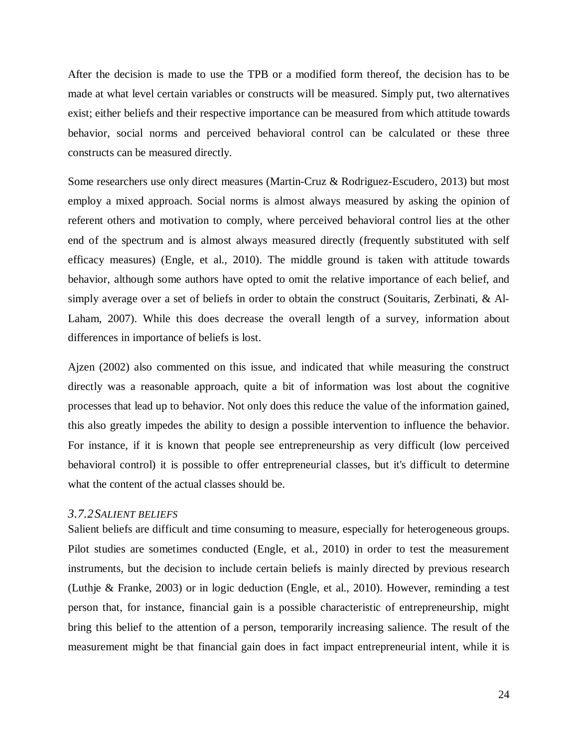After the decision is made to use the TPB or a modified form thereof, the decision has to be made at what level certain variables or constructs will be measured. Simply put, two alternatives exist; either beliefs and their respective importance can be measured from which attitude towards behavior, social norms and perceived behavioral control can be calculated or these three constructs can be measured directly.

Some researchers use only direct measures (Martin-Cruz & Rodriguez-Escudero, 2013) but most employ a mixed approach. Social norms is almost always measured by asking the opinion of referent others and motivation to comply, where perceived behavioral control lies at the other end of the spectrum and is almost always measured directly (frequently substituted with self efficacy measures) (Engle, et al., 2010). The middle ground is taken with attitude towards behavior, although some authors have opted to omit the relative importance of each belief, and simply average over a set of beliefs in order to obtain the construct (Souitaris, Zerbinati, & Al-Laham, 2007). While this does decrease the overall length of a survey, information about differences in importance of beliefs is lost.

Ajzen (2002) also commented on this issue, and indicated that while measuring the construct directly was a reasonable approach, quite a bit of information was lost about the cognitive processes that lead up to behavior. Not only does this reduce the value of the information gained, this also greatly impedes the ability to design a possible intervention to influence the behavior. For instance, if it is known that people see entrepreneurship as very difficult (low perceived behavioral control) it is possible to offer entrepreneurial classes, but it's difficult to determine what the content of the actual classes should be.

### *3.7.2 SALIENT BELIEFS*

Salient beliefs are difficult and time consuming to measure, especially for heterogeneous groups. Pilot studies are sometimes conducted (Engle, et al., 2010) in order to test the measurement instruments, but the decision to include certain beliefs is mainly directed by previous research (Luthje & Franke, 2003) or in logic deduction (Engle, et al., 2010). However, reminding a test person that, for instance, financial gain is a possible characteristic of entrepreneurship, might bring this belief to the attention of a person, temporarily increasing salience. The result of the measurement might be that financial gain does in fact impact entrepreneurial intent, while it is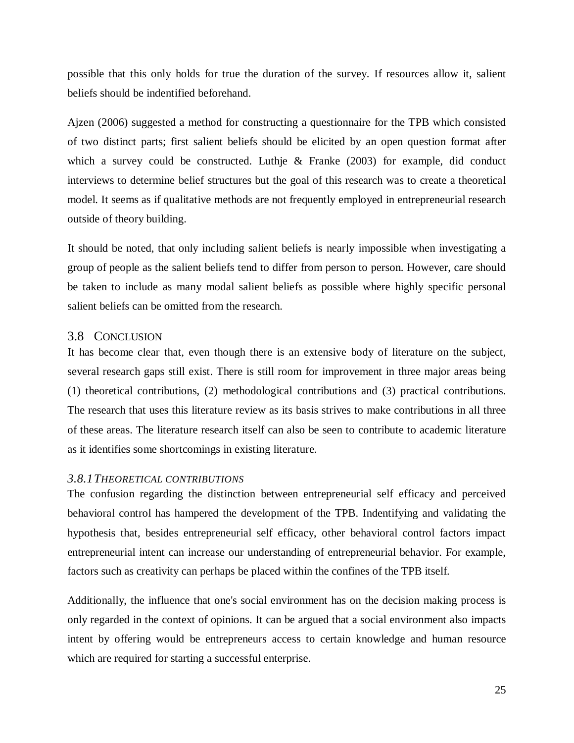possible that this only holds for true the duration of the survey. If resources allow it, salient beliefs should be indentified beforehand.

Ajzen (2006) suggested a method for constructing a questionnaire for the TPB which consisted of two distinct parts; first salient beliefs should be elicited by an open question format after which a survey could be constructed. Luthje & Franke (2003) for example, did conduct interviews to determine belief structures but the goal of this research was to create a theoretical model. It seems as if qualitative methods are not frequently employed in entrepreneurial research outside of theory building.

It should be noted, that only including salient beliefs is nearly impossible when investigating a group of people as the salient beliefs tend to differ from person to person. However, care should be taken to include as many modal salient beliefs as possible where highly specific personal salient beliefs can be omitted from the research.

## 3.8 CONCLUSION

It has become clear that, even though there is an extensive body of literature on the subject, several research gaps still exist. There is still room for improvement in three major areas being (1) theoretical contributions, (2) methodological contributions and (3) practical contributions. The research that uses this literature review as its basis strives to make contributions in all three of these areas. The literature research itself can also be seen to contribute to academic literature as it identifies some shortcomings in existing literature.

### *3.8.1 THEORETICAL CONTRIBUTIONS*

The confusion regarding the distinction between entrepreneurial self efficacy and perceived behavioral control has hampered the development of the TPB. Indentifying and validating the hypothesis that, besides entrepreneurial self efficacy, other behavioral control factors impact entrepreneurial intent can increase our understanding of entrepreneurial behavior. For example, factors such as creativity can perhaps be placed within the confines of the TPB itself.

Additionally, the influence that one's social environment has on the decision making process is only regarded in the context of opinions. It can be argued that a social environment also impacts intent by offering would be entrepreneurs access to certain knowledge and human resource which are required for starting a successful enterprise.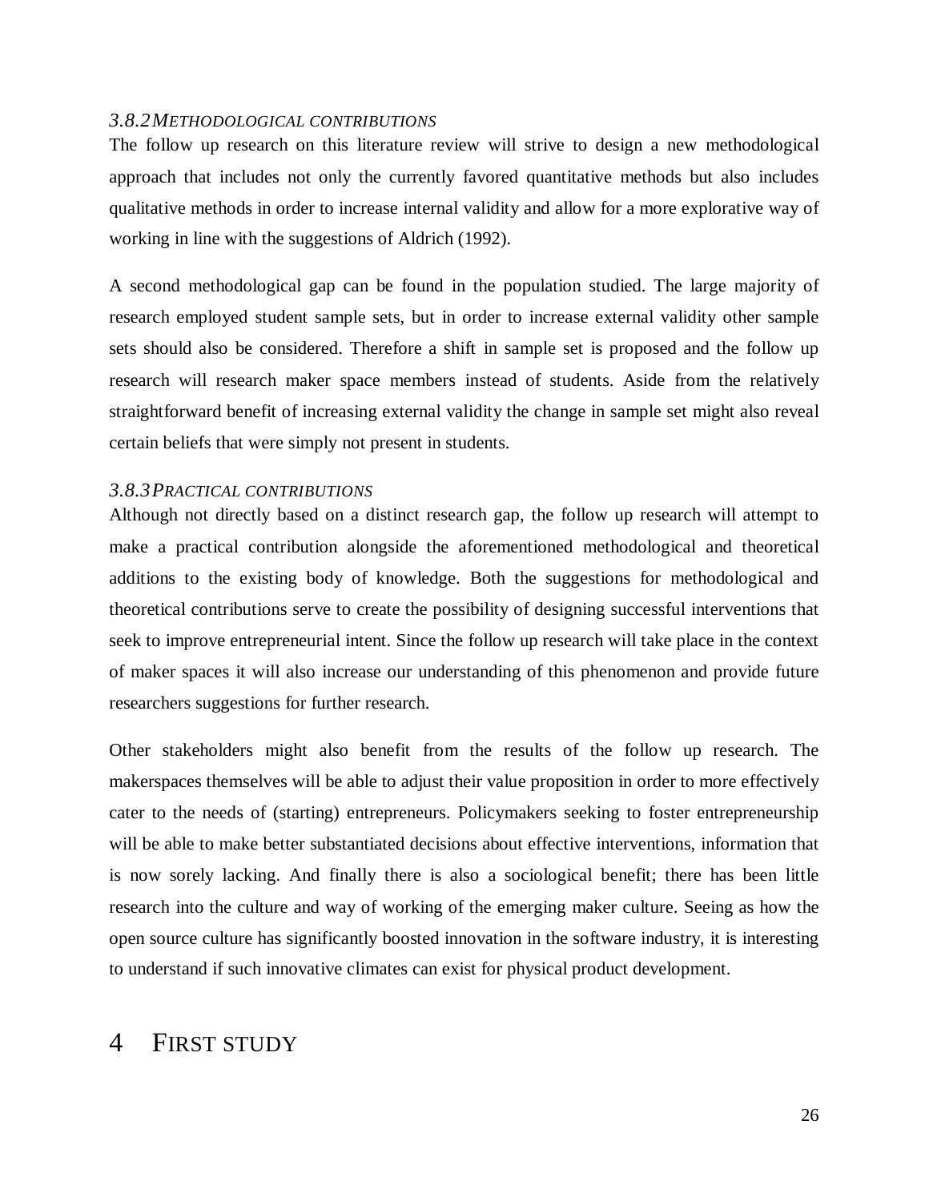### *3.8.2 Methodological contributions*

The follow up research on this literature review will strive to design a new methodological approach that includes not only the currently favored quantitative methods but also includes qualitative methods in order to increase internal validity and allow for a more explorative way of working in line with the suggestions of Aldrich (1992).

A second methodological gap can be found in the population studied. The large majority of research employed student sample sets, but in order to increase external validity other sample sets should also be considered. Therefore a shift in sample set is proposed and the follow up research will research maker space members instead of students. Aside from the relatively straightforward benefit of increasing external validity the change in sample set might also reveal certain beliefs that were simply not present in students.

### *3.8.3 Practical contributions*

Although not directly based on a distinct research gap, the follow up research will attempt to make a practical contribution alongside the aforementioned methodological and theoretical additions to the existing body of knowledge. Both the suggestions for methodological and theoretical contributions serve to create the possibility of designing successful interventions that seek to improve entrepreneurial intent. Since the follow up research will take place in the context of maker spaces it will also increase our understanding of this phenomenon and provide future researchers suggestions for further research.

Other stakeholders might also benefit from the results of the follow up research. The makerspaces themselves will be able to adjust their value proposition in order to more effectively cater to the needs of (starting) entrepreneurs. Policymakers seeking to foster entrepreneurship will be able to make better substantiated decisions about effective interventions, information that is now sorely lacking. And finally there is also a sociological benefit; there has been little research into the culture and way of working of the emerging maker culture. Seeing as how the open source culture has significantly boosted innovation in the software industry, it is interesting to understand if such innovative climates can exist for physical product development.

# 4 First Study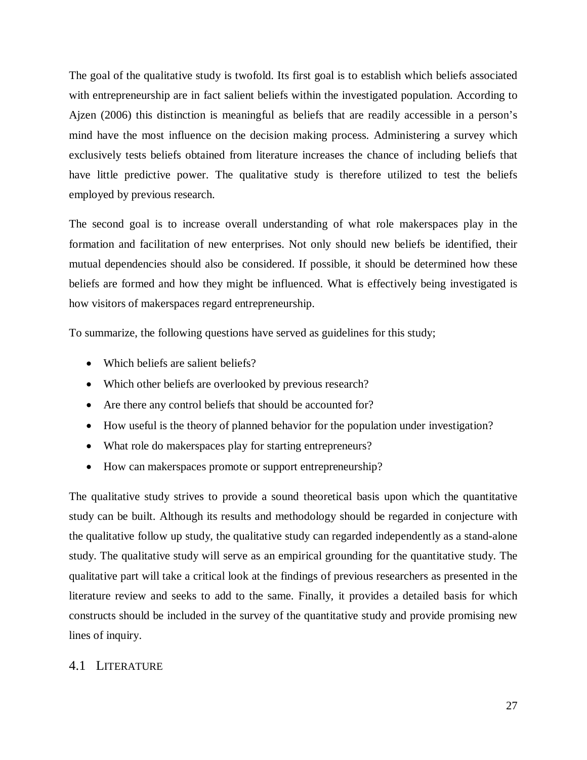The goal of the qualitative study is twofold. Its first goal is to establish which beliefs associated with entrepreneurship are in fact salient beliefs within the investigated population. According to Ajzen (2006) this distinction is meaningful as beliefs that are readily accessible in a person's mind have the most influence on the decision making process. Administering a survey which exclusively tests beliefs obtained from literature increases the chance of including beliefs that have little predictive power. The qualitative study is therefore utilized to test the beliefs employed by previous research.

The second goal is to increase overall understanding of what role makerspaces play in the formation and facilitation of new enterprises. Not only should new beliefs be identified, their mutual dependencies should also be considered. If possible, it should be determined how these beliefs are formed and how they might be influenced. What is effectively being investigated is how visitors of makerspaces regard entrepreneurship.

To summarize, the following questions have served as guidelines for this study;

- Which beliefs are salient beliefs?
- Which other beliefs are overlooked by previous research?
- Are there any control beliefs that should be accounted for?
- How useful is the theory of planned behavior for the population under investigation?
- What role do makerspaces play for starting entrepreneurs?
- How can makerspaces promote or support entrepreneurship?

The qualitative study strives to provide a sound theoretical basis upon which the quantitative study can be built. Although its results and methodology should be regarded in conjecture with the qualitative follow up study, the qualitative study can regarded independently as a stand-alone study. The qualitative study will serve as an empirical grounding for the quantitative study. The qualitative part will take a critical look at the findings of previous researchers as presented in the literature review and seeks to add to the same. Finally, it provides a detailed basis for which constructs should be included in the survey of the quantitative study and provide promising new lines of inquiry.

## 4.1 Literature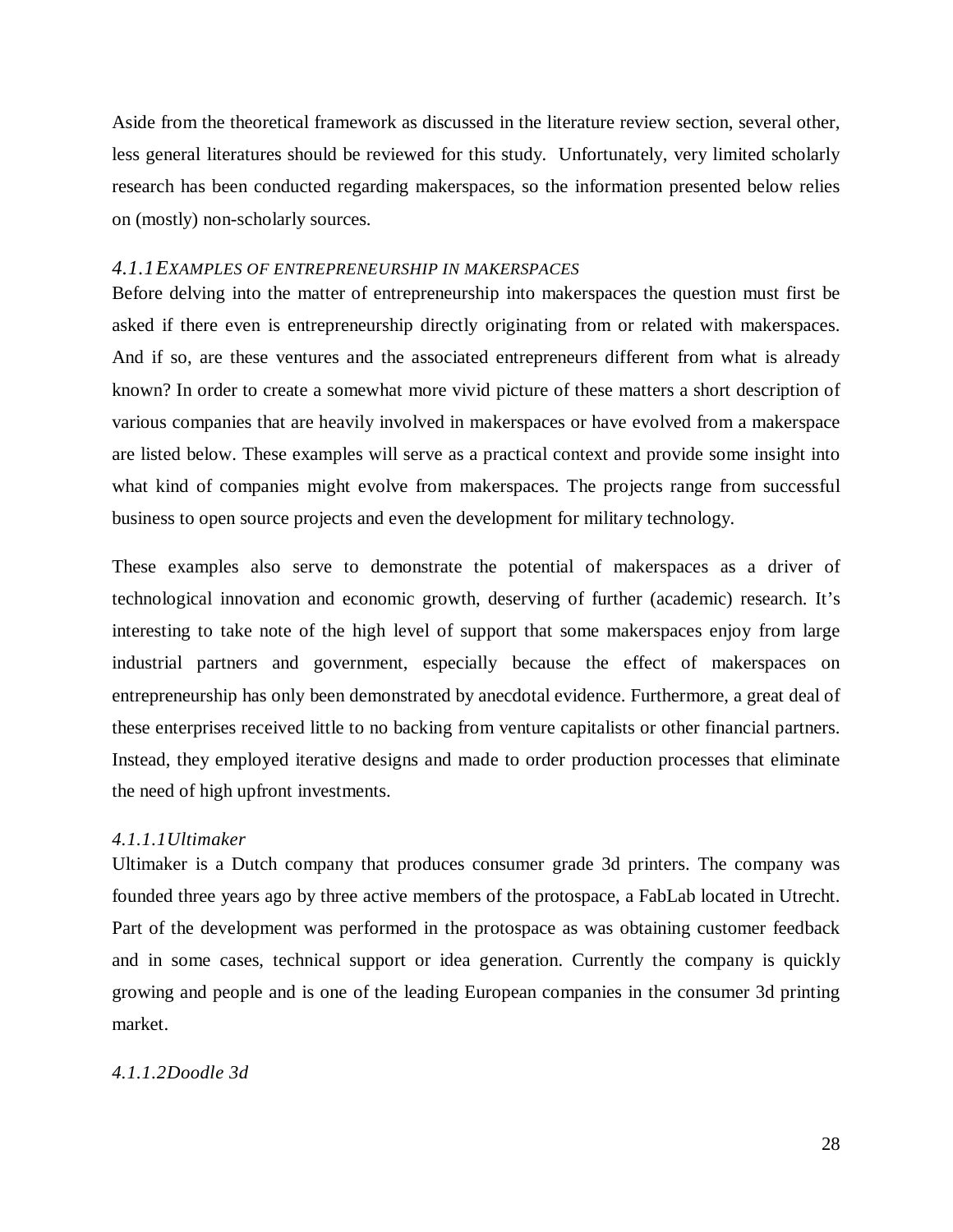Aside from the theoretical framework as discussed in the literature review section, several other, less general literatures should be reviewed for this study. Unfortunately, very limited scholarly research has been conducted regarding makerspaces, so the information presented below relies on (mostly) non-scholarly sources.

#### *4.1.1 EXAMPLES OF ENTREPRENEURSHIP IN MAKERSPACES*

Before delving into the matter of entrepreneurship into makerspaces the question must first be asked if there even is entrepreneurship directly originating from or related with makerspaces. And if so, are these ventures and the associated entrepreneurs different from what is already known? In order to create a somewhat more vivid picture of these matters a short description of various companies that are heavily involved in makerspaces or have evolved from a makerspace are listed below. These examples will serve as a practical context and provide some insight into what kind of companies might evolve from makerspaces. The projects range from successful business to open source projects and even the development for military technology.

These examples also serve to demonstrate the potential of makerspaces as a driver of technological innovation and economic growth, deserving of further (academic) research. It's interesting to take note of the high level of support that some makerspaces enjoy from large industrial partners and government, especially because the effect of makerspaces on entrepreneurship has only been demonstrated by anecdotal evidence. Furthermore, a great deal of these enterprises received little to no backing from venture capitalists or other financial partners. Instead, they employed iterative designs and made to order production processes that eliminate the need of high upfront investments.

##### *4.1.1.1 Ultimaker*

Ultimaker is a Dutch company that produces consumer grade 3d printers. The company was founded three years ago by three active members of the protospace, a FabLab located in Utrecht. Part of the development was performed in the protospace as was obtaining customer feedback and in some cases, technical support or idea generation. Currently the company is quickly growing and people and is one of the leading European companies in the consumer 3d printing market.

##### *4.1.1.2 Doodle 3d*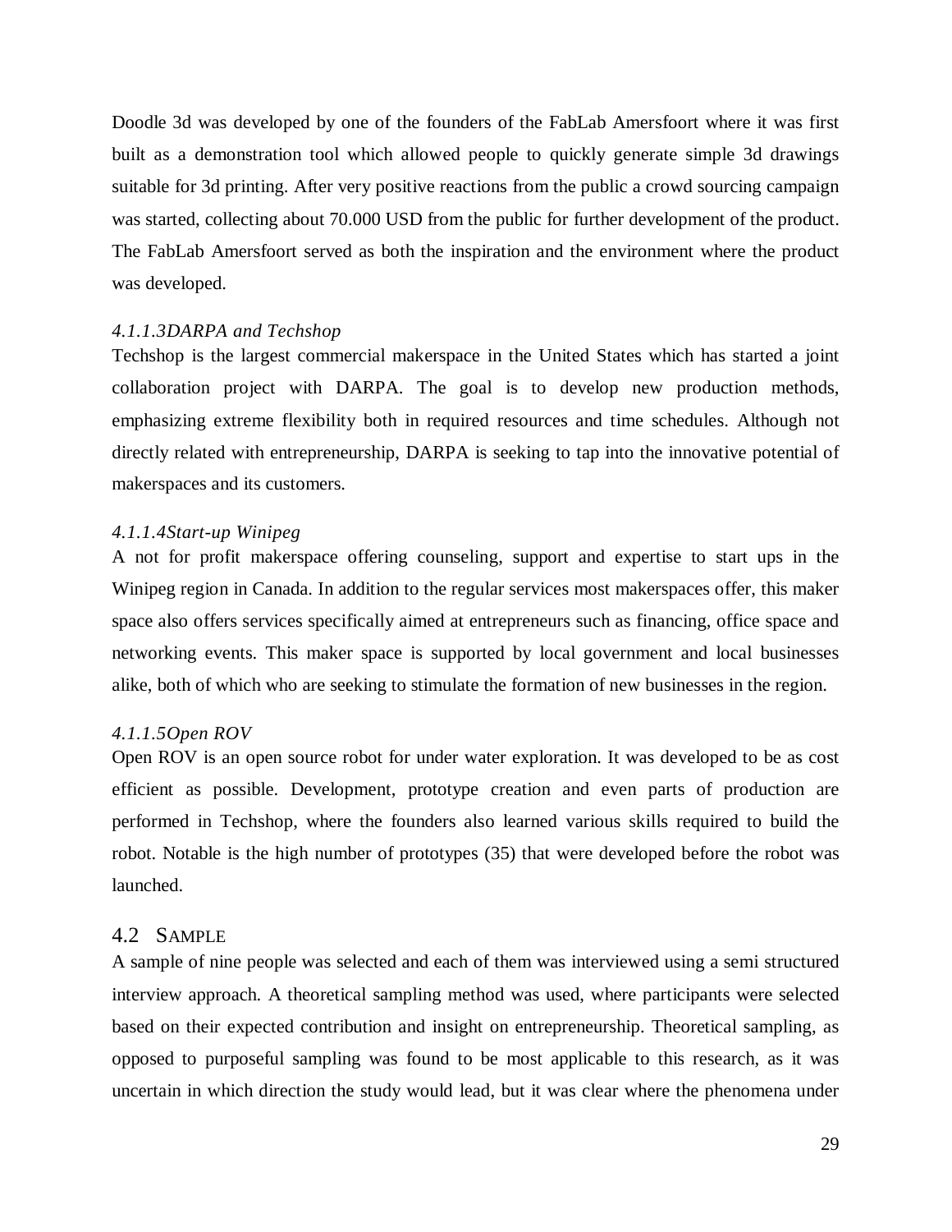Doodle 3d was developed by one of the founders of the FabLab Amersfoort where it was first built as a demonstration tool which allowed people to quickly generate simple 3d drawings suitable for 3d printing. After very positive reactions from the public a crowd sourcing campaign was started, collecting about 70.000 USD from the public for further development of the product. The FabLab Amersfoort served as both the inspiration and the environment where the product was developed.

#### *4.1.1.3DARPA and Techshop*

Techshop is the largest commercial makerspace in the United States which has started a joint collaboration project with DARPA. The goal is to develop new production methods, emphasizing extreme flexibility both in required resources and time schedules. Although not directly related with entrepreneurship, DARPA is seeking to tap into the innovative potential of makerspaces and its customers.

#### *4.1.1.4Start-up Winipeg*

A not for profit makerspace offering counseling, support and expertise to start ups in the Winipeg region in Canada. In addition to the regular services most makerspaces offer, this maker space also offers services specifically aimed at entrepreneurs such as financing, office space and networking events. This maker space is supported by local government and local businesses alike, both of which who are seeking to stimulate the formation of new businesses in the region.

#### *4.1.1.5Open ROV*

Open ROV is an open source robot for under water exploration. It was developed to be as cost efficient as possible. Development, prototype creation and even parts of production are performed in Techshop, where the founders also learned various skills required to build the robot. Notable is the high number of prototypes (35) that were developed before the robot was launched.

## 4.2 Sample

A sample of nine people was selected and each of them was interviewed using a semi structured interview approach. A theoretical sampling method was used, where participants were selected based on their expected contribution and insight on entrepreneurship. Theoretical sampling, as opposed to purposeful sampling was found to be most applicable to this research, as it was uncertain in which direction the study would lead, but it was clear where the phenomena under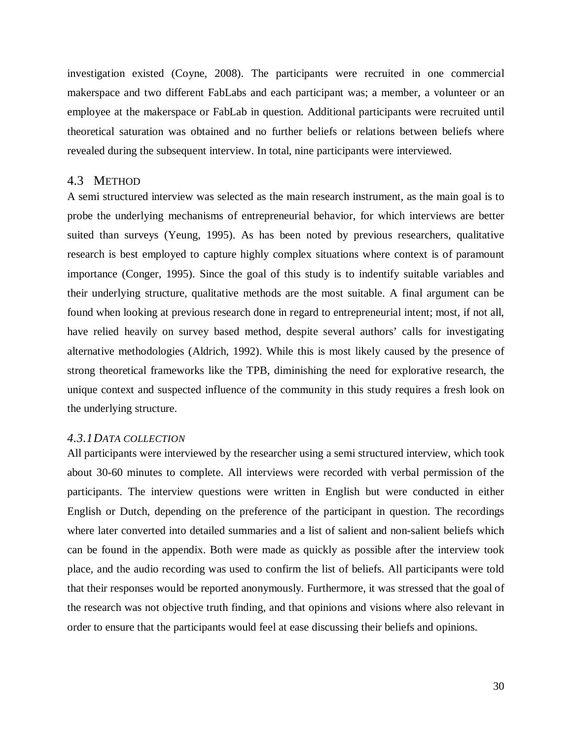investigation existed (Coyne, 2008). The participants were recruited in one commercial makerspace and two different FabLabs and each participant was; a member, a volunteer or an employee at the makerspace or FabLab in question. Additional participants were recruited until theoretical saturation was obtained and no further beliefs or relations between beliefs where revealed during the subsequent interview. In total, nine participants were interviewed.

## 4.3 METHOD

A semi structured interview was selected as the main research instrument, as the main goal is to probe the underlying mechanisms of entrepreneurial behavior, for which interviews are better suited than surveys (Yeung, 1995). As has been noted by previous researchers, qualitative research is best employed to capture highly complex situations where context is of paramount importance (Conger, 1995). Since the goal of this study is to indentify suitable variables and their underlying structure, qualitative methods are the most suitable. A final argument can be found when looking at previous research done in regard to entrepreneurial intent; most, if not all, have relied heavily on survey based method, despite several authors' calls for investigating alternative methodologies (Aldrich, 1992). While this is most likely caused by the presence of strong theoretical frameworks like the TPB, diminishing the need for explorative research, the unique context and suspected influence of the community in this study requires a fresh look on the underlying structure.

### *4.3.1 DATA COLLECTION*

All participants were interviewed by the researcher using a semi structured interview, which took about 30-60 minutes to complete. All interviews were recorded with verbal permission of the participants. The interview questions were written in English but were conducted in either English or Dutch, depending on the preference of the participant in question. The recordings where later converted into detailed summaries and a list of salient and non-salient beliefs which can be found in the appendix. Both were made as quickly as possible after the interview took place, and the audio recording was used to confirm the list of beliefs. All participants were told that their responses would be reported anonymously. Furthermore, it was stressed that the goal of the research was not objective truth finding, and that opinions and visions where also relevant in order to ensure that the participants would feel at ease discussing their beliefs and opinions.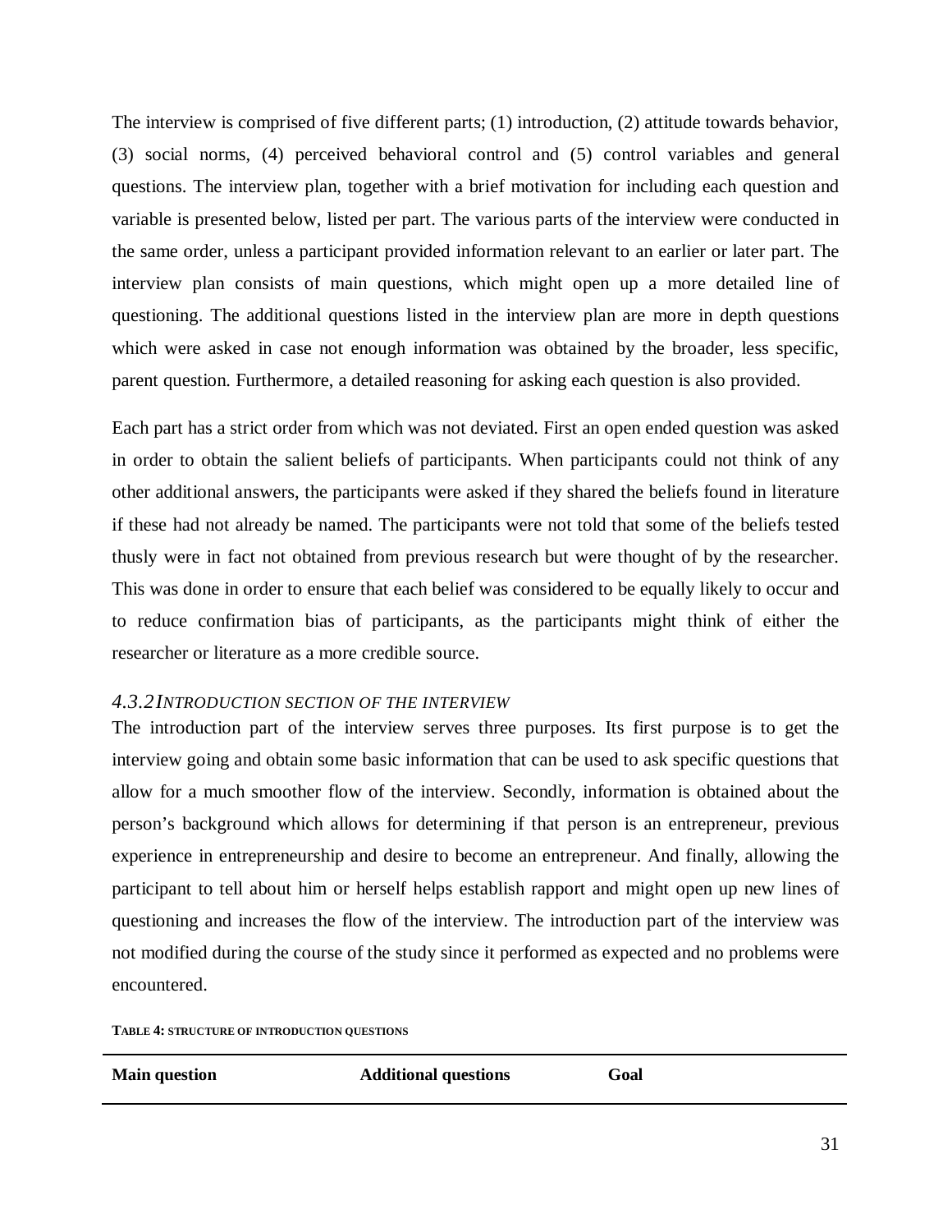The interview is comprised of five different parts; (1) introduction, (2) attitude towards behavior, (3) social norms, (4) perceived behavioral control and (5) control variables and general questions. The interview plan, together with a brief motivation for including each question and variable is presented below, listed per part. The various parts of the interview were conducted in the same order, unless a participant provided information relevant to an earlier or later part. The interview plan consists of main questions, which might open up a more detailed line of questioning. The additional questions listed in the interview plan are more in depth questions which were asked in case not enough information was obtained by the broader, less specific, parent question. Furthermore, a detailed reasoning for asking each question is also provided.

Each part has a strict order from which was not deviated. First an open ended question was asked in order to obtain the salient beliefs of participants. When participants could not think of any other additional answers, the participants were asked if they shared the beliefs found in literature if these had not already be named. The participants were not told that some of the beliefs tested thusly were in fact not obtained from previous research but were thought of by the researcher. This was done in order to ensure that each belief was considered to be equally likely to occur and to reduce confirmation bias of participants, as the participants might think of either the researcher or literature as a more credible source.

### *4.3.2 INTRODUCTION SECTION OF THE INTERVIEW*

The introduction part of the interview serves three purposes. Its first purpose is to get the interview going and obtain some basic information that can be used to ask specific questions that allow for a much smoother flow of the interview. Secondly, information is obtained about the person's background which allows for determining if that person is an entrepreneur, previous experience in entrepreneurship and desire to become an entrepreneur. And finally, allowing the participant to tell about him or herself helps establish rapport and might open up new lines of questioning and increases the flow of the interview. The introduction part of the interview was not modified during the course of the study since it performed as expected and no problems were encountered.

**TABLE 4: STRUCTURE OF INTRODUCTION QUESTIONS**

| Main question | Additional questions | Goal |
| --- | --- | --- |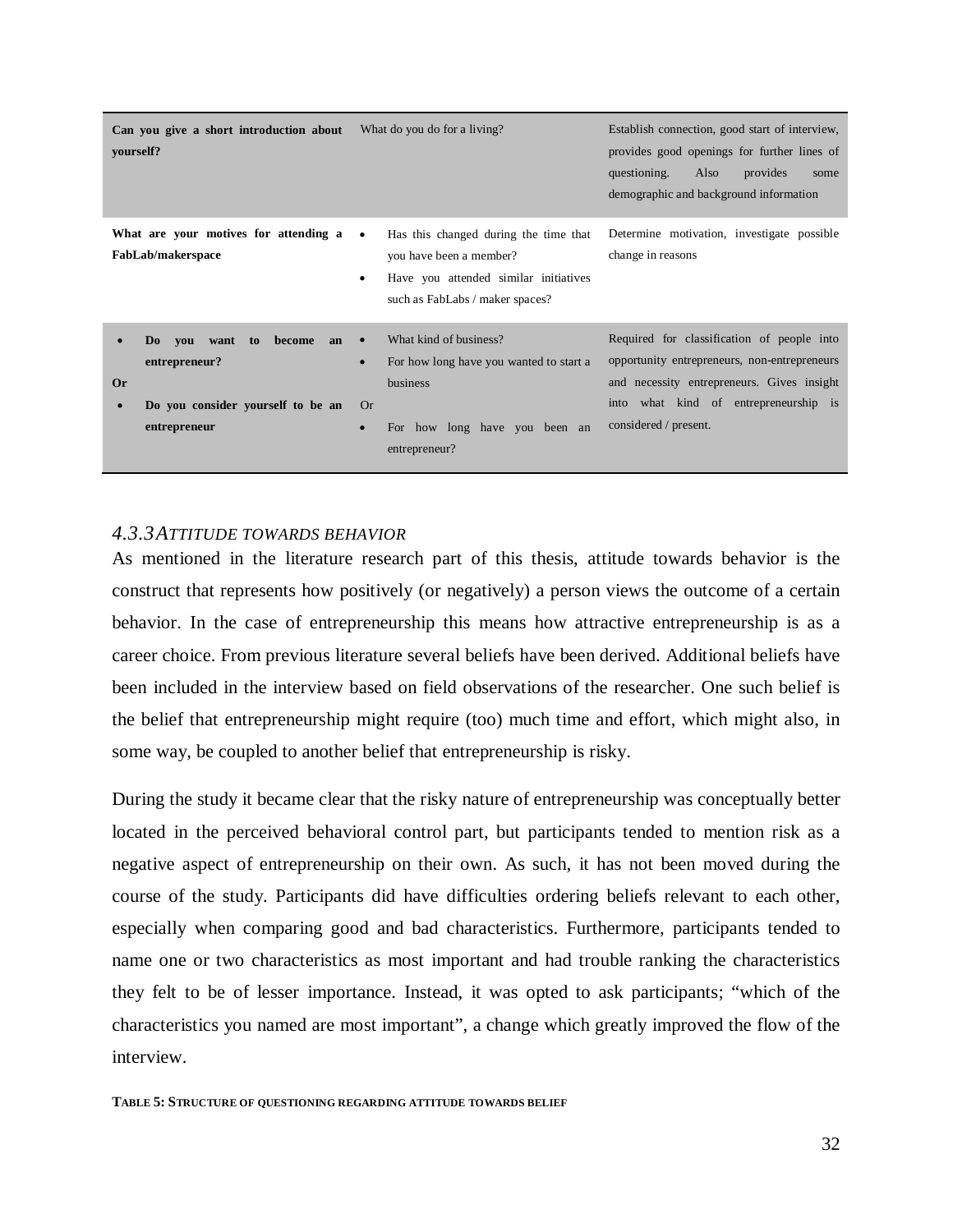| | | |
|---|---|---|
| **Can you give a short introduction about yourself?** | What do you do for a living? | Establish connection, good start of interview, provides good openings for further lines of questioning. Also provides some demographic and background information |
| **What are your motives for attending a FabLab/makerspace** | • Has this changed during the time that you have been a member?<br>• Have you attended similar initiatives such as FabLabs / maker spaces? | Determine motivation, investigate possible change in reasons |
| • **Do you want to become an entrepreneur?**<br>**Or**<br>• **Do you consider yourself to be an entrepreneur** | • What kind of business?<br>• For how long have you wanted to start a business<br>Or<br>• For how long have you been an entrepreneur? | Required for classification of people into opportunity entrepreneurs, non-entrepreneurs and necessity entrepreneurs. Gives insight into what kind of entrepreneurship is considered / present. |

### *4.3.3 ATTITUDE TOWARDS BEHAVIOR*

As mentioned in the literature research part of this thesis, attitude towards behavior is the construct that represents how positively (or negatively) a person views the outcome of a certain behavior. In the case of entrepreneurship this means how attractive entrepreneurship is as a career choice. From previous literature several beliefs have been derived. Additional beliefs have been included in the interview based on field observations of the researcher. One such belief is the belief that entrepreneurship might require (too) much time and effort, which might also, in some way, be coupled to another belief that entrepreneurship is risky.

During the study it became clear that the risky nature of entrepreneurship was conceptually better located in the perceived behavioral control part, but participants tended to mention risk as a negative aspect of entrepreneurship on their own. As such, it has not been moved during the course of the study. Participants did have difficulties ordering beliefs relevant to each other, especially when comparing good and bad characteristics. Furthermore, participants tended to name one or two characteristics as most important and had trouble ranking the characteristics they felt to be of lesser importance. Instead, it was opted to ask participants; "which of the characteristics you named are most important", a change which greatly improved the flow of the interview.

**TABLE 5: STRUCTURE OF QUESTIONING REGARDING ATTITUDE TOWARDS BELIEF**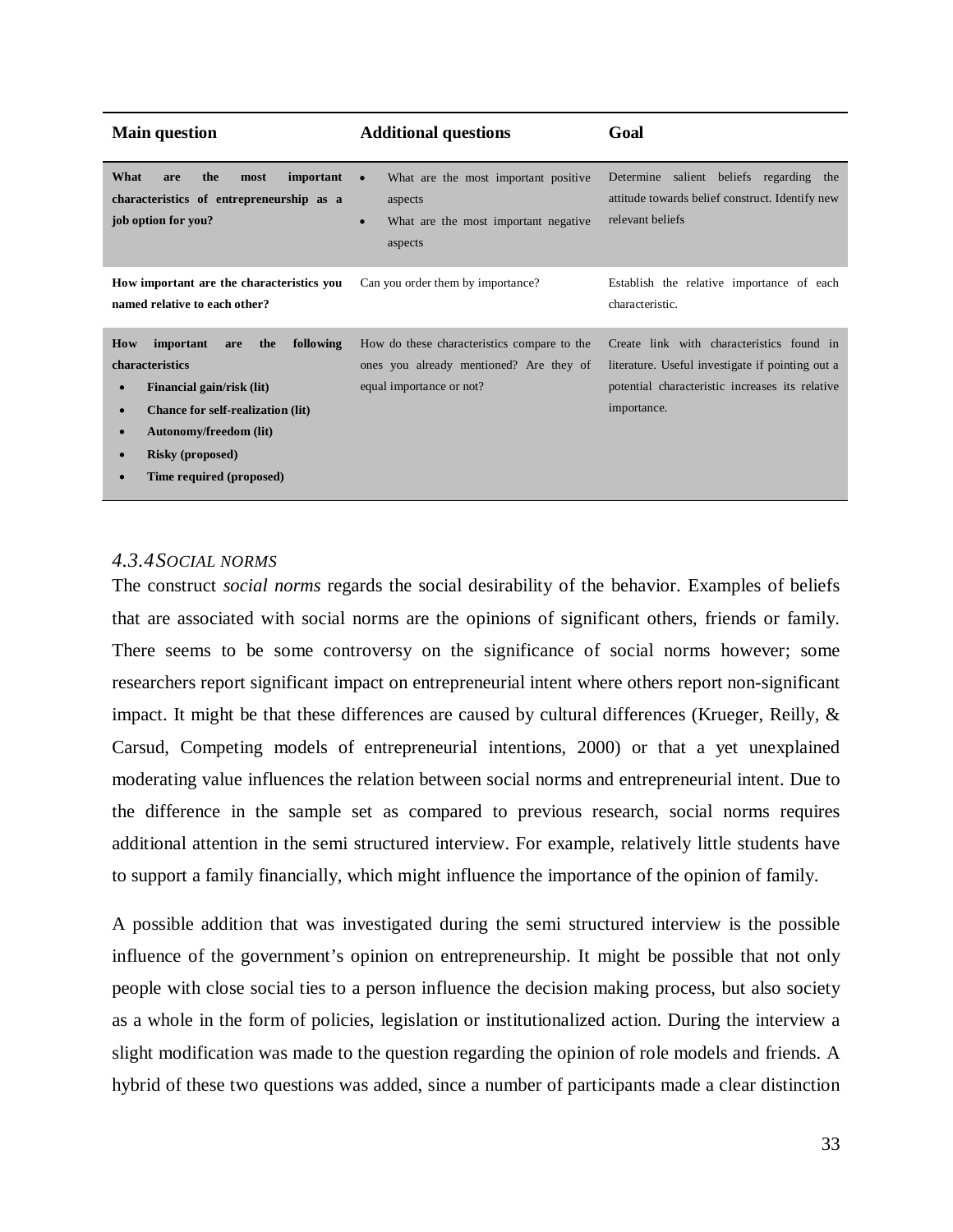| Main question | Additional questions | Goal |
|---|---|---|
| **What are the most important characteristics of entrepreneurship as a job option for you?** | • What are the most important positive aspects<br>• What are the most important negative aspects | Determine salient beliefs regarding the attitude towards belief construct. Identify new relevant beliefs |
| **How important are the characteristics you named relative to each other?** | Can you order them by importance? | Establish the relative importance of each characteristic. |
| **How important are the following characteristics**<br>• **Financial gain/risk (lit)**<br>• **Chance for self-realization (lit)**<br>• **Autonomy/freedom (lit)**<br>• **Risky (proposed)**<br>• **Time required (proposed)** | How do these characteristics compare to the ones you already mentioned? Are they of equal importance or not? | Create link with characteristics found in literature. Useful investigate if pointing out a potential characteristic increases its relative importance. |

### *4.3.4 Social norms*

The construct *social norms* regards the social desirability of the behavior. Examples of beliefs that are associated with social norms are the opinions of significant others, friends or family. There seems to be some controversy on the significance of social norms however; some researchers report significant impact on entrepreneurial intent where others report non-significant impact. It might be that these differences are caused by cultural differences (Krueger, Reilly, & Carsud, Competing models of entrepreneurial intentions, 2000) or that a yet unexplained moderating value influences the relation between social norms and entrepreneurial intent. Due to the difference in the sample set as compared to previous research, social norms requires additional attention in the semi structured interview. For example, relatively little students have to support a family financially, which might influence the importance of the opinion of family.

A possible addition that was investigated during the semi structured interview is the possible influence of the government's opinion on entrepreneurship. It might be possible that not only people with close social ties to a person influence the decision making process, but also society as a whole in the form of policies, legislation or institutionalized action. During the interview a slight modification was made to the question regarding the opinion of role models and friends. A hybrid of these two questions was added, since a number of participants made a clear distinction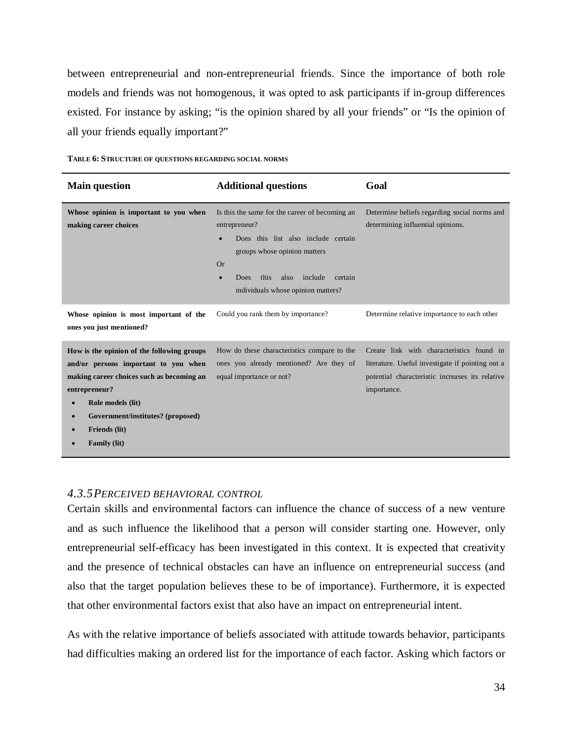between entrepreneurial and non-entrepreneurial friends. Since the importance of both role models and friends was not homogenous, it was opted to ask participants if in-group differences existed. For instance by asking; "is the opinion shared by all your friends" or "Is the opinion of all your friends equally important?"

**TABLE 6: STRUCTURE OF QUESTIONS REGARDING SOCIAL NORMS**

| Main question | Additional questions | Goal |
|---|---|---|
| **Whose opinion is important to you when making career choices** | Is this the same for the career of becoming an entrepreneur?<br>• Does this list also include certain groups whose opinion matters<br>Or<br>• Does this also include certain individuals whose opinion matters? | Determine beliefs regarding social norms and determining influential opinions. |
| **Whose opinion is most important of the ones you just mentioned?** | Could you rank them by importance? | Determine relative importance to each other |
| **How is the opinion of the following groups and/or persons important to you when making career choices such as becoming an entrepreneur?**<br>• **Role models (lit)**<br>• **Government/institutes? (proposed)**<br>• **Friends (lit)**<br>• **Family (lit)** | How do these characteristics compare to the ones you already mentioned? Are they of equal importance or not? | Create link with characteristics found in literature. Useful investigate if pointing out a potential characteristic increases its relative importance. |

### *4.3.5 PERCEIVED BEHAVIORAL CONTROL*

Certain skills and environmental factors can influence the chance of success of a new venture and as such influence the likelihood that a person will consider starting one. However, only entrepreneurial self-efficacy has been investigated in this context. It is expected that creativity and the presence of technical obstacles can have an influence on entrepreneurial success (and also that the target population believes these to be of importance). Furthermore, it is expected that other environmental factors exist that also have an impact on entrepreneurial intent.

As with the relative importance of beliefs associated with attitude towards behavior, participants had difficulties making an ordered list for the importance of each factor. Asking which factors or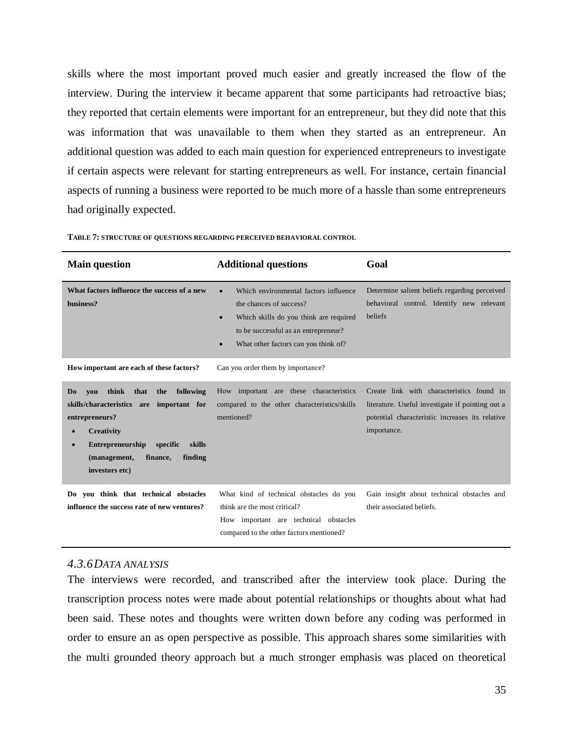skills where the most important proved much easier and greatly increased the flow of the interview. During the interview it became apparent that some participants had retroactive bias; they reported that certain elements were important for an entrepreneur, but they did note that this was information that was unavailable to them when they started as an entrepreneur. An additional question was added to each main question for experienced entrepreneurs to investigate if certain aspects were relevant for starting entrepreneurs as well. For instance, certain financial aspects of running a business were reported to be much more of a hassle than some entrepreneurs had originally expected.

**TABLE 7: STRUCTURE OF QUESTIONS REGARDING PERCEIVED BEHAVIORAL CONTROL**

| Main question | Additional questions | Goal |
|---|---|---|
| **What factors influence the success of a new business?** | • Which environmental factors influence the chances of success?<br>• Which skills do you think are required to be successful as an entrepreneur?<br>• What other factors can you think of? | Determine salient beliefs regarding perceived behavioral control. Identify new relevant beliefs |
| **How important are each of these factors?** | Can you order them by importance? | |
| **Do you think that the following skills/characteristics are important for entrepreneurs?**<br>• **Creativity**<br>• **Entrepreneurship specific skills (management, finance, finding investors etc)** | How important are these characteristics compared to the other characteristics/skills mentioned? | Create link with characteristics found in literature. Useful investigate if pointing out a potential characteristic increases its relative importance. |
| **Do you think that technical obstacles influence the success rate of new ventures?** | What kind of technical obstacles do you think are the most critical?<br>How important are technical obstacles compared to the other factors mentioned? | Gain insight about technical obstacles and their associated beliefs. |

### *4.3.6 DATA ANALYSIS*

The interviews were recorded, and transcribed after the interview took place. During the transcription process notes were made about potential relationships or thoughts about what had been said. These notes and thoughts were written down before any coding was performed in order to ensure an as open perspective as possible. This approach shares some similarities with the multi grounded theory approach but a much stronger emphasis was placed on theoretical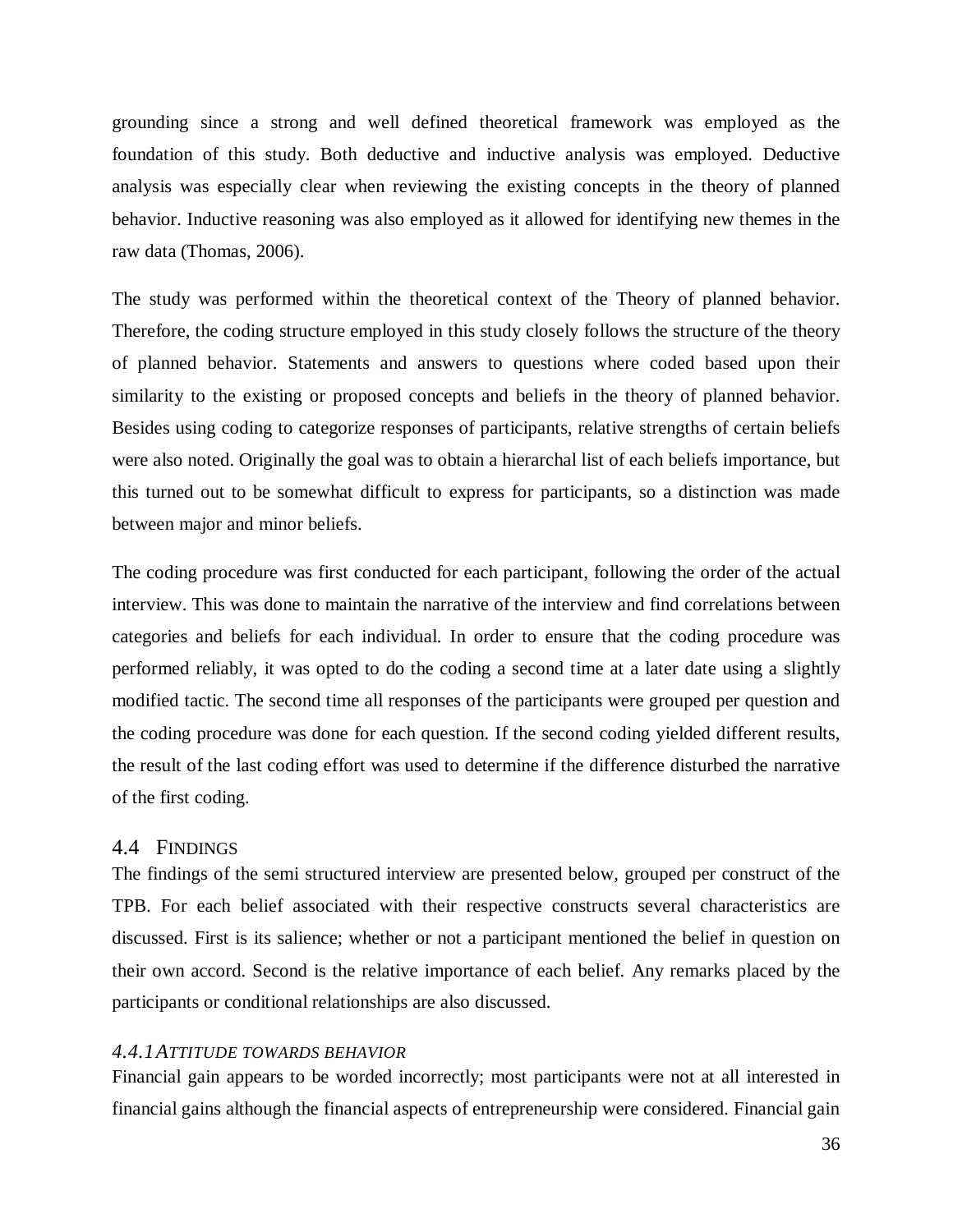grounding since a strong and well defined theoretical framework was employed as the foundation of this study. Both deductive and inductive analysis was employed. Deductive analysis was especially clear when reviewing the existing concepts in the theory of planned behavior. Inductive reasoning was also employed as it allowed for identifying new themes in the raw data (Thomas, 2006).

The study was performed within the theoretical context of the Theory of planned behavior. Therefore, the coding structure employed in this study closely follows the structure of the theory of planned behavior. Statements and answers to questions where coded based upon their similarity to the existing or proposed concepts and beliefs in the theory of planned behavior. Besides using coding to categorize responses of participants, relative strengths of certain beliefs were also noted. Originally the goal was to obtain a hierarchal list of each beliefs importance, but this turned out to be somewhat difficult to express for participants, so a distinction was made between major and minor beliefs.

The coding procedure was first conducted for each participant, following the order of the actual interview. This was done to maintain the narrative of the interview and find correlations between categories and beliefs for each individual. In order to ensure that the coding procedure was performed reliably, it was opted to do the coding a second time at a later date using a slightly modified tactic. The second time all responses of the participants were grouped per question and the coding procedure was done for each question. If the second coding yielded different results, the result of the last coding effort was used to determine if the difference disturbed the narrative of the first coding.

## 4.4 FINDINGS

The findings of the semi structured interview are presented below, grouped per construct of the TPB. For each belief associated with their respective constructs several characteristics are discussed. First is its salience; whether or not a participant mentioned the belief in question on their own accord. Second is the relative importance of each belief. Any remarks placed by the participants or conditional relationships are also discussed.

### *4.4.1 ATTITUDE TOWARDS BEHAVIOR*

Financial gain appears to be worded incorrectly; most participants were not at all interested in financial gains although the financial aspects of entrepreneurship were considered. Financial gain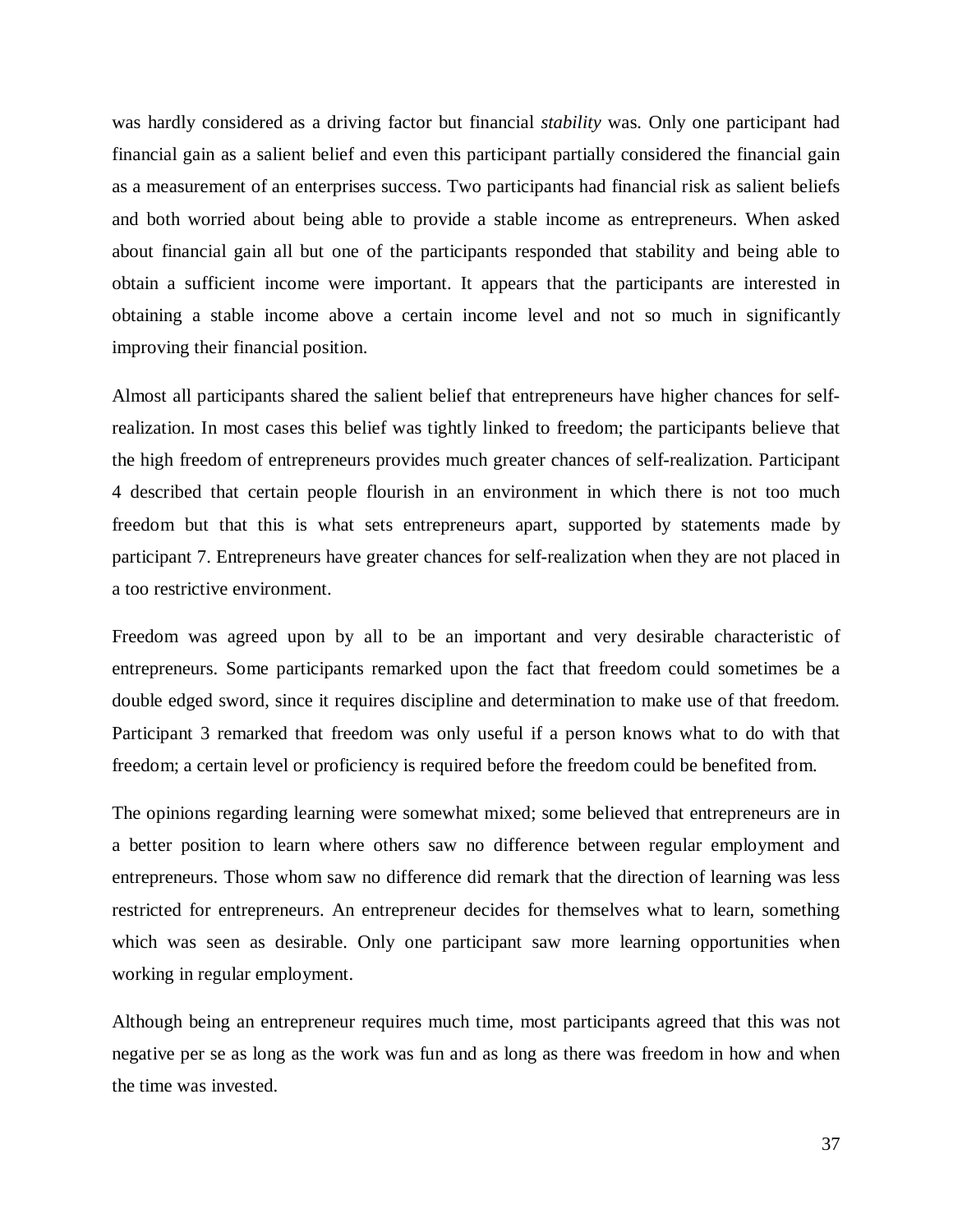was hardly considered as a driving factor but financial *stability* was. Only one participant had financial gain as a salient belief and even this participant partially considered the financial gain as a measurement of an enterprises success. Two participants had financial risk as salient beliefs and both worried about being able to provide a stable income as entrepreneurs. When asked about financial gain all but one of the participants responded that stability and being able to obtain a sufficient income were important. It appears that the participants are interested in obtaining a stable income above a certain income level and not so much in significantly improving their financial position.

Almost all participants shared the salient belief that entrepreneurs have higher chances for self-realization. In most cases this belief was tightly linked to freedom; the participants believe that the high freedom of entrepreneurs provides much greater chances of self-realization. Participant 4 described that certain people flourish in an environment in which there is not too much freedom but that this is what sets entrepreneurs apart, supported by statements made by participant 7. Entrepreneurs have greater chances for self-realization when they are not placed in a too restrictive environment.

Freedom was agreed upon by all to be an important and very desirable characteristic of entrepreneurs. Some participants remarked upon the fact that freedom could sometimes be a double edged sword, since it requires discipline and determination to make use of that freedom. Participant 3 remarked that freedom was only useful if a person knows what to do with that freedom; a certain level or proficiency is required before the freedom could be benefited from.

The opinions regarding learning were somewhat mixed; some believed that entrepreneurs are in a better position to learn where others saw no difference between regular employment and entrepreneurs. Those whom saw no difference did remark that the direction of learning was less restricted for entrepreneurs. An entrepreneur decides for themselves what to learn, something which was seen as desirable. Only one participant saw more learning opportunities when working in regular employment.

Although being an entrepreneur requires much time, most participants agreed that this was not negative per se as long as the work was fun and as long as there was freedom in how and when the time was invested.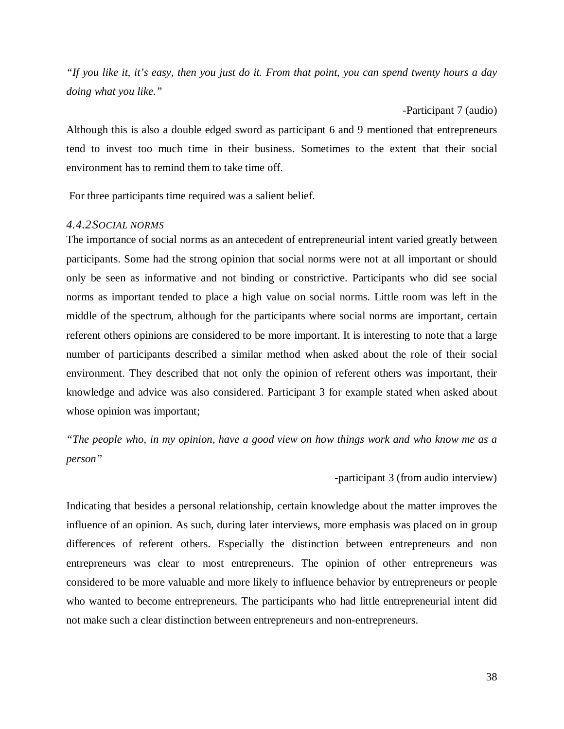*"If you like it, it's easy, then you just do it. From that point, you can spend twenty hours a day doing what you like."*

-Participant 7 (audio)

Although this is also a double edged sword as participant 6 and 9 mentioned that entrepreneurs tend to invest too much time in their business. Sometimes to the extent that their social environment has to remind them to take time off.

For three participants time required was a salient belief.

### *4.4.2 SOCIAL NORMS*

The importance of social norms as an antecedent of entrepreneurial intent varied greatly between participants. Some had the strong opinion that social norms were not at all important or should only be seen as informative and not binding or constrictive. Participants who did see social norms as important tended to place a high value on social norms. Little room was left in the middle of the spectrum, although for the participants where social norms are important, certain referent others opinions are considered to be more important. It is interesting to note that a large number of participants described a similar method when asked about the role of their social environment. They described that not only the opinion of referent others was important, their knowledge and advice was also considered. Participant 3 for example stated when asked about whose opinion was important;

*"The people who, in my opinion, have a good view on how things work and who know me as a person"*

-participant 3 (from audio interview)

Indicating that besides a personal relationship, certain knowledge about the matter improves the influence of an opinion. As such, during later interviews, more emphasis was placed on in group differences of referent others. Especially the distinction between entrepreneurs and non entrepreneurs was clear to most entrepreneurs. The opinion of other entrepreneurs was considered to be more valuable and more likely to influence behavior by entrepreneurs or people who wanted to become entrepreneurs. The participants who had little entrepreneurial intent did not make such a clear distinction between entrepreneurs and non-entrepreneurs.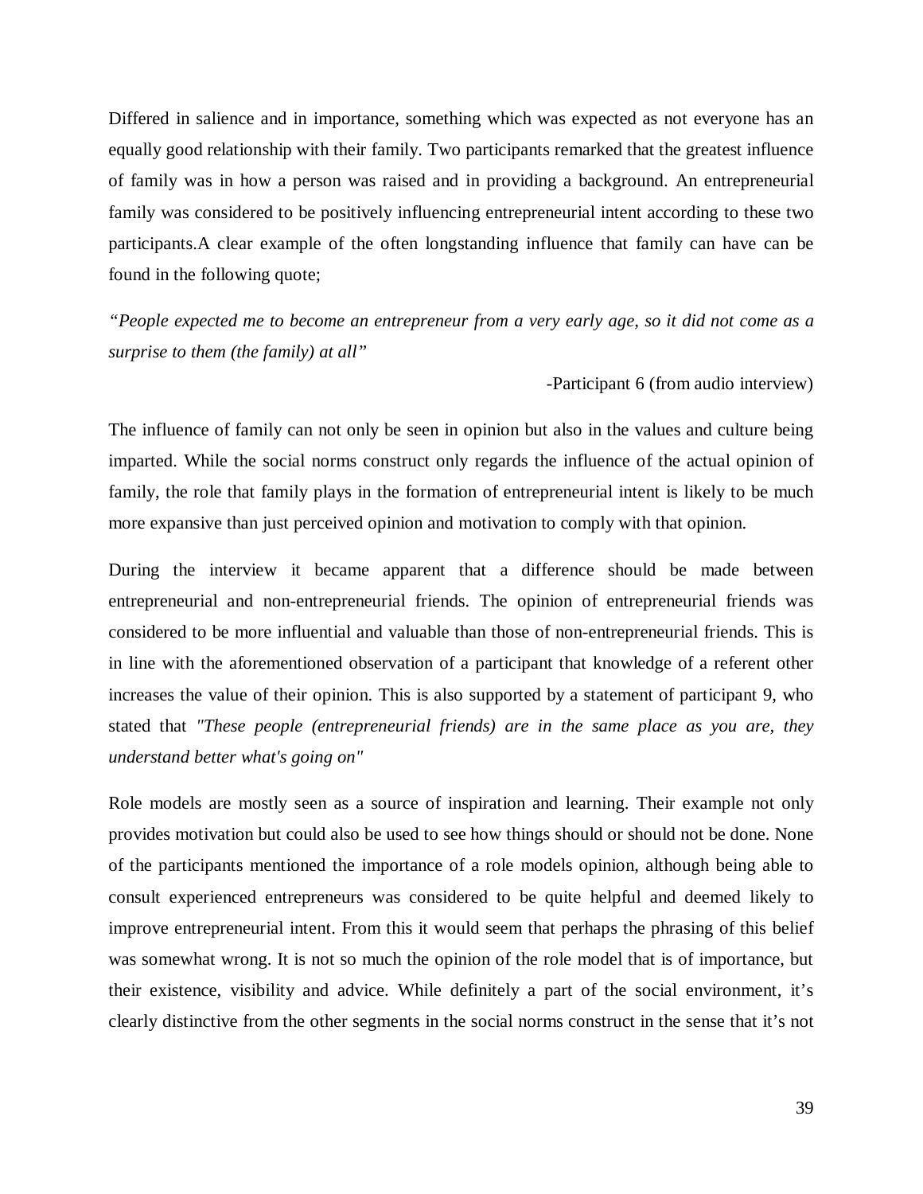Differed in salience and in importance, something which was expected as not everyone has an equally good relationship with their family. Two participants remarked that the greatest influence of family was in how a person was raised and in providing a background. An entrepreneurial family was considered to be positively influencing entrepreneurial intent according to these two participants.A clear example of the often longstanding influence that family can have can be found in the following quote;

*"People expected me to become an entrepreneur from a very early age, so it did not come as a surprise to them (the family) at all"*

-Participant 6 (from audio interview)

The influence of family can not only be seen in opinion but also in the values and culture being imparted. While the social norms construct only regards the influence of the actual opinion of family, the role that family plays in the formation of entrepreneurial intent is likely to be much more expansive than just perceived opinion and motivation to comply with that opinion.

During the interview it became apparent that a difference should be made between entrepreneurial and non-entrepreneurial friends. The opinion of entrepreneurial friends was considered to be more influential and valuable than those of non-entrepreneurial friends. This is in line with the aforementioned observation of a participant that knowledge of a referent other increases the value of their opinion. This is also supported by a statement of participant 9, who stated that *"These people (entrepreneurial friends) are in the same place as you are, they understand better what's going on"*

Role models are mostly seen as a source of inspiration and learning. Their example not only provides motivation but could also be used to see how things should or should not be done. None of the participants mentioned the importance of a role models opinion, although being able to consult experienced entrepreneurs was considered to be quite helpful and deemed likely to improve entrepreneurial intent. From this it would seem that perhaps the phrasing of this belief was somewhat wrong. It is not so much the opinion of the role model that is of importance, but their existence, visibility and advice. While definitely a part of the social environment, it's clearly distinctive from the other segments in the social norms construct in the sense that it's not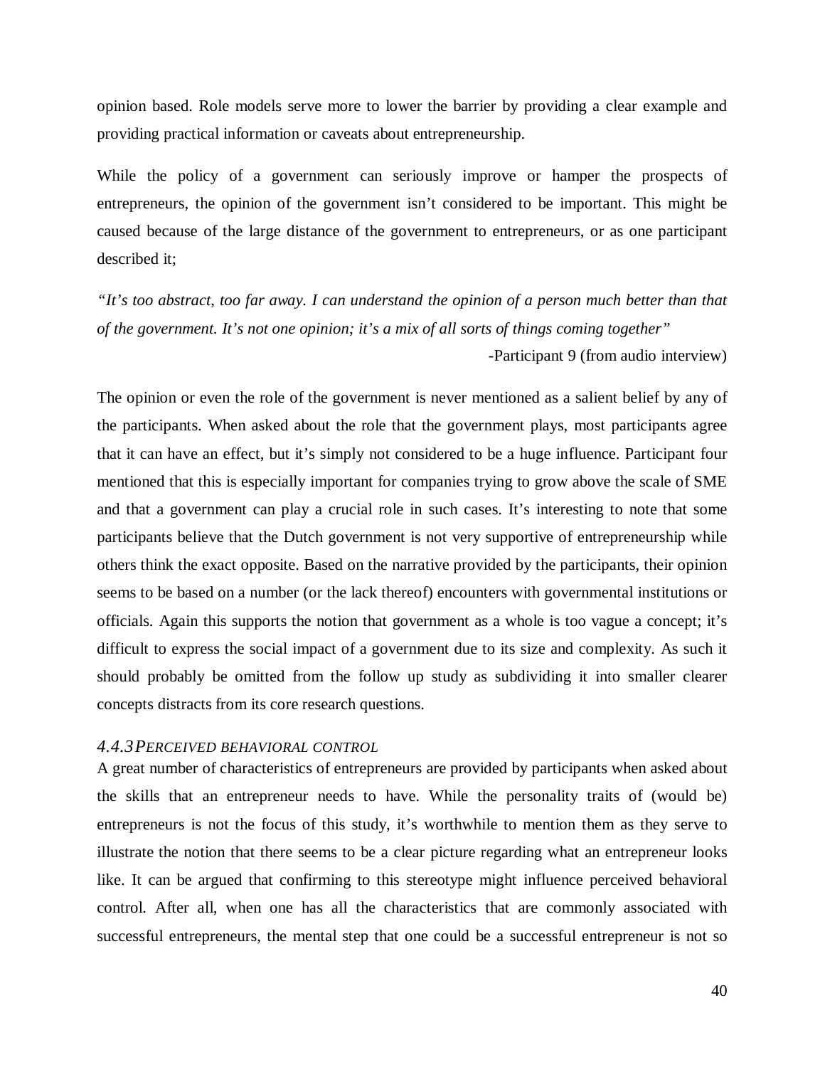opinion based. Role models serve more to lower the barrier by providing a clear example and providing practical information or caveats about entrepreneurship.

While the policy of a government can seriously improve or hamper the prospects of entrepreneurs, the opinion of the government isn't considered to be important. This might be caused because of the large distance of the government to entrepreneurs, or as one participant described it;

*"It's too abstract, too far away. I can understand the opinion of a person much better than that of the government. It's not one opinion; it's a mix of all sorts of things coming together"*

-Participant 9 (from audio interview)

The opinion or even the role of the government is never mentioned as a salient belief by any of the participants. When asked about the role that the government plays, most participants agree that it can have an effect, but it's simply not considered to be a huge influence. Participant four mentioned that this is especially important for companies trying to grow above the scale of SME and that a government can play a crucial role in such cases. It's interesting to note that some participants believe that the Dutch government is not very supportive of entrepreneurship while others think the exact opposite. Based on the narrative provided by the participants, their opinion seems to be based on a number (or the lack thereof) encounters with governmental institutions or officials. Again this supports the notion that government as a whole is too vague a concept; it's difficult to express the social impact of a government due to its size and complexity. As such it should probably be omitted from the follow up study as subdividing it into smaller clearer concepts distracts from its core research questions.

### *4.4.3 Perceived behavioral control*

A great number of characteristics of entrepreneurs are provided by participants when asked about the skills that an entrepreneur needs to have. While the personality traits of (would be) entrepreneurs is not the focus of this study, it's worthwhile to mention them as they serve to illustrate the notion that there seems to be a clear picture regarding what an entrepreneur looks like. It can be argued that confirming to this stereotype might influence perceived behavioral control. After all, when one has all the characteristics that are commonly associated with successful entrepreneurs, the mental step that one could be a successful entrepreneur is not so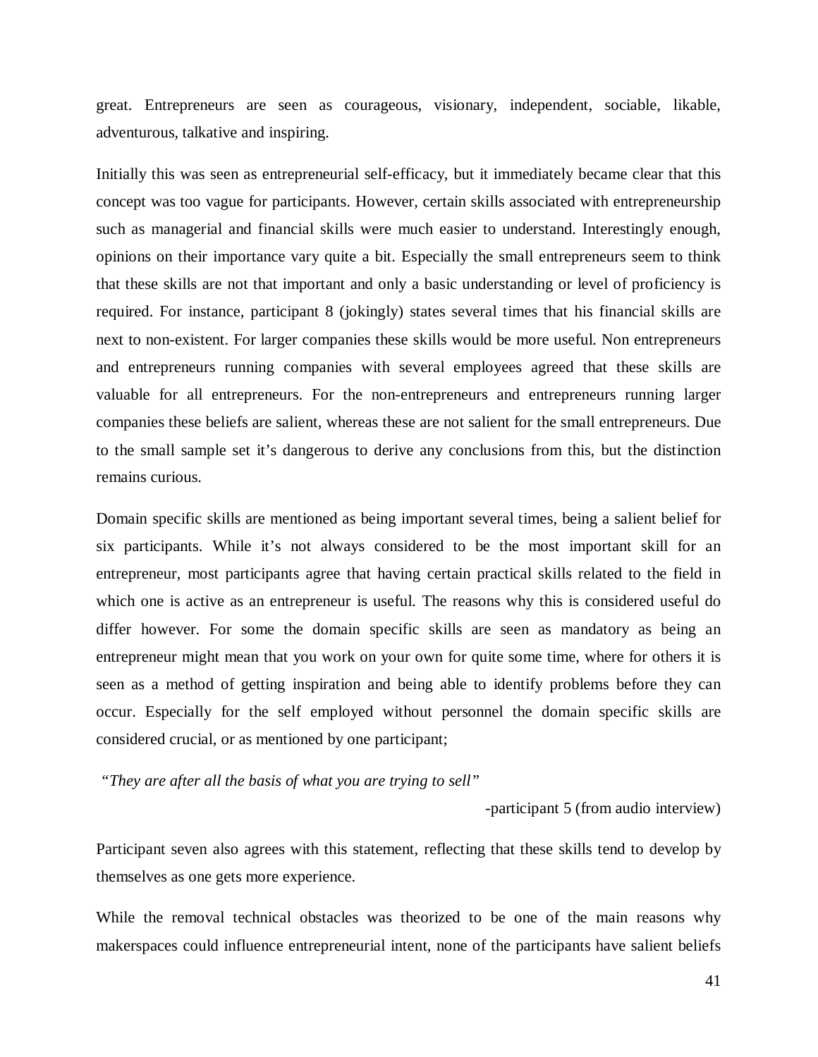great. Entrepreneurs are seen as courageous, visionary, independent, sociable, likable, adventurous, talkative and inspiring.

Initially this was seen as entrepreneurial self-efficacy, but it immediately became clear that this concept was too vague for participants. However, certain skills associated with entrepreneurship such as managerial and financial skills were much easier to understand. Interestingly enough, opinions on their importance vary quite a bit. Especially the small entrepreneurs seem to think that these skills are not that important and only a basic understanding or level of proficiency is required. For instance, participant 8 (jokingly) states several times that his financial skills are next to non-existent. For larger companies these skills would be more useful. Non entrepreneurs and entrepreneurs running companies with several employees agreed that these skills are valuable for all entrepreneurs. For the non-entrepreneurs and entrepreneurs running larger companies these beliefs are salient, whereas these are not salient for the small entrepreneurs. Due to the small sample set it's dangerous to derive any conclusions from this, but the distinction remains curious.

Domain specific skills are mentioned as being important several times, being a salient belief for six participants. While it's not always considered to be the most important skill for an entrepreneur, most participants agree that having certain practical skills related to the field in which one is active as an entrepreneur is useful. The reasons why this is considered useful do differ however. For some the domain specific skills are seen as mandatory as being an entrepreneur might mean that you work on your own for quite some time, where for others it is seen as a method of getting inspiration and being able to identify problems before they can occur. Especially for the self employed without personnel the domain specific skills are considered crucial, or as mentioned by one participant;

*"They are after all the basis of what you are trying to sell"*

-participant 5 (from audio interview)

Participant seven also agrees with this statement, reflecting that these skills tend to develop by themselves as one gets more experience.

While the removal technical obstacles was theorized to be one of the main reasons why makerspaces could influence entrepreneurial intent, none of the participants have salient beliefs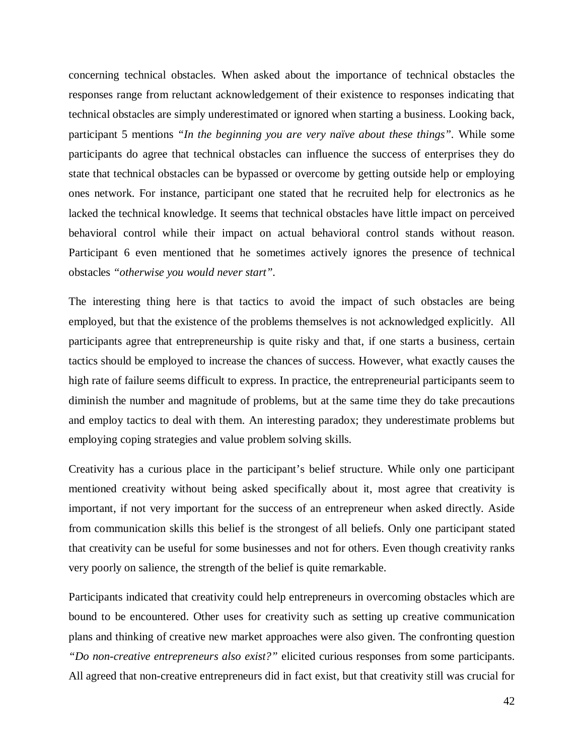concerning technical obstacles. When asked about the importance of technical obstacles the responses range from reluctant acknowledgement of their existence to responses indicating that technical obstacles are simply underestimated or ignored when starting a business. Looking back, participant 5 mentions *"In the beginning you are very naïve about these things"*. While some participants do agree that technical obstacles can influence the success of enterprises they do state that technical obstacles can be bypassed or overcome by getting outside help or employing ones network. For instance, participant one stated that he recruited help for electronics as he lacked the technical knowledge. It seems that technical obstacles have little impact on perceived behavioral control while their impact on actual behavioral control stands without reason. Participant 6 even mentioned that he sometimes actively ignores the presence of technical obstacles *"otherwise you would never start"*.

The interesting thing here is that tactics to avoid the impact of such obstacles are being employed, but that the existence of the problems themselves is not acknowledged explicitly. All participants agree that entrepreneurship is quite risky and that, if one starts a business, certain tactics should be employed to increase the chances of success. However, what exactly causes the high rate of failure seems difficult to express. In practice, the entrepreneurial participants seem to diminish the number and magnitude of problems, but at the same time they do take precautions and employ tactics to deal with them. An interesting paradox; they underestimate problems but employing coping strategies and value problem solving skills.

Creativity has a curious place in the participant's belief structure. While only one participant mentioned creativity without being asked specifically about it, most agree that creativity is important, if not very important for the success of an entrepreneur when asked directly. Aside from communication skills this belief is the strongest of all beliefs. Only one participant stated that creativity can be useful for some businesses and not for others. Even though creativity ranks very poorly on salience, the strength of the belief is quite remarkable.

Participants indicated that creativity could help entrepreneurs in overcoming obstacles which are bound to be encountered. Other uses for creativity such as setting up creative communication plans and thinking of creative new market approaches were also given. The confronting question *"Do non-creative entrepreneurs also exist?"* elicited curious responses from some participants. All agreed that non-creative entrepreneurs did in fact exist, but that creativity still was crucial for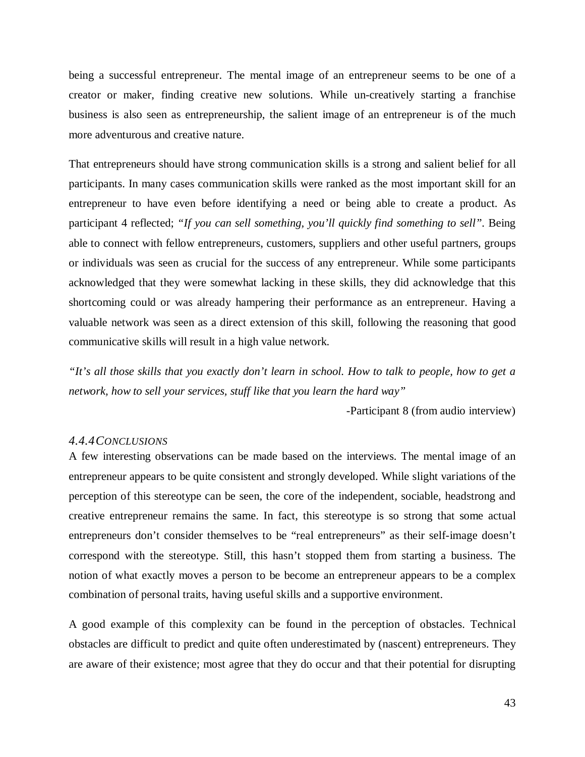being a successful entrepreneur. The mental image of an entrepreneur seems to be one of a creator or maker, finding creative new solutions. While un-creatively starting a franchise business is also seen as entrepreneurship, the salient image of an entrepreneur is of the much more adventurous and creative nature.

That entrepreneurs should have strong communication skills is a strong and salient belief for all participants. In many cases communication skills were ranked as the most important skill for an entrepreneur to have even before identifying a need or being able to create a product. As participant 4 reflected; *"If you can sell something, you'll quickly find something to sell"*. Being able to connect with fellow entrepreneurs, customers, suppliers and other useful partners, groups or individuals was seen as crucial for the success of any entrepreneur. While some participants acknowledged that they were somewhat lacking in these skills, they did acknowledge that this shortcoming could or was already hampering their performance as an entrepreneur. Having a valuable network was seen as a direct extension of this skill, following the reasoning that good communicative skills will result in a high value network.

*"It's all those skills that you exactly don't learn in school. How to talk to people, how to get a network, how to sell your services, stuff like that you learn the hard way"*

-Participant 8 (from audio interview)

### *4.4.4 Conclusions*

A few interesting observations can be made based on the interviews. The mental image of an entrepreneur appears to be quite consistent and strongly developed. While slight variations of the perception of this stereotype can be seen, the core of the independent, sociable, headstrong and creative entrepreneur remains the same. In fact, this stereotype is so strong that some actual entrepreneurs don't consider themselves to be "real entrepreneurs" as their self-image doesn't correspond with the stereotype. Still, this hasn't stopped them from starting a business. The notion of what exactly moves a person to be become an entrepreneur appears to be a complex combination of personal traits, having useful skills and a supportive environment.

A good example of this complexity can be found in the perception of obstacles. Technical obstacles are difficult to predict and quite often underestimated by (nascent) entrepreneurs. They are aware of their existence; most agree that they do occur and that their potential for disrupting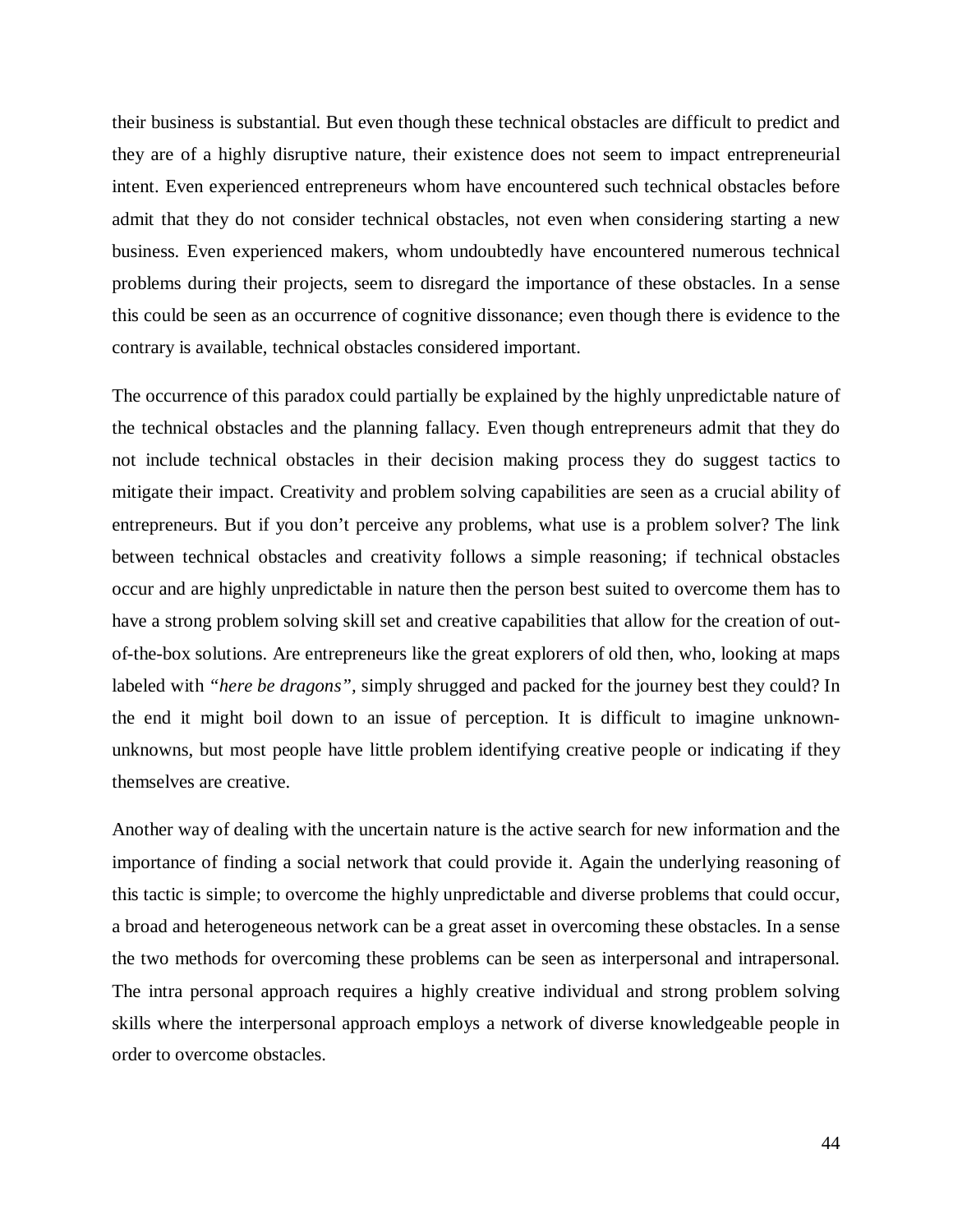their business is substantial. But even though these technical obstacles are difficult to predict and they are of a highly disruptive nature, their existence does not seem to impact entrepreneurial intent. Even experienced entrepreneurs whom have encountered such technical obstacles before admit that they do not consider technical obstacles, not even when considering starting a new business. Even experienced makers, whom undoubtedly have encountered numerous technical problems during their projects, seem to disregard the importance of these obstacles. In a sense this could be seen as an occurrence of cognitive dissonance; even though there is evidence to the contrary is available, technical obstacles considered important.

The occurrence of this paradox could partially be explained by the highly unpredictable nature of the technical obstacles and the planning fallacy. Even though entrepreneurs admit that they do not include technical obstacles in their decision making process they do suggest tactics to mitigate their impact. Creativity and problem solving capabilities are seen as a crucial ability of entrepreneurs. But if you don't perceive any problems, what use is a problem solver? The link between technical obstacles and creativity follows a simple reasoning; if technical obstacles occur and are highly unpredictable in nature then the person best suited to overcome them has to have a strong problem solving skill set and creative capabilities that allow for the creation of out-of-the-box solutions. Are entrepreneurs like the great explorers of old then, who, looking at maps labeled with *"here be dragons"*, simply shrugged and packed for the journey best they could? In the end it might boil down to an issue of perception. It is difficult to imagine unknown-unknowns, but most people have little problem identifying creative people or indicating if they themselves are creative.

Another way of dealing with the uncertain nature is the active search for new information and the importance of finding a social network that could provide it. Again the underlying reasoning of this tactic is simple; to overcome the highly unpredictable and diverse problems that could occur, a broad and heterogeneous network can be a great asset in overcoming these obstacles. In a sense the two methods for overcoming these problems can be seen as interpersonal and intrapersonal. The intra personal approach requires a highly creative individual and strong problem solving skills where the interpersonal approach employs a network of diverse knowledgeable people in order to overcome obstacles.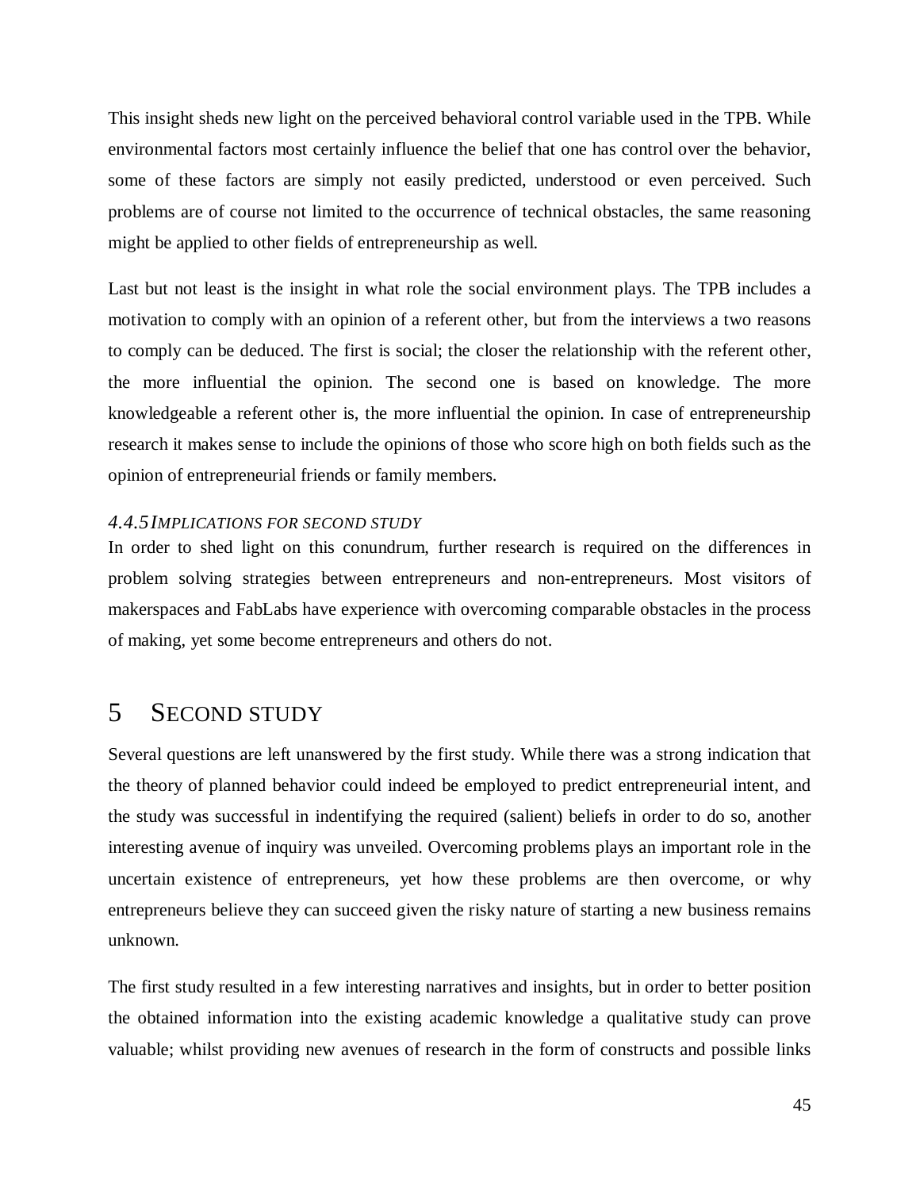This insight sheds new light on the perceived behavioral control variable used in the TPB. While environmental factors most certainly influence the belief that one has control over the behavior, some of these factors are simply not easily predicted, understood or even perceived. Such problems are of course not limited to the occurrence of technical obstacles, the same reasoning might be applied to other fields of entrepreneurship as well.

Last but not least is the insight in what role the social environment plays. The TPB includes a motivation to comply with an opinion of a referent other, but from the interviews a two reasons to comply can be deduced. The first is social; the closer the relationship with the referent other, the more influential the opinion. The second one is based on knowledge. The more knowledgeable a referent other is, the more influential the opinion. In case of entrepreneurship research it makes sense to include the opinions of those who score high on both fields such as the opinion of entrepreneurial friends or family members.

### *4.4.5 Implications for second study*

In order to shed light on this conundrum, further research is required on the differences in problem solving strategies between entrepreneurs and non-entrepreneurs. Most visitors of makerspaces and FabLabs have experience with overcoming comparable obstacles in the process of making, yet some become entrepreneurs and others do not.

# 5 Second study

Several questions are left unanswered by the first study. While there was a strong indication that the theory of planned behavior could indeed be employed to predict entrepreneurial intent, and the study was successful in indentifying the required (salient) beliefs in order to do so, another interesting avenue of inquiry was unveiled. Overcoming problems plays an important role in the uncertain existence of entrepreneurs, yet how these problems are then overcome, or why entrepreneurs believe they can succeed given the risky nature of starting a new business remains unknown.

The first study resulted in a few interesting narratives and insights, but in order to better position the obtained information into the existing academic knowledge a qualitative study can prove valuable; whilst providing new avenues of research in the form of constructs and possible links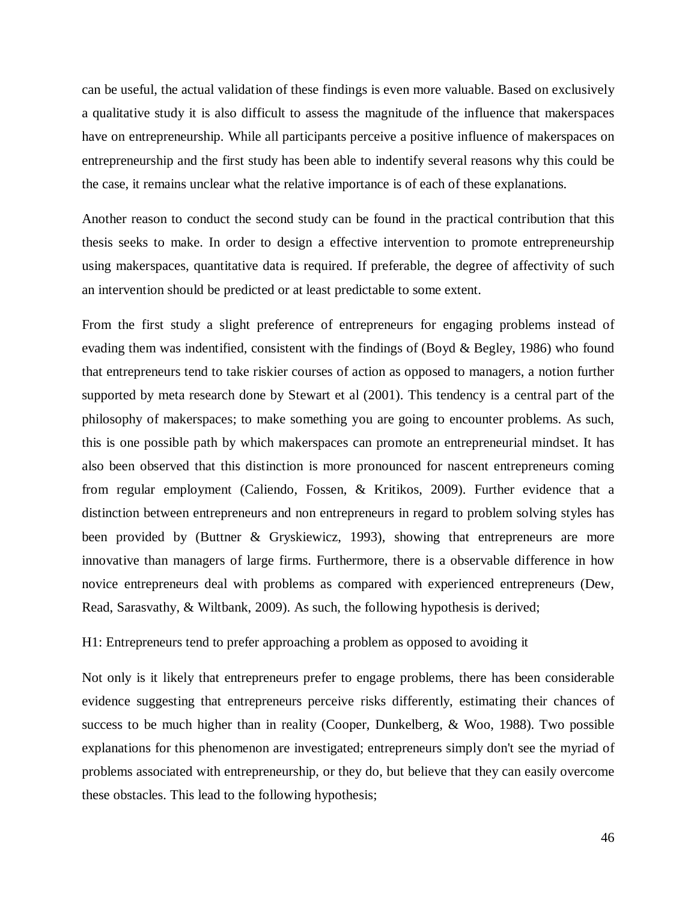can be useful, the actual validation of these findings is even more valuable. Based on exclusively a qualitative study it is also difficult to assess the magnitude of the influence that makerspaces have on entrepreneurship. While all participants perceive a positive influence of makerspaces on entrepreneurship and the first study has been able to indentify several reasons why this could be the case, it remains unclear what the relative importance is of each of these explanations.

Another reason to conduct the second study can be found in the practical contribution that this thesis seeks to make. In order to design a effective intervention to promote entrepreneurship using makerspaces, quantitative data is required. If preferable, the degree of affectivity of such an intervention should be predicted or at least predictable to some extent.

From the first study a slight preference of entrepreneurs for engaging problems instead of evading them was indentified, consistent with the findings of (Boyd & Begley, 1986) who found that entrepreneurs tend to take riskier courses of action as opposed to managers, a notion further supported by meta research done by Stewart et al (2001). This tendency is a central part of the philosophy of makerspaces; to make something you are going to encounter problems. As such, this is one possible path by which makerspaces can promote an entrepreneurial mindset. It has also been observed that this distinction is more pronounced for nascent entrepreneurs coming from regular employment (Caliendo, Fossen, & Kritikos, 2009). Further evidence that a distinction between entrepreneurs and non entrepreneurs in regard to problem solving styles has been provided by (Buttner & Gryskiewicz, 1993), showing that entrepreneurs are more innovative than managers of large firms. Furthermore, there is a observable difference in how novice entrepreneurs deal with problems as compared with experienced entrepreneurs (Dew, Read, Sarasvathy, & Wiltbank, 2009). As such, the following hypothesis is derived;

H1: Entrepreneurs tend to prefer approaching a problem as opposed to avoiding it

Not only is it likely that entrepreneurs prefer to engage problems, there has been considerable evidence suggesting that entrepreneurs perceive risks differently, estimating their chances of success to be much higher than in reality (Cooper, Dunkelberg, & Woo, 1988). Two possible explanations for this phenomenon are investigated; entrepreneurs simply don't see the myriad of problems associated with entrepreneurship, or they do, but believe that they can easily overcome these obstacles. This lead to the following hypothesis;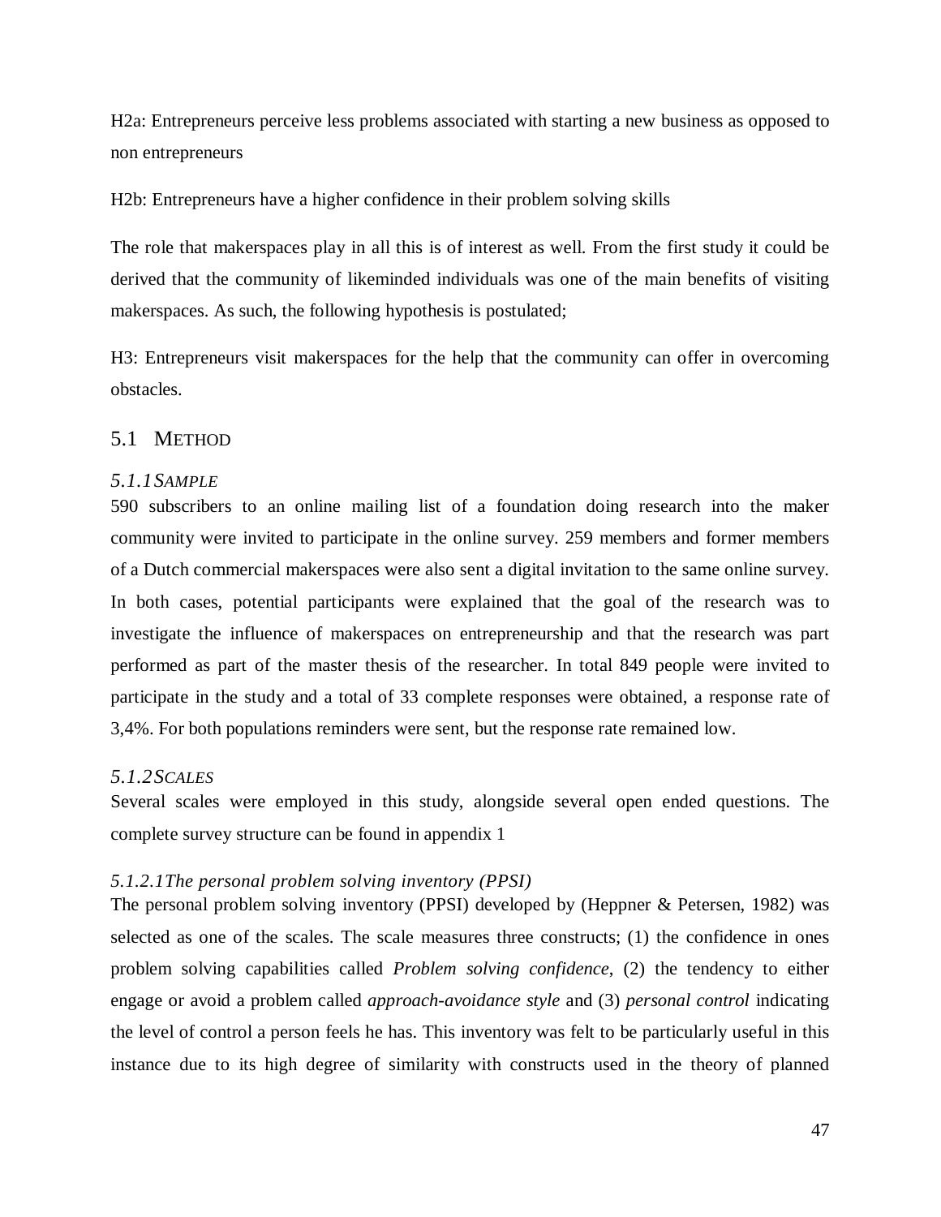H2a: Entrepreneurs perceive less problems associated with starting a new business as opposed to non entrepreneurs

H2b: Entrepreneurs have a higher confidence in their problem solving skills

The role that makerspaces play in all this is of interest as well. From the first study it could be derived that the community of likeminded individuals was one of the main benefits of visiting makerspaces. As such, the following hypothesis is postulated;

H3: Entrepreneurs visit makerspaces for the help that the community can offer in overcoming obstacles.

## 5.1 Method

### *5.1.1 Sample*

590 subscribers to an online mailing list of a foundation doing research into the maker community were invited to participate in the online survey. 259 members and former members of a Dutch commercial makerspaces were also sent a digital invitation to the same online survey. In both cases, potential participants were explained that the goal of the research was to investigate the influence of makerspaces on entrepreneurship and that the research was part performed as part of the master thesis of the researcher. In total 849 people were invited to participate in the study and a total of 33 complete responses were obtained, a response rate of 3,4%. For both populations reminders were sent, but the response rate remained low.

### *5.1.2 Scales*

Several scales were employed in this study, alongside several open ended questions. The complete survey structure can be found in appendix 1

#### *5.1.2.1 The personal problem solving inventory (PPSI)*

The personal problem solving inventory (PPSI) developed by (Heppner & Petersen, 1982) was selected as one of the scales. The scale measures three constructs; (1) the confidence in ones problem solving capabilities called *Problem solving confidence*, (2) the tendency to either engage or avoid a problem called *approach-avoidance style* and (3) *personal control* indicating the level of control a person feels he has. This inventory was felt to be particularly useful in this instance due to its high degree of similarity with constructs used in the theory of planned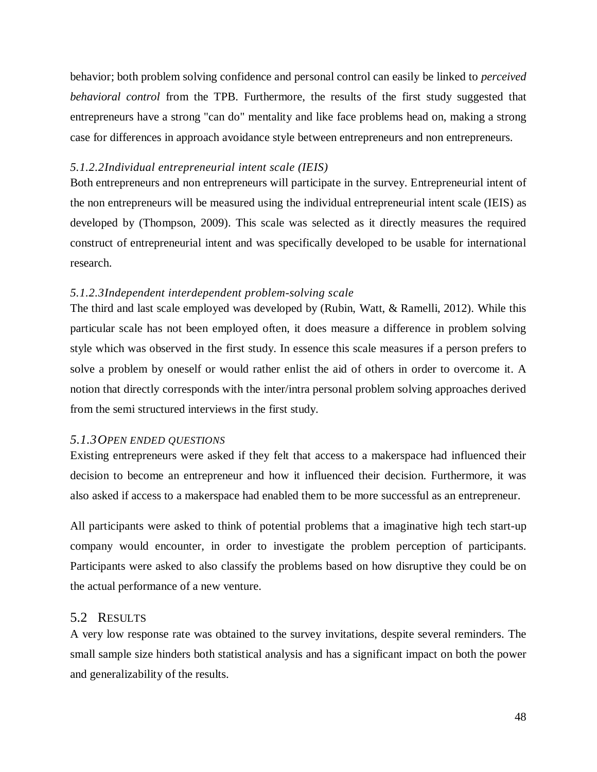behavior; both problem solving confidence and personal control can easily be linked to *perceived behavioral control* from the TPB. Furthermore, the results of the first study suggested that entrepreneurs have a strong "can do" mentality and like face problems head on, making a strong case for differences in approach avoidance style between entrepreneurs and non entrepreneurs.

#### *5.1.2.2Individual entrepreneurial intent scale (IEIS)*

Both entrepreneurs and non entrepreneurs will participate in the survey. Entrepreneurial intent of the non entrepreneurs will be measured using the individual entrepreneurial intent scale (IEIS) as developed by (Thompson, 2009). This scale was selected as it directly measures the required construct of entrepreneurial intent and was specifically developed to be usable for international research.

#### *5.1.2.3Independent interdependent problem-solving scale*

The third and last scale employed was developed by (Rubin, Watt, & Ramelli, 2012). While this particular scale has not been employed often, it does measure a difference in problem solving style which was observed in the first study. In essence this scale measures if a person prefers to solve a problem by oneself or would rather enlist the aid of others in order to overcome it. A notion that directly corresponds with the inter/intra personal problem solving approaches derived from the semi structured interviews in the first study.

### *5.1.3OPEN ENDED QUESTIONS*

Existing entrepreneurs were asked if they felt that access to a makerspace had influenced their decision to become an entrepreneur and how it influenced their decision. Furthermore, it was also asked if access to a makerspace had enabled them to be more successful as an entrepreneur.

All participants were asked to think of potential problems that a imaginative high tech start-up company would encounter, in order to investigate the problem perception of participants. Participants were asked to also classify the problems based on how disruptive they could be on the actual performance of a new venture.

## 5.2 RESULTS

A very low response rate was obtained to the survey invitations, despite several reminders. The small sample size hinders both statistical analysis and has a significant impact on both the power and generalizability of the results.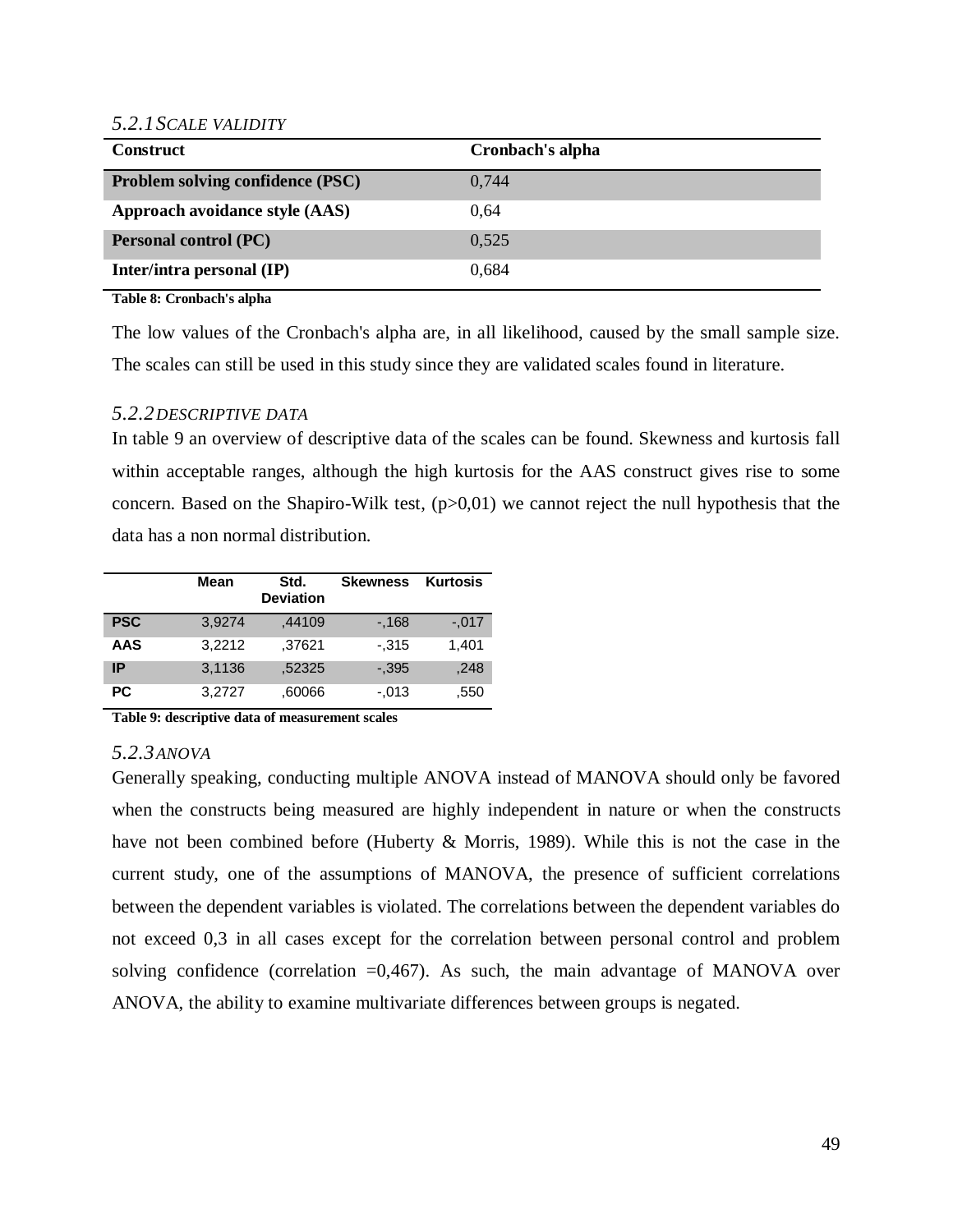### *5.2.1 Scale validity*

| Construct | Cronbach's alpha |
|---|---|
| **Problem solving confidence (PSC)** | 0,744 |
| **Approach avoidance style (AAS)** | 0,64 |
| **Personal control (PC)** | 0,525 |
| **Inter/intra personal (IP)** | 0,684 |

**Table 8: Cronbach's alpha**

The low values of the Cronbach's alpha are, in all likelihood, caused by the small sample size. The scales can still be used in this study since they are validated scales found in literature.

### *5.2.2 Descriptive data*

In table 9 an overview of descriptive data of the scales can be found. Skewness and kurtosis fall within acceptable ranges, although the high kurtosis for the AAS construct gives rise to some concern. Based on the Shapiro-Wilk test, (p>0,01) we cannot reject the null hypothesis that the data has a non normal distribution.

| | Mean | Std. Deviation | Skewness | Kurtosis |
|---|---|---|---|---|
| **PSC** | 3,9274 | ,44109 | -,168 | -,017 |
| **AAS** | 3,2212 | ,37621 | -,315 | 1,401 |
| **IP** | 3,1136 | ,52325 | -,395 | ,248 |
| **PC** | 3,2727 | ,60066 | -,013 | ,550 |

**Table 9: descriptive data of measurement scales**

### *5.2.3 ANOVA*

Generally speaking, conducting multiple ANOVA instead of MANOVA should only be favored when the constructs being measured are highly independent in nature or when the constructs have not been combined before (Huberty & Morris, 1989). While this is not the case in the current study, one of the assumptions of MANOVA, the presence of sufficient correlations between the dependent variables is violated. The correlations between the dependent variables do not exceed 0,3 in all cases except for the correlation between personal control and problem solving confidence (correlation =0,467). As such, the main advantage of MANOVA over ANOVA, the ability to examine multivariate differences between groups is negated.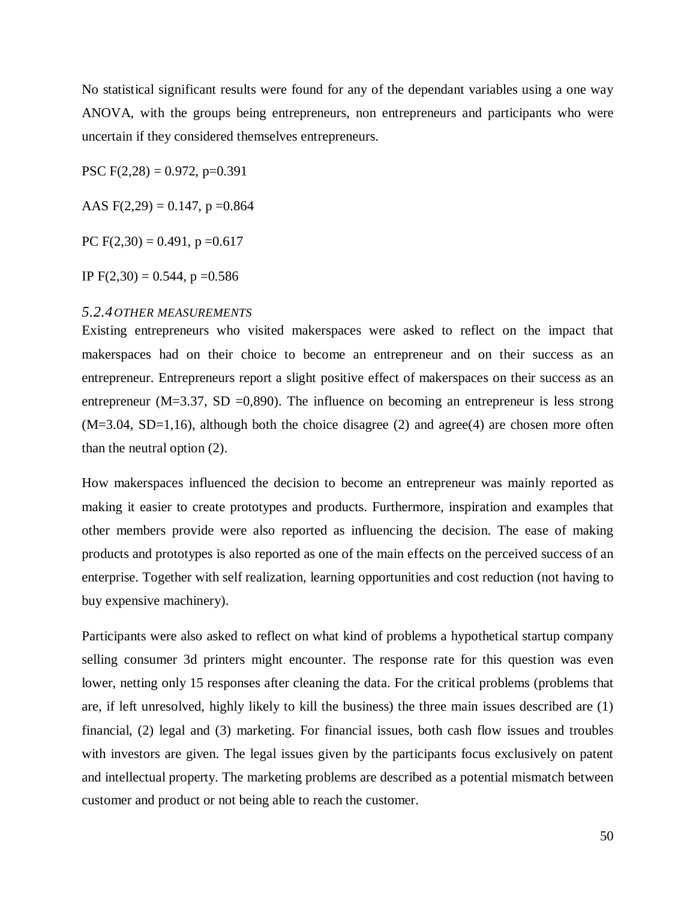No statistical significant results were found for any of the dependant variables using a one way ANOVA, with the groups being entrepreneurs, non entrepreneurs and participants who were uncertain if they considered themselves entrepreneurs.

PSC $F(2,28) = 0.972$, $p=0.391$

AAS $F(2,29) = 0.147$, $p =0.864$

PC $F(2,30) = 0.491$, $p =0.617$

IP $F(2,30) = 0.544$, $p =0.586$

### 5.2.4 *OTHER MEASUREMENTS*

Existing entrepreneurs who visited makerspaces were asked to reflect on the impact that makerspaces had on their choice to become an entrepreneur and on their success as an entrepreneur. Entrepreneurs report a slight positive effect of makerspaces on their success as an entrepreneur (M=3.37, SD =0,890). The influence on becoming an entrepreneur is less strong (M=3.04, SD=1,16), although both the choice disagree (2) and agree(4) are chosen more often than the neutral option (2).

How makerspaces influenced the decision to become an entrepreneur was mainly reported as making it easier to create prototypes and products. Furthermore, inspiration and examples that other members provide were also reported as influencing the decision. The ease of making products and prototypes is also reported as one of the main effects on the perceived success of an enterprise. Together with self realization, learning opportunities and cost reduction (not having to buy expensive machinery).

Participants were also asked to reflect on what kind of problems a hypothetical startup company selling consumer 3d printers might encounter. The response rate for this question was even lower, netting only 15 responses after cleaning the data. For the critical problems (problems that are, if left unresolved, highly likely to kill the business) the three main issues described are (1) financial, (2) legal and (3) marketing. For financial issues, both cash flow issues and troubles with investors are given. The legal issues given by the participants focus exclusively on patent and intellectual property. The marketing problems are described as a potential mismatch between customer and product or not being able to reach the customer.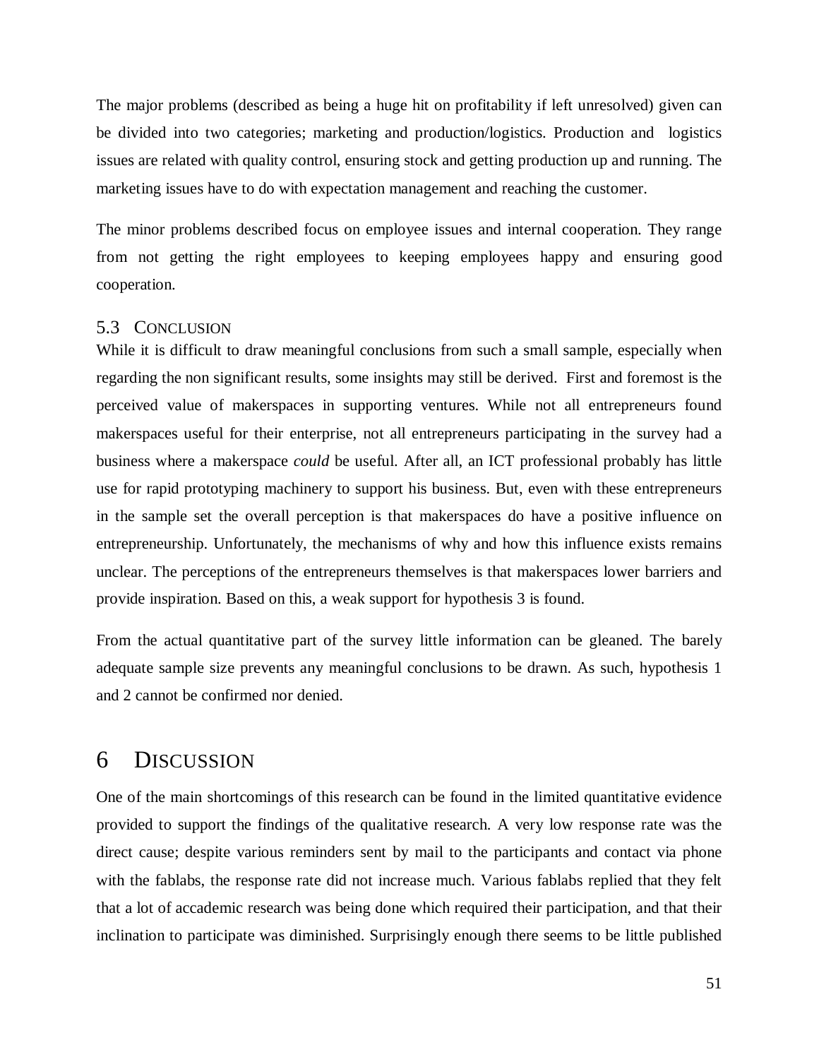The major problems (described as being a huge hit on profitability if left unresolved) given can be divided into two categories; marketing and production/logistics. Production and logistics issues are related with quality control, ensuring stock and getting production up and running. The marketing issues have to do with expectation management and reaching the customer.

The minor problems described focus on employee issues and internal cooperation. They range from not getting the right employees to keeping employees happy and ensuring good cooperation.

### 5.3 Conclusion

While it is difficult to draw meaningful conclusions from such a small sample, especially when regarding the non significant results, some insights may still be derived. First and foremost is the perceived value of makerspaces in supporting ventures. While not all entrepreneurs found makerspaces useful for their enterprise, not all entrepreneurs participating in the survey had a business where a makerspace *could* be useful. After all, an ICT professional probably has little use for rapid prototyping machinery to support his business. But, even with these entrepreneurs in the sample set the overall perception is that makerspaces do have a positive influence on entrepreneurship. Unfortunately, the mechanisms of why and how this influence exists remains unclear. The perceptions of the entrepreneurs themselves is that makerspaces lower barriers and provide inspiration. Based on this, a weak support for hypothesis 3 is found.

From the actual quantitative part of the survey little information can be gleaned. The barely adequate sample size prevents any meaningful conclusions to be drawn. As such, hypothesis 1 and 2 cannot be confirmed nor denied.

# 6 Discussion

One of the main shortcomings of this research can be found in the limited quantitative evidence provided to support the findings of the qualitative research. A very low response rate was the direct cause; despite various reminders sent by mail to the participants and contact via phone with the fablabs, the response rate did not increase much. Various fablabs replied that they felt that a lot of accademic research was being done which required their participation, and that their inclination to participate was diminished. Surprisingly enough there seems to be little published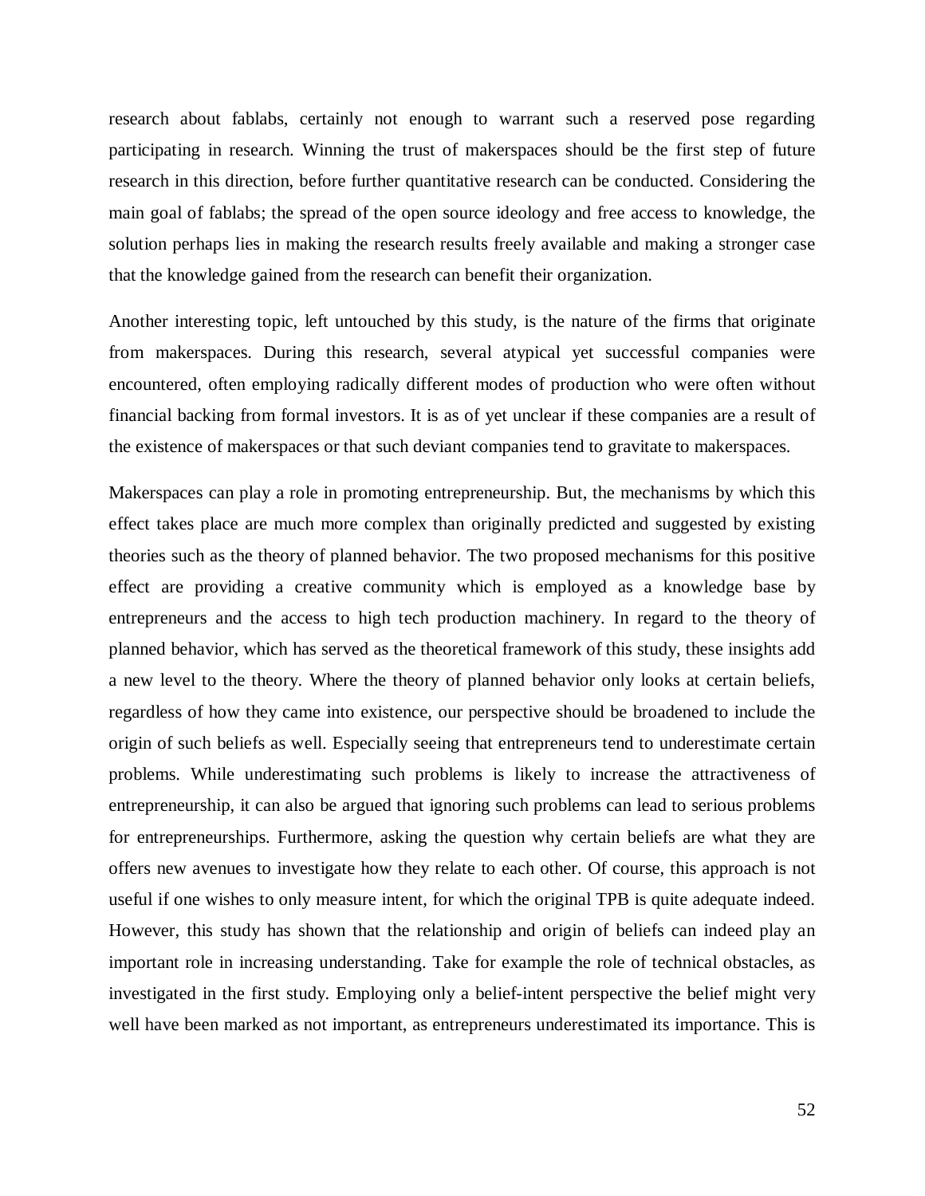research about fablabs, certainly not enough to warrant such a reserved pose regarding participating in research. Winning the trust of makerspaces should be the first step of future research in this direction, before further quantitative research can be conducted. Considering the main goal of fablabs; the spread of the open source ideology and free access to knowledge, the solution perhaps lies in making the research results freely available and making a stronger case that the knowledge gained from the research can benefit their organization.

Another interesting topic, left untouched by this study, is the nature of the firms that originate from makerspaces. During this research, several atypical yet successful companies were encountered, often employing radically different modes of production who were often without financial backing from formal investors. It is as of yet unclear if these companies are a result of the existence of makerspaces or that such deviant companies tend to gravitate to makerspaces.

Makerspaces can play a role in promoting entrepreneurship. But, the mechanisms by which this effect takes place are much more complex than originally predicted and suggested by existing theories such as the theory of planned behavior. The two proposed mechanisms for this positive effect are providing a creative community which is employed as a knowledge base by entrepreneurs and the access to high tech production machinery. In regard to the theory of planned behavior, which has served as the theoretical framework of this study, these insights add a new level to the theory. Where the theory of planned behavior only looks at certain beliefs, regardless of how they came into existence, our perspective should be broadened to include the origin of such beliefs as well. Especially seeing that entrepreneurs tend to underestimate certain problems. While underestimating such problems is likely to increase the attractiveness of entrepreneurship, it can also be argued that ignoring such problems can lead to serious problems for entrepreneurships. Furthermore, asking the question why certain beliefs are what they are offers new avenues to investigate how they relate to each other. Of course, this approach is not useful if one wishes to only measure intent, for which the original TPB is quite adequate indeed. However, this study has shown that the relationship and origin of beliefs can indeed play an important role in increasing understanding. Take for example the role of technical obstacles, as investigated in the first study. Employing only a belief-intent perspective the belief might very well have been marked as not important, as entrepreneurs underestimated its importance. This is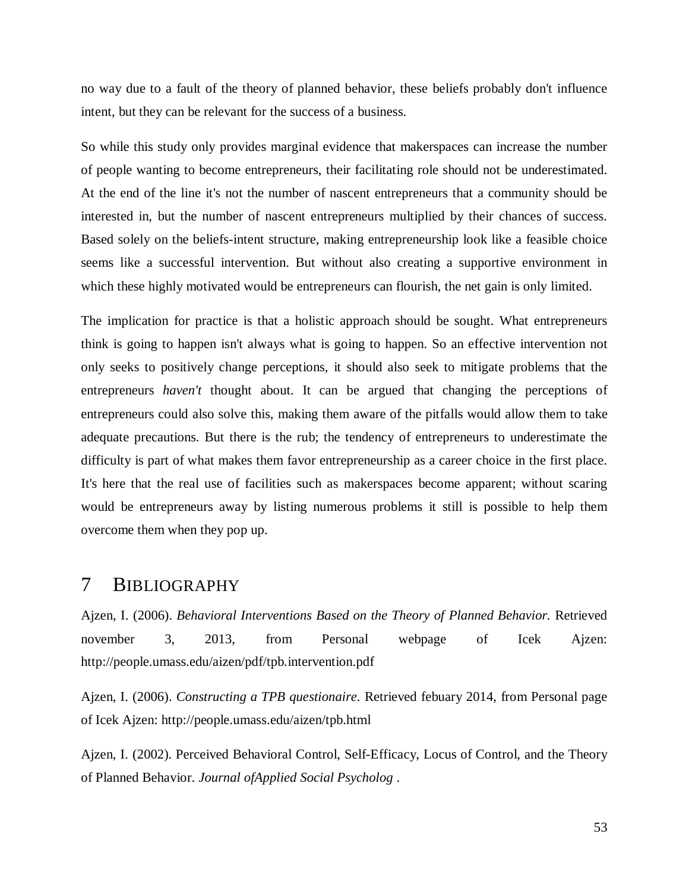no way due to a fault of the theory of planned behavior, these beliefs probably don't influence intent, but they can be relevant for the success of a business.

So while this study only provides marginal evidence that makerspaces can increase the number of people wanting to become entrepreneurs, their facilitating role should not be underestimated. At the end of the line it's not the number of nascent entrepreneurs that a community should be interested in, but the number of nascent entrepreneurs multiplied by their chances of success. Based solely on the beliefs-intent structure, making entrepreneurship look like a feasible choice seems like a successful intervention. But without also creating a supportive environment in which these highly motivated would be entrepreneurs can flourish, the net gain is only limited.

The implication for practice is that a holistic approach should be sought. What entrepreneurs think is going to happen isn't always what is going to happen. So an effective intervention not only seeks to positively change perceptions, it should also seek to mitigate problems that the entrepreneurs *haven't* thought about. It can be argued that changing the perceptions of entrepreneurs could also solve this, making them aware of the pitfalls would allow them to take adequate precautions. But there is the rub; the tendency of entrepreneurs to underestimate the difficulty is part of what makes them favor entrepreneurship as a career choice in the first place. It's here that the real use of facilities such as makerspaces become apparent; without scaring would be entrepreneurs away by listing numerous problems it still is possible to help them overcome them when they pop up.

# 7 Bibliography

Ajzen, I. (2006). *Behavioral Interventions Based on the Theory of Planned Behavior.* Retrieved november 3, 2013, from Personal webpage of Icek Ajzen: http://people.umass.edu/aizen/pdf/tpb.intervention.pdf

Ajzen, I. (2006). *Constructing a TPB questionaire.* Retrieved febuary 2014, from Personal page of Icek Ajzen: http://people.umass.edu/aizen/tpb.html

Ajzen, I. (2002). Perceived Behavioral Control, Self-Efficacy, Locus of Control, and the Theory of Planned Behavior. *Journal ofApplied Social Psycholog* .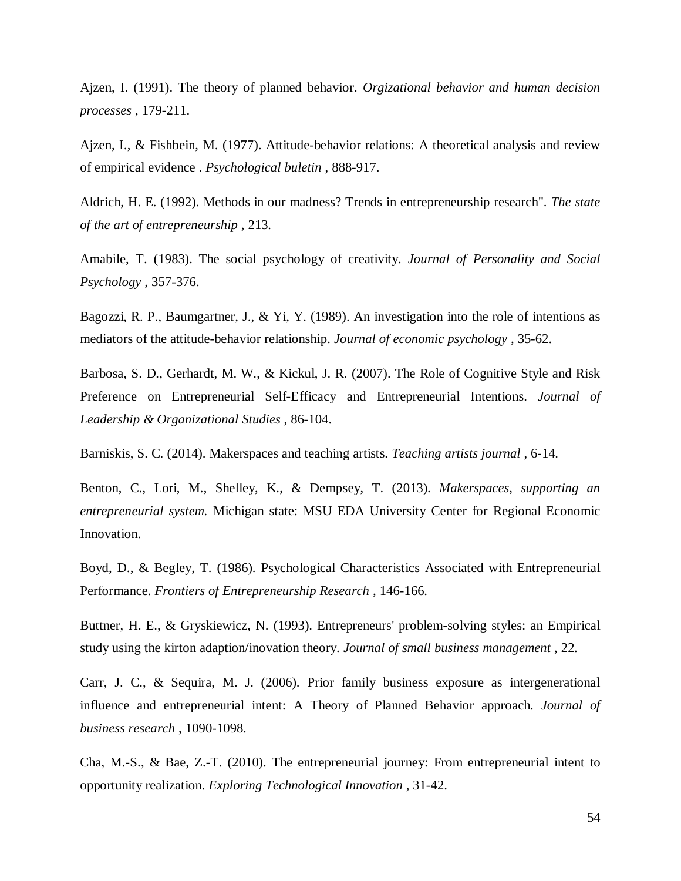Ajzen, I. (1991). The theory of planned behavior. *Orgizational behavior and human decision processes* , 179-211.

Ajzen, I., & Fishbein, M. (1977). Attitude-behavior relations: A theoretical analysis and review of empirical evidence . *Psychological buletin* , 888-917.

Aldrich, H. E. (1992). Methods in our madness? Trends in entrepreneurship research". *The state of the art of entrepreneurship* , 213.

Amabile, T. (1983). The social psychology of creativity. *Journal of Personality and Social Psychology* , 357-376.

Bagozzi, R. P., Baumgartner, J., & Yi, Y. (1989). An investigation into the role of intentions as mediators of the attitude-behavior relationship. *Journal of economic psychology* , 35-62.

Barbosa, S. D., Gerhardt, M. W., & Kickul, J. R. (2007). The Role of Cognitive Style and Risk Preference on Entrepreneurial Self-Efficacy and Entrepreneurial Intentions. *Journal of Leadership & Organizational Studies* , 86-104.

Barniskis, S. C. (2014). Makerspaces and teaching artists. *Teaching artists journal* , 6-14.

Benton, C., Lori, M., Shelley, K., & Dempsey, T. (2013). *Makerspaces, supporting an entrepreneurial system.* Michigan state: MSU EDA University Center for Regional Economic Innovation.

Boyd, D., & Begley, T. (1986). Psychological Characteristics Associated with Entrepreneurial Performance. *Frontiers of Entrepreneurship Research* , 146-166.

Buttner, H. E., & Gryskiewicz, N. (1993). Entrepreneurs' problem-solving styles: an Empirical study using the kirton adaption/inovation theory. *Journal of small business management* , 22.

Carr, J. C., & Sequira, M. J. (2006). Prior family business exposure as intergenerational influence and entrepreneurial intent: A Theory of Planned Behavior approach. *Journal of business research* , 1090-1098.

Cha, M.-S., & Bae, Z.-T. (2010). The entrepreneurial journey: From entrepreneurial intent to opportunity realization. *Exploring Technological Innovation* , 31-42.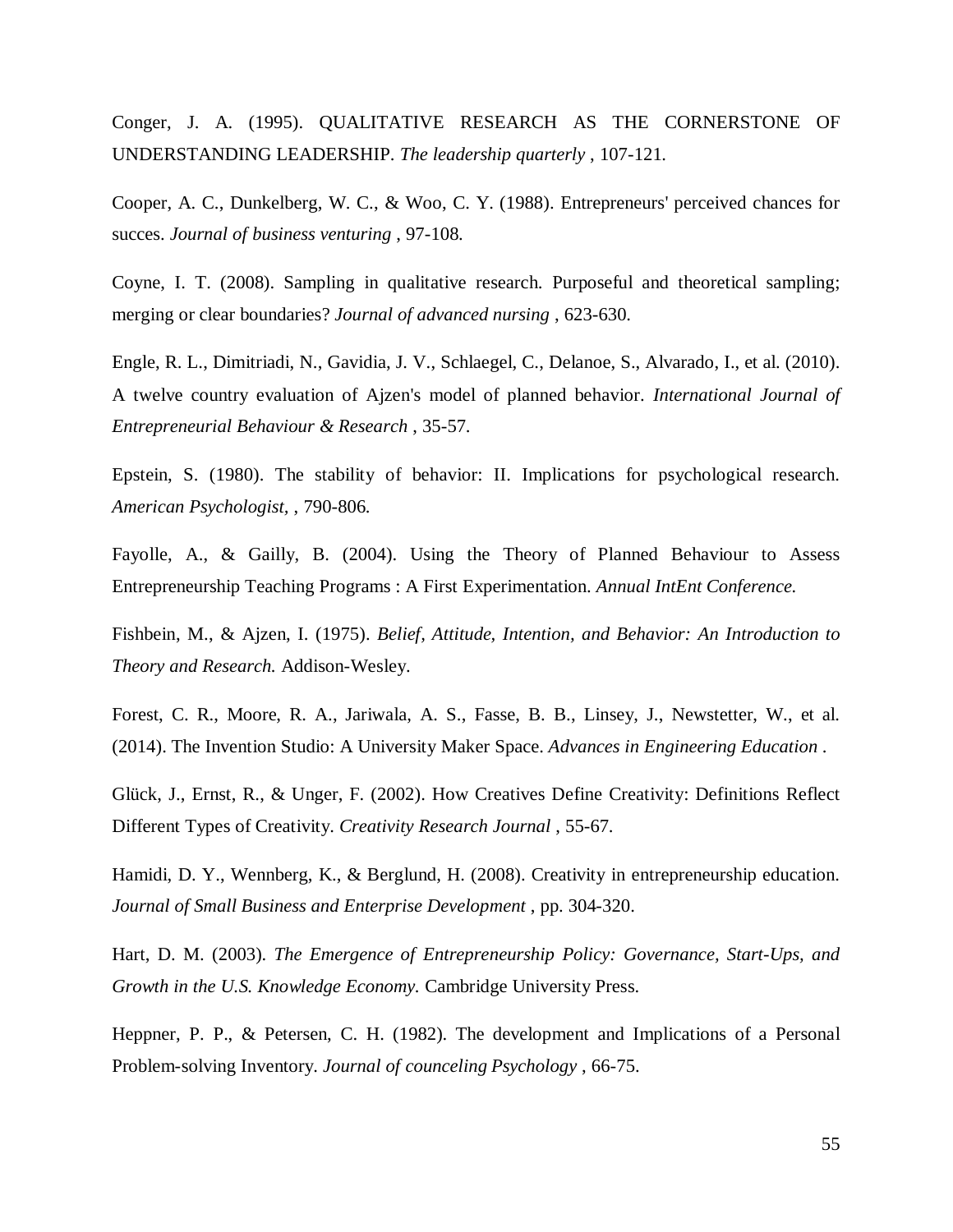Conger, J. A. (1995). QUALITATIVE RESEARCH AS THE CORNERSTONE OF UNDERSTANDING LEADERSHIP. *The leadership quarterly* , 107-121.

Cooper, A. C., Dunkelberg, W. C., & Woo, C. Y. (1988). Entrepreneurs' perceived chances for succes. *Journal of business venturing* , 97-108.

Coyne, I. T. (2008). Sampling in qualitative research. Purposeful and theoretical sampling; merging or clear boundaries? *Journal of advanced nursing* , 623-630.

Engle, R. L., Dimitriadi, N., Gavidia, J. V., Schlaegel, C., Delanoe, S., Alvarado, I., et al. (2010). A twelve country evaluation of Ajzen's model of planned behavior. *International Journal of Entrepreneurial Behaviour & Research* , 35-57.

Epstein, S. (1980). The stability of behavior: II. Implications for psychological research. *American Psychologist*, , 790-806.

Fayolle, A., & Gailly, B. (2004). Using the Theory of Planned Behaviour to Assess Entrepreneurship Teaching Programs : A First Experimentation. *Annual IntEnt Conference.*

Fishbein, M., & Ajzen, I. (1975). *Belief, Attitude, Intention, and Behavior: An Introduction to Theory and Research.* Addison-Wesley.

Forest, C. R., Moore, R. A., Jariwala, A. S., Fasse, B. B., Linsey, J., Newstetter, W., et al. (2014). The Invention Studio: A University Maker Space. *Advances in Engineering Education* .

Glück, J., Ernst, R., & Unger, F. (2002). How Creatives Define Creativity: Definitions Reflect Different Types of Creativity. *Creativity Research Journal* , 55-67.

Hamidi, D. Y., Wennberg, K., & Berglund, H. (2008). Creativity in entrepreneurship education. *Journal of Small Business and Enterprise Development* , pp. 304-320.

Hart, D. M. (2003). *The Emergence of Entrepreneurship Policy: Governance, Start-Ups, and Growth in the U.S. Knowledge Economy.* Cambridge University Press.

Heppner, P. P., & Petersen, C. H. (1982). The development and Implications of a Personal Problem-solving Inventory. *Journal of counceling Psychology* , 66-75.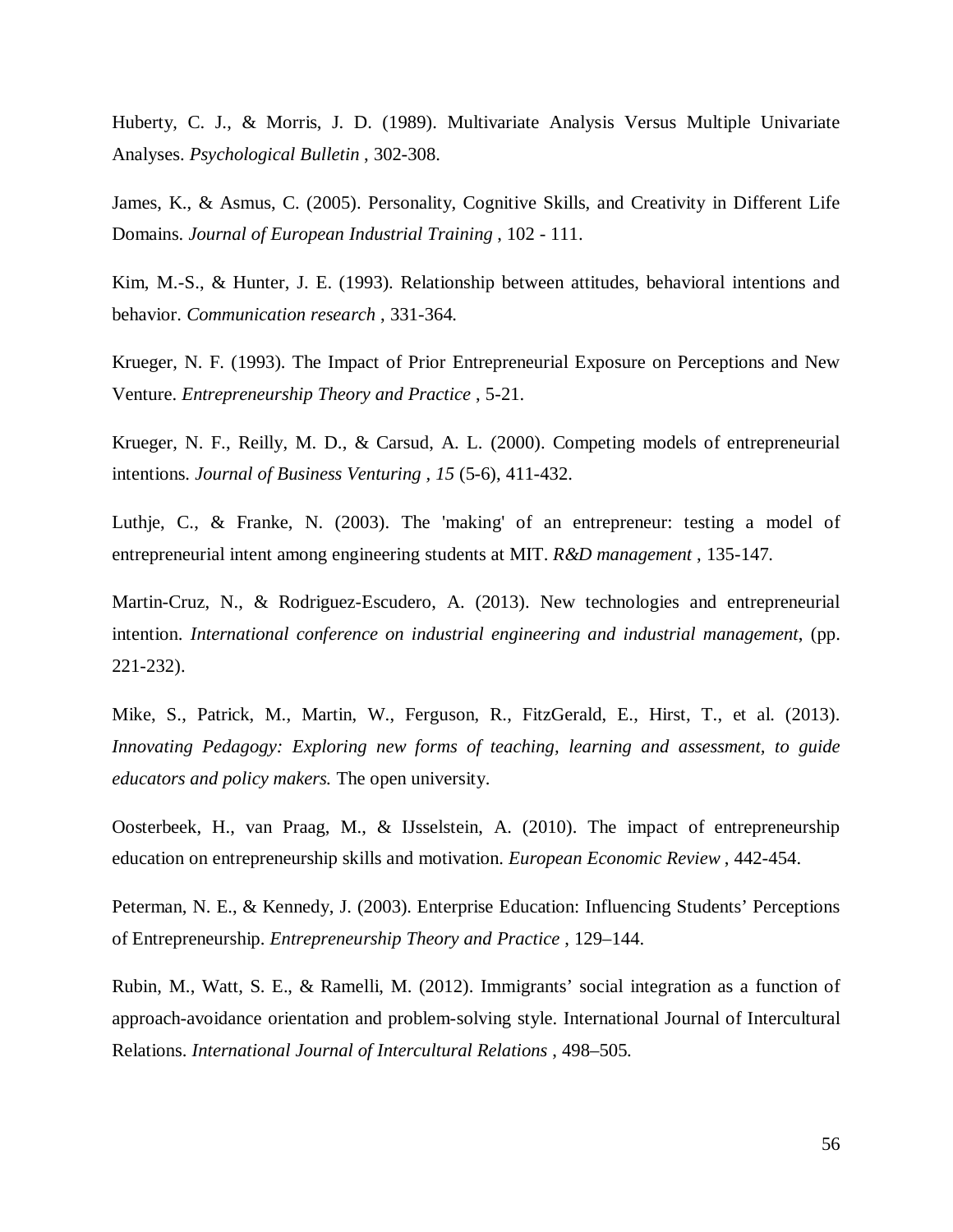Huberty, C. J., & Morris, J. D. (1989). Multivariate Analysis Versus Multiple Univariate Analyses. *Psychological Bulletin* , 302-308.

James, K., & Asmus, C. (2005). Personality, Cognitive Skills, and Creativity in Different Life Domains. *Journal of European Industrial Training* , 102 - 111.

Kim, M.-S., & Hunter, J. E. (1993). Relationship between attitudes, behavioral intentions and behavior. *Communication research* , 331-364.

Krueger, N. F. (1993). The Impact of Prior Entrepreneurial Exposure on Perceptions and New Venture. *Entrepreneurship Theory and Practice* , 5-21.

Krueger, N. F., Reilly, M. D., & Carsud, A. L. (2000). Competing models of entrepreneurial intentions. *Journal of Business Venturing , 15* (5-6), 411-432.

Luthje, C., & Franke, N. (2003). The 'making' of an entrepreneur: testing a model of entrepreneurial intent among engineering students at MIT. *R&D management* , 135-147.

Martin-Cruz, N., & Rodriguez-Escudero, A. (2013). New technologies and entrepreneurial intention. *International conference on industrial engineering and industrial management*, (pp. 221-232).

Mike, S., Patrick, M., Martin, W., Ferguson, R., FitzGerald, E., Hirst, T., et al. (2013). *Innovating Pedagogy: Exploring new forms of teaching, learning and assessment, to guide educators and policy makers.* The open university.

Oosterbeek, H., van Praag, M., & IJsselstein, A. (2010). The impact of entrepreneurship education on entrepreneurship skills and motivation. *European Economic Review* , 442-454.

Peterman, N. E., & Kennedy, J. (2003). Enterprise Education: Influencing Students' Perceptions of Entrepreneurship. *Entrepreneurship Theory and Practice* , 129–144.

Rubin, M., Watt, S. E., & Ramelli, M. (2012). Immigrants' social integration as a function of approach-avoidance orientation and problem-solving style. International Journal of Intercultural Relations. *International Journal of Intercultural Relations* , 498–505.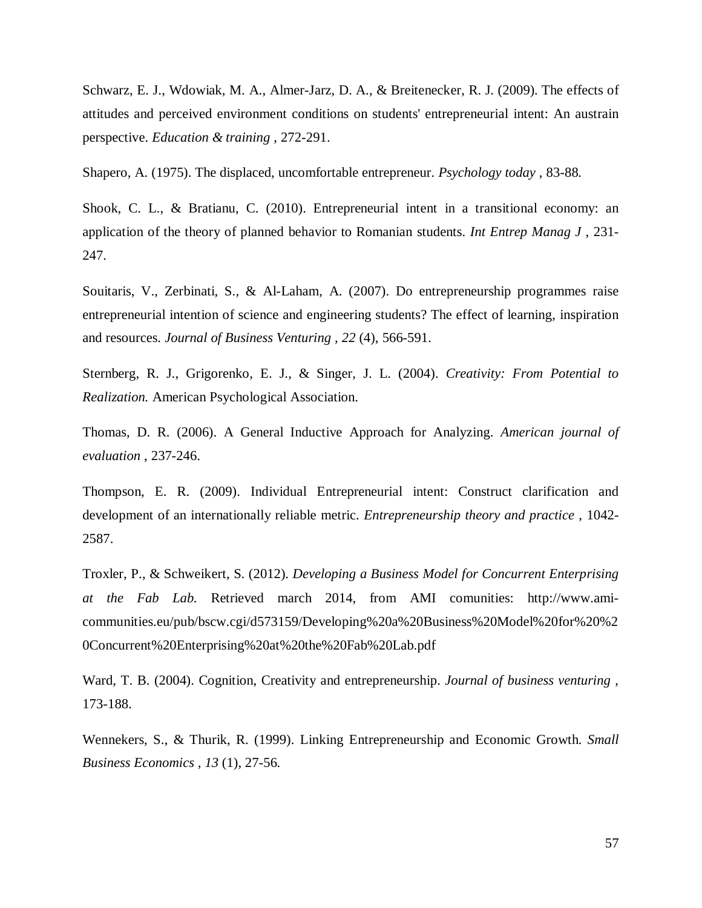Schwarz, E. J., Wdowiak, M. A., Almer-Jarz, D. A., & Breitenecker, R. J. (2009). The effects of attitudes and perceived environment conditions on students' entrepreneurial intent: An austrain perspective. *Education & training* , 272-291.

Shapero, A. (1975). The displaced, uncomfortable entrepreneur. *Psychology today* , 83-88.

Shook, C. L., & Bratianu, C. (2010). Entrepreneurial intent in a transitional economy: an application of the theory of planned behavior to Romanian students. *Int Entrep Manag J* , 231-247.

Souitaris, V., Zerbinati, S., & Al-Laham, A. (2007). Do entrepreneurship programmes raise entrepreneurial intention of science and engineering students? The effect of learning, inspiration and resources. *Journal of Business Venturing , 22* (4), 566-591.

Sternberg, R. J., Grigorenko, E. J., & Singer, J. L. (2004). *Creativity: From Potential to Realization.* American Psychological Association.

Thomas, D. R. (2006). A General Inductive Approach for Analyzing. *American journal of evaluation* , 237-246.

Thompson, E. R. (2009). Individual Entrepreneurial intent: Construct clarification and development of an internationally reliable metric. *Entrepreneurship theory and practice* , 1042-2587.

Troxler, P., & Schweikert, S. (2012). *Developing a Business Model for Concurrent Enterprising at the Fab Lab.* Retrieved march 2014, from AMI comunities: http://www.ami-communities.eu/pub/bscw.cgi/d573159/Developing%20a%20Business%20Model%20for%20%20Concurrent%20Enterprising%20at%20the%20Fab%20Lab.pdf

Ward, T. B. (2004). Cognition, Creativity and entrepreneurship. *Journal of business venturing* , 173-188.

Wennekers, S., & Thurik, R. (1999). Linking Entrepreneurship and Economic Growth. *Small Business Economics , 13* (1), 27-56.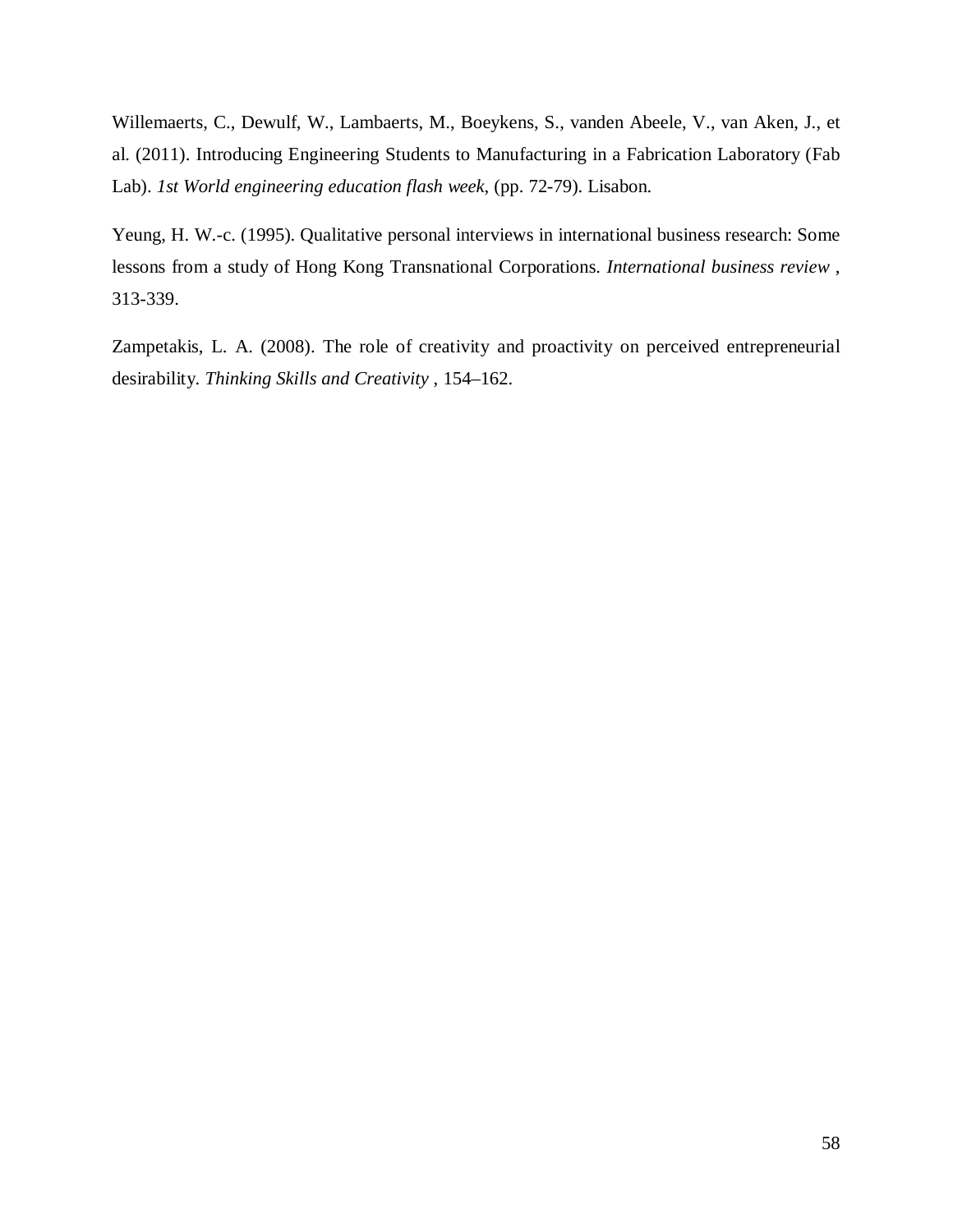Willemaerts, C., Dewulf, W., Lambaerts, M., Boeykens, S., vanden Abeele, V., van Aken, J., et al. (2011). Introducing Engineering Students to Manufacturing in a Fabrication Laboratory (Fab Lab). *1st World engineering education flash week*, (pp. 72-79). Lisabon.

Yeung, H. W.-c. (1995). Qualitative personal interviews in international business research: Some lessons from a study of Hong Kong Transnational Corporations. *International business review* , 313-339.

Zampetakis, L. A. (2008). The role of creativity and proactivity on perceived entrepreneurial desirability. *Thinking Skills and Creativity* , 154–162.